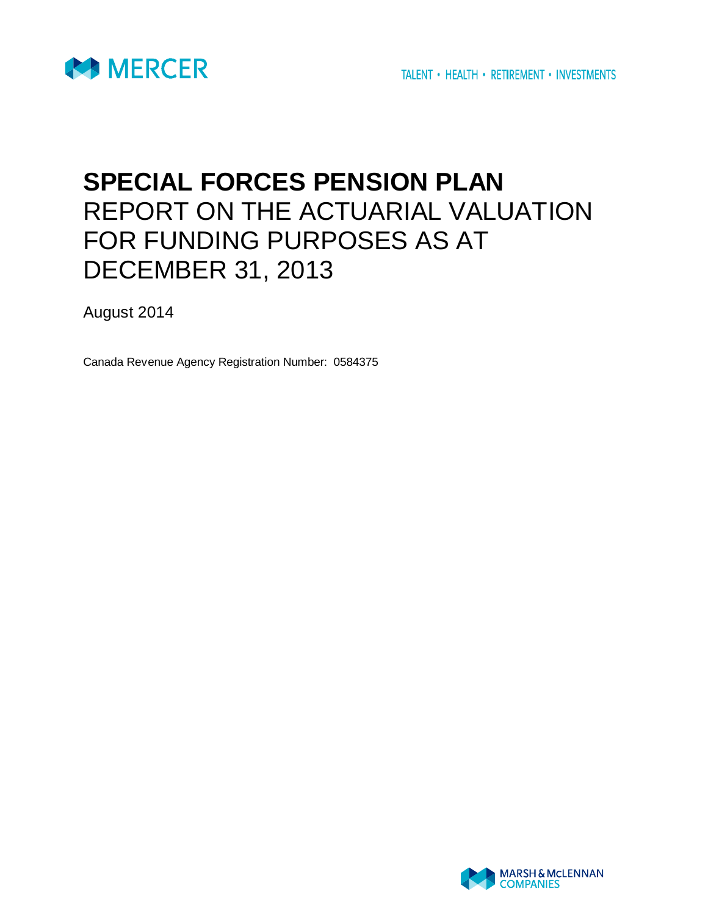MERCER

TALENT • HEALTH • RETIREMENT • INVESTMENTS

# SPECIAL FORCES PENSION PLAN
REPORT ON THE ACTUARIAL VALUATION FOR FUNDING PURPOSES AS AT DECEMBER 31, 2013

August 2014

Canada Revenue Agency Registration Number: 0584375

MARSH & McLENNAN COMPANIES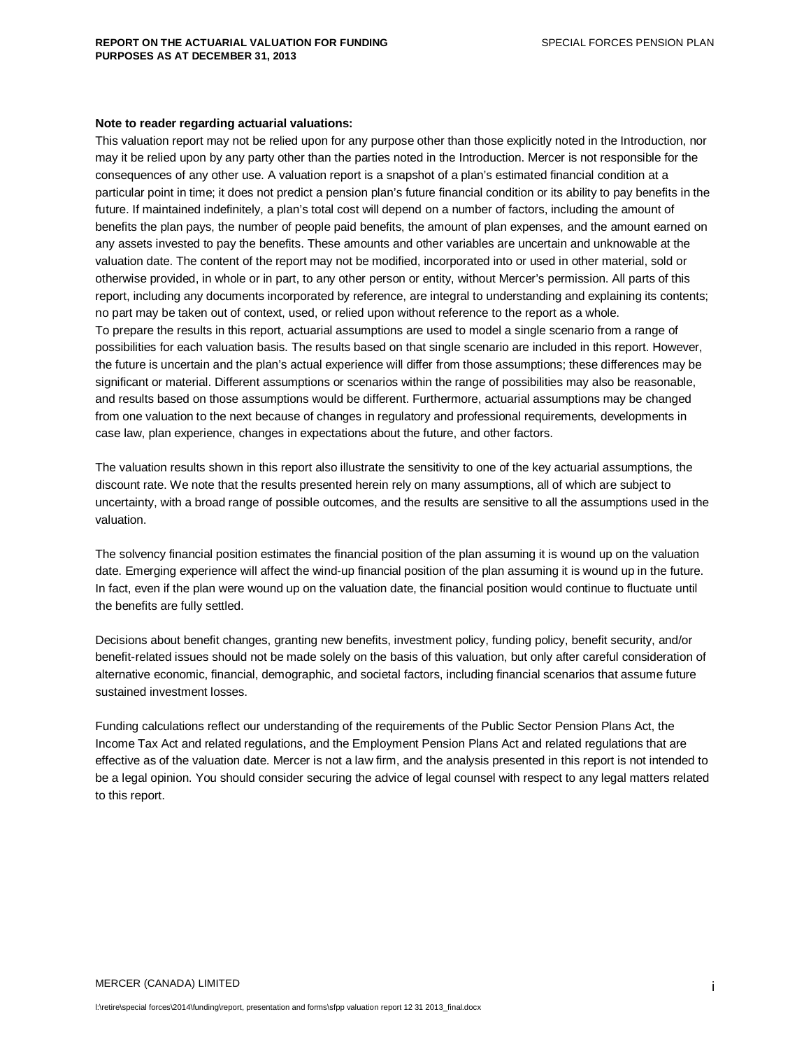**Note to reader regarding actuarial valuations:**

This valuation report may not be relied upon for any purpose other than those explicitly noted in the Introduction, nor may it be relied upon by any party other than the parties noted in the Introduction. Mercer is not responsible for the consequences of any other use. A valuation report is a snapshot of a plan's estimated financial condition at a particular point in time; it does not predict a pension plan's future financial condition or its ability to pay benefits in the future. If maintained indefinitely, a plan's total cost will depend on a number of factors, including the amount of benefits the plan pays, the number of people paid benefits, the amount of plan expenses, and the amount earned on any assets invested to pay the benefits. These amounts and other variables are uncertain and unknowable at the valuation date. The content of the report may not be modified, incorporated into or used in other material, sold or otherwise provided, in whole or in part, to any other person or entity, without Mercer's permission. All parts of this report, including any documents incorporated by reference, are integral to understanding and explaining its contents; no part may be taken out of context, used, or relied upon without reference to the report as a whole.

To prepare the results in this report, actuarial assumptions are used to model a single scenario from a range of possibilities for each valuation basis. The results based on that single scenario are included in this report. However, the future is uncertain and the plan's actual experience will differ from those assumptions; these differences may be significant or material. Different assumptions or scenarios within the range of possibilities may also be reasonable, and results based on those assumptions would be different. Furthermore, actuarial assumptions may be changed from one valuation to the next because of changes in regulatory and professional requirements, developments in case law, plan experience, changes in expectations about the future, and other factors.

The valuation results shown in this report also illustrate the sensitivity to one of the key actuarial assumptions, the discount rate. We note that the results presented herein rely on many assumptions, all of which are subject to uncertainty, with a broad range of possible outcomes, and the results are sensitive to all the assumptions used in the valuation.

The solvency financial position estimates the financial position of the plan assuming it is wound up on the valuation date. Emerging experience will affect the wind-up financial position of the plan assuming it is wound up in the future. In fact, even if the plan were wound up on the valuation date, the financial position would continue to fluctuate until the benefits are fully settled.

Decisions about benefit changes, granting new benefits, investment policy, funding policy, benefit security, and/or benefit-related issues should not be made solely on the basis of this valuation, but only after careful consideration of alternative economic, financial, demographic, and societal factors, including financial scenarios that assume future sustained investment losses.

Funding calculations reflect our understanding of the requirements of the Public Sector Pension Plans Act, the Income Tax Act and related regulations, and the Employment Pension Plans Act and related regulations that are effective as of the valuation date. Mercer is not a law firm, and the analysis presented in this report is not intended to be a legal opinion. You should consider securing the advice of legal counsel with respect to any legal matters related to this report.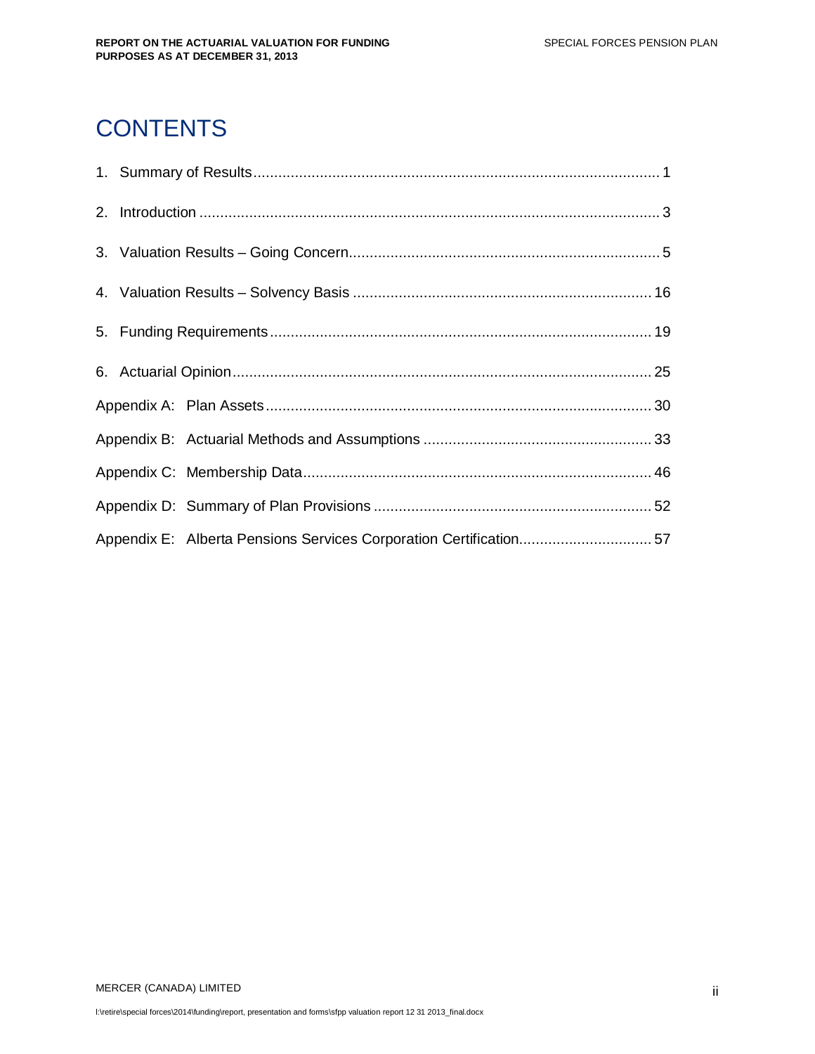# CONTENTS

1. Summary of Results ........................................................................................................ 1
2. Introduction ........................................................................................................................ 3
3. Valuation Results – Going Concern ............................................................................. 5
4. Valuation Results – Solvency Basis ............................................................................ 16
5. Funding Requirements .................................................................................................. 19
6. Actuarial Opinion ........................................................................................................... 25

Appendix A: Plan Assets .................................................................................................... 30

Appendix B: Actuarial Methods and Assumptions ........................................................ 33

Appendix C: Membership Data .......................................................................................... 46

Appendix D: Summary of Plan Provisions ....................................................................... 52

Appendix E: Alberta Pensions Services Corporation Certification ............................... 57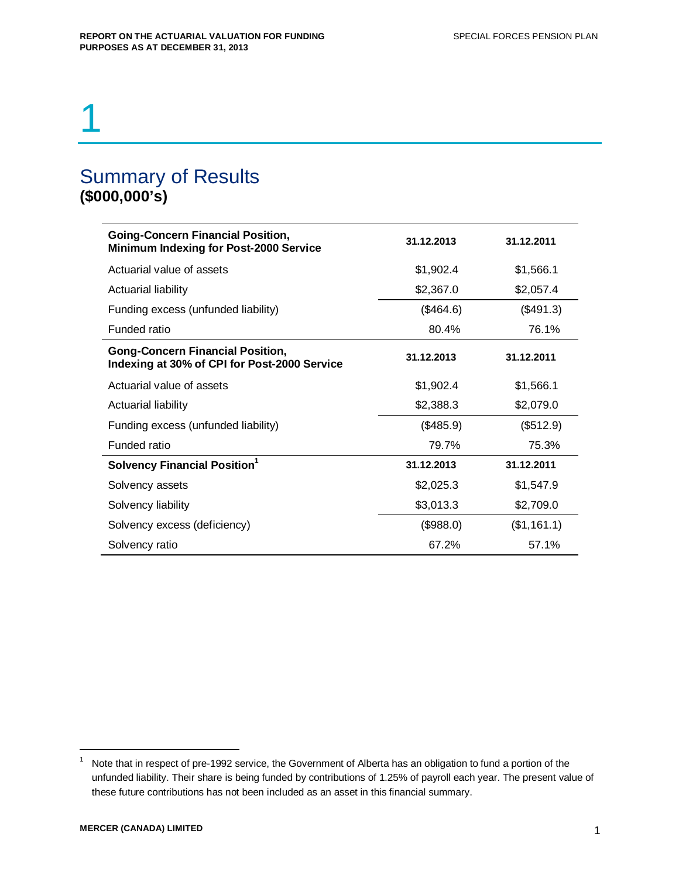# 1

## Summary of Results
**($000,000's)**

| **Going-Concern Financial Position, Minimum Indexing for Post-2000 Service** | **31.12.2013** | **31.12.2011** |
|---|---|---|
| Actuarial value of assets | $1,902.4 | $1,566.1 |
| Actuarial liability | $2,367.0 | $2,057.4 |
| Funding excess (unfunded liability) | ($464.6) | ($491.3) |
| Funded ratio | 80.4% | 76.1% |
| **Gong-Concern Financial Position, Indexing at 30% of CPI for Post-2000 Service** | **31.12.2013** | **31.12.2011** |
| Actuarial value of assets | $1,902.4 | $1,566.1 |
| Actuarial liability | $2,388.3 | $2,079.0 |
| Funding excess (unfunded liability) | ($485.9) | ($512.9) |
| Funded ratio | 79.7% | 75.3% |
| **Solvency Financial Position**[1] | **31.12.2013** | **31.12.2011** |
| Solvency assets | $2,025.3 | $1,547.9 |
| Solvency liability | $3,013.3 | $2,709.0 |
| Solvency excess (deficiency) | ($988.0) | ($1,161.1) |
| Solvency ratio | 67.2% | 57.1% |

[1] Note that in respect of pre-1992 service, the Government of Alberta has an obligation to fund a portion of the unfunded liability. Their share is being funded by contributions of 1.25% of payroll each year. The present value of these future contributions has not been included as an asset in this financial summary.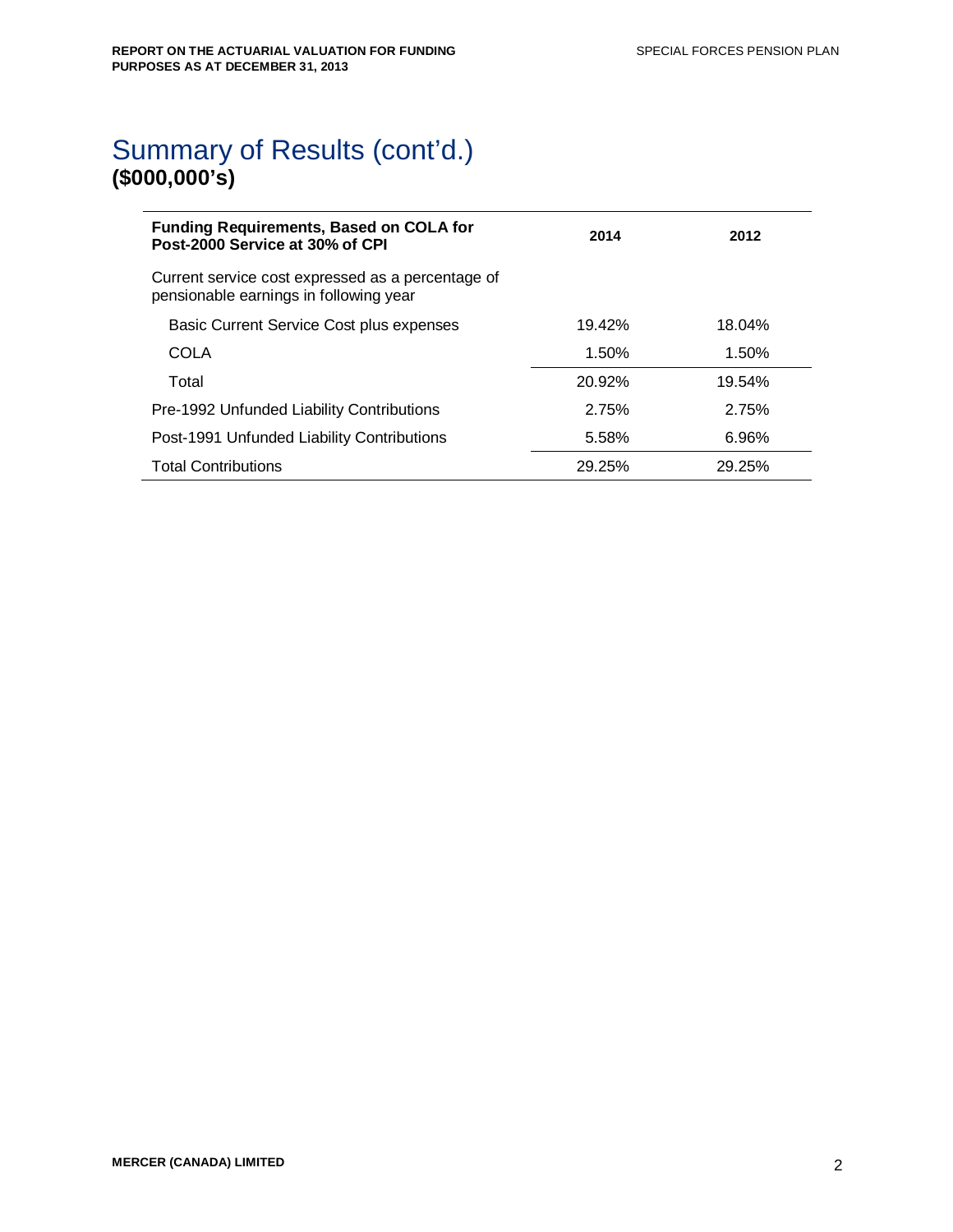# Summary of Results (cont'd.)

**($000,000's)**

| **Funding Requirements, Based on COLA for Post-2000 Service at 30% of CPI** | **2014** | **2012** |
|---|---|---|
| Current service cost expressed as a percentage of pensionable earnings in following year | | |
| Basic Current Service Cost plus expenses | 19.42% | 18.04% |
| COLA | 1.50% | 1.50% |
| Total | 20.92% | 19.54% |
| Pre-1992 Unfunded Liability Contributions | 2.75% | 2.75% |
| Post-1991 Unfunded Liability Contributions | 5.58% | 6.96% |
| Total Contributions | 29.25% | 29.25% |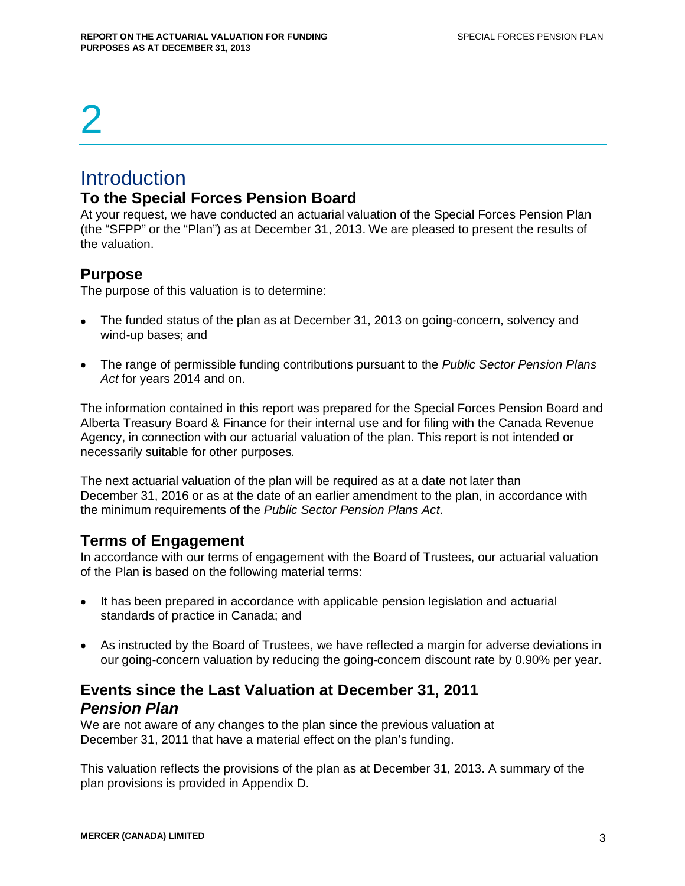# 2

# Introduction

## To the Special Forces Pension Board

At your request, we have conducted an actuarial valuation of the Special Forces Pension Plan (the "SFPP" or the "Plan") as at December 31, 2013. We are pleased to present the results of the valuation.

## Purpose

The purpose of this valuation is to determine:

- The funded status of the plan as at December 31, 2013 on going-concern, solvency and wind-up bases; and
- The range of permissible funding contributions pursuant to the *Public Sector Pension Plans Act* for years 2014 and on.

The information contained in this report was prepared for the Special Forces Pension Board and Alberta Treasury Board & Finance for their internal use and for filing with the Canada Revenue Agency, in connection with our actuarial valuation of the plan. This report is not intended or necessarily suitable for other purposes.

The next actuarial valuation of the plan will be required as at a date not later than December 31, 2016 or as at the date of an earlier amendment to the plan, in accordance with the minimum requirements of the *Public Sector Pension Plans Act*.

## Terms of Engagement

In accordance with our terms of engagement with the Board of Trustees, our actuarial valuation of the Plan is based on the following material terms:

- It has been prepared in accordance with applicable pension legislation and actuarial standards of practice in Canada; and
- As instructed by the Board of Trustees, we have reflected a margin for adverse deviations in our going-concern valuation by reducing the going-concern discount rate by 0.90% per year.

## Events since the Last Valuation at December 31, 2011

### *Pension Plan*

We are not aware of any changes to the plan since the previous valuation at December 31, 2011 that have a material effect on the plan's funding.

This valuation reflects the provisions of the plan as at December 31, 2013. A summary of the plan provisions is provided in Appendix D.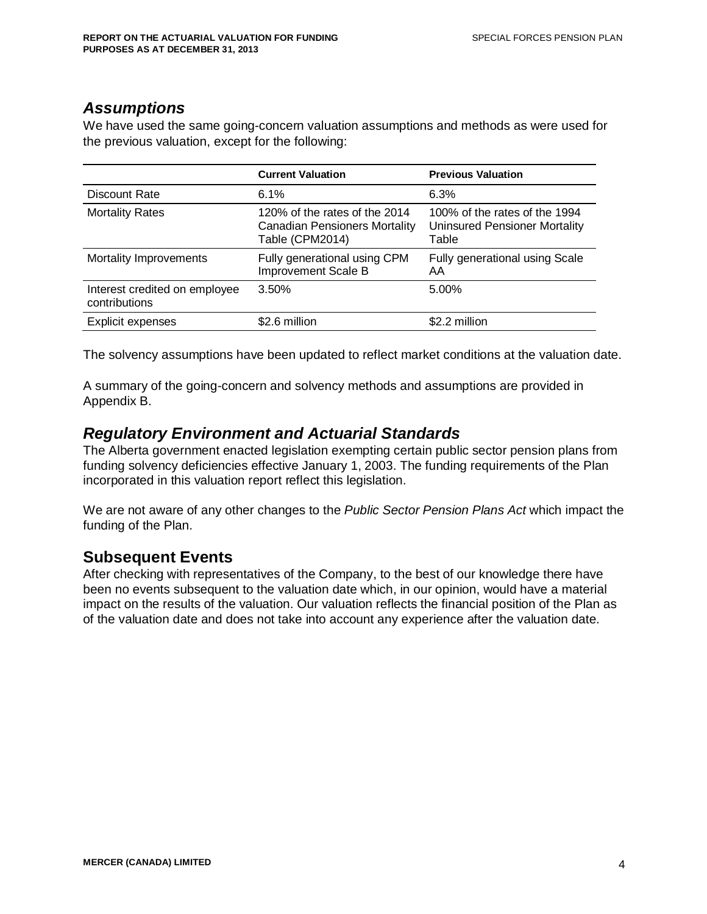## *Assumptions*

We have used the same going-concern valuation assumptions and methods as were used for the previous valuation, except for the following:

| | Current Valuation | Previous Valuation |
|---|---|---|
| Discount Rate | 6.1% | 6.3% |
| Mortality Rates | 120% of the rates of the 2014 Canadian Pensioners Mortality Table (CPM2014) | 100% of the rates of the 1994 Uninsured Pensioner Mortality Table |
| Mortality Improvements | Fully generational using CPM Improvement Scale B | Fully generational using Scale AA |
| Interest credited on employee contributions | 3.50% | 5.00% |
| Explicit expenses | $2.6 million | $2.2 million |

The solvency assumptions have been updated to reflect market conditions at the valuation date.

A summary of the going-concern and solvency methods and assumptions are provided in Appendix B.

## *Regulatory Environment and Actuarial Standards*

The Alberta government enacted legislation exempting certain public sector pension plans from funding solvency deficiencies effective January 1, 2003. The funding requirements of the Plan incorporated in this valuation report reflect this legislation.

We are not aware of any other changes to the *Public Sector Pension Plans Act* which impact the funding of the Plan.

## Subsequent Events

After checking with representatives of the Company, to the best of our knowledge there have been no events subsequent to the valuation date which, in our opinion, would have a material impact on the results of the valuation. Our valuation reflects the financial position of the Plan as of the valuation date and does not take into account any experience after the valuation date.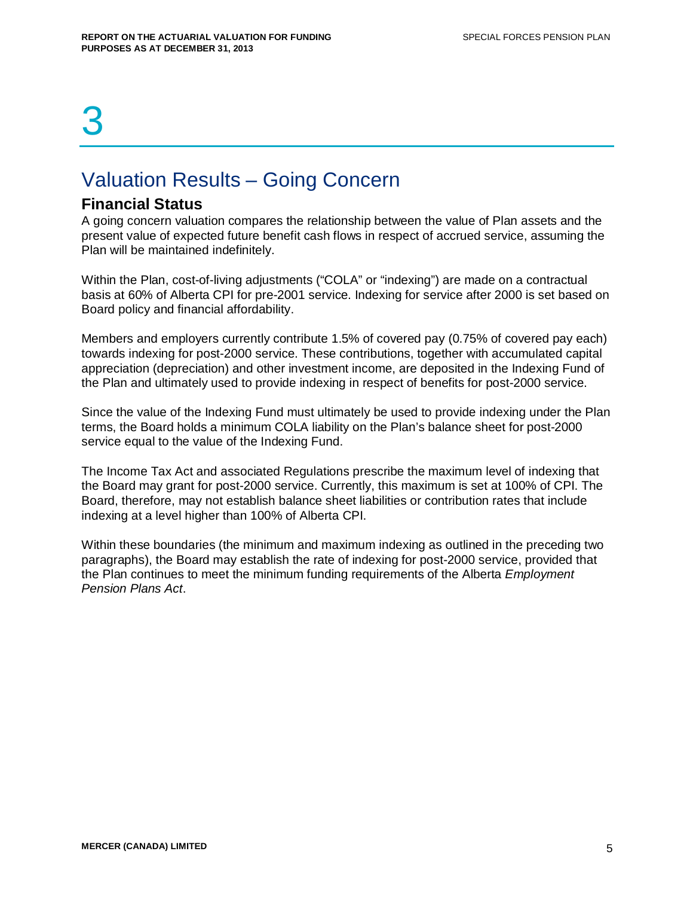# 3

## Valuation Results – Going Concern

### Financial Status

A going concern valuation compares the relationship between the value of Plan assets and the present value of expected future benefit cash flows in respect of accrued service, assuming the Plan will be maintained indefinitely.

Within the Plan, cost-of-living adjustments ("COLA" or "indexing") are made on a contractual basis at 60% of Alberta CPI for pre-2001 service. Indexing for service after 2000 is set based on Board policy and financial affordability.

Members and employers currently contribute 1.5% of covered pay (0.75% of covered pay each) towards indexing for post-2000 service. These contributions, together with accumulated capital appreciation (depreciation) and other investment income, are deposited in the Indexing Fund of the Plan and ultimately used to provide indexing in respect of benefits for post-2000 service.

Since the value of the Indexing Fund must ultimately be used to provide indexing under the Plan terms, the Board holds a minimum COLA liability on the Plan's balance sheet for post-2000 service equal to the value of the Indexing Fund.

The Income Tax Act and associated Regulations prescribe the maximum level of indexing that the Board may grant for post-2000 service. Currently, this maximum is set at 100% of CPI. The Board, therefore, may not establish balance sheet liabilities or contribution rates that include indexing at a level higher than 100% of Alberta CPI.

Within these boundaries (the minimum and maximum indexing as outlined in the preceding two paragraphs), the Board may establish the rate of indexing for post-2000 service, provided that the Plan continues to meet the minimum funding requirements of the Alberta *Employment Pension Plans Act*.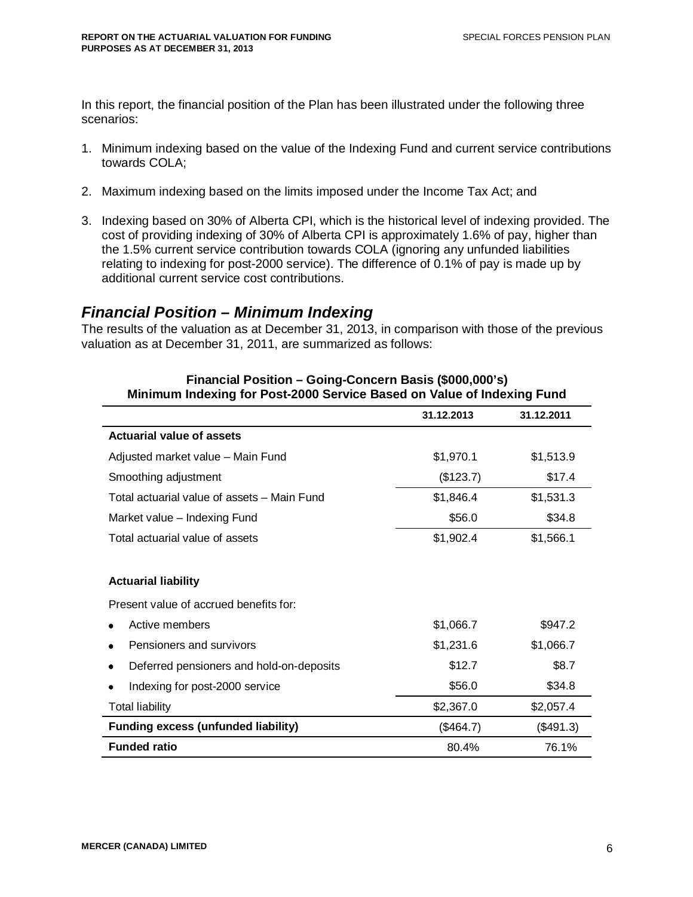In this report, the financial position of the Plan has been illustrated under the following three scenarios:

1. Minimum indexing based on the value of the Indexing Fund and current service contributions towards COLA;

2. Maximum indexing based on the limits imposed under the Income Tax Act; and

3. Indexing based on 30% of Alberta CPI, which is the historical level of indexing provided. The cost of providing indexing of 30% of Alberta CPI is approximately 1.6% of pay, higher than the 1.5% current service contribution towards COLA (ignoring any unfunded liabilities relating to indexing for post-2000 service). The difference of 0.1% of pay is made up by additional current service cost contributions.

## *Financial Position – Minimum Indexing*

The results of the valuation as at December 31, 2013, in comparison with those of the previous valuation as at December 31, 2011, are summarized as follows:

**Financial Position – Going-Concern Basis ($000,000's)**
**Minimum Indexing for Post-2000 Service Based on Value of Indexing Fund**

| | 31.12.2013 | 31.12.2011 |
|---|---|---|
| **Actuarial value of assets** | | |
| Adjusted market value – Main Fund | $1,970.1 | $1,513.9 |
| Smoothing adjustment | ($123.7) | $17.4 |
| Total actuarial value of assets – Main Fund | $1,846.4 | $1,531.3 |
| Market value – Indexing Fund | $56.0 | $34.8 |
| Total actuarial value of assets | $1,902.4 | $1,566.1 |
| | | |
| **Actuarial liability** | | |
| Present value of accrued benefits for: | | |
| • Active members | $1,066.7 | $947.2 |
| • Pensioners and survivors | $1,231.6 | $1,066.7 |
| • Deferred pensioners and hold-on-deposits | $12.7 | $8.7 |
| • Indexing for post-2000 service | $56.0 | $34.8 |
| Total liability | $2,367.0 | $2,057.4 |
| **Funding excess (unfunded liability)** | ($464.7) | ($491.3) |
| **Funded ratio** | 80.4% | 76.1% |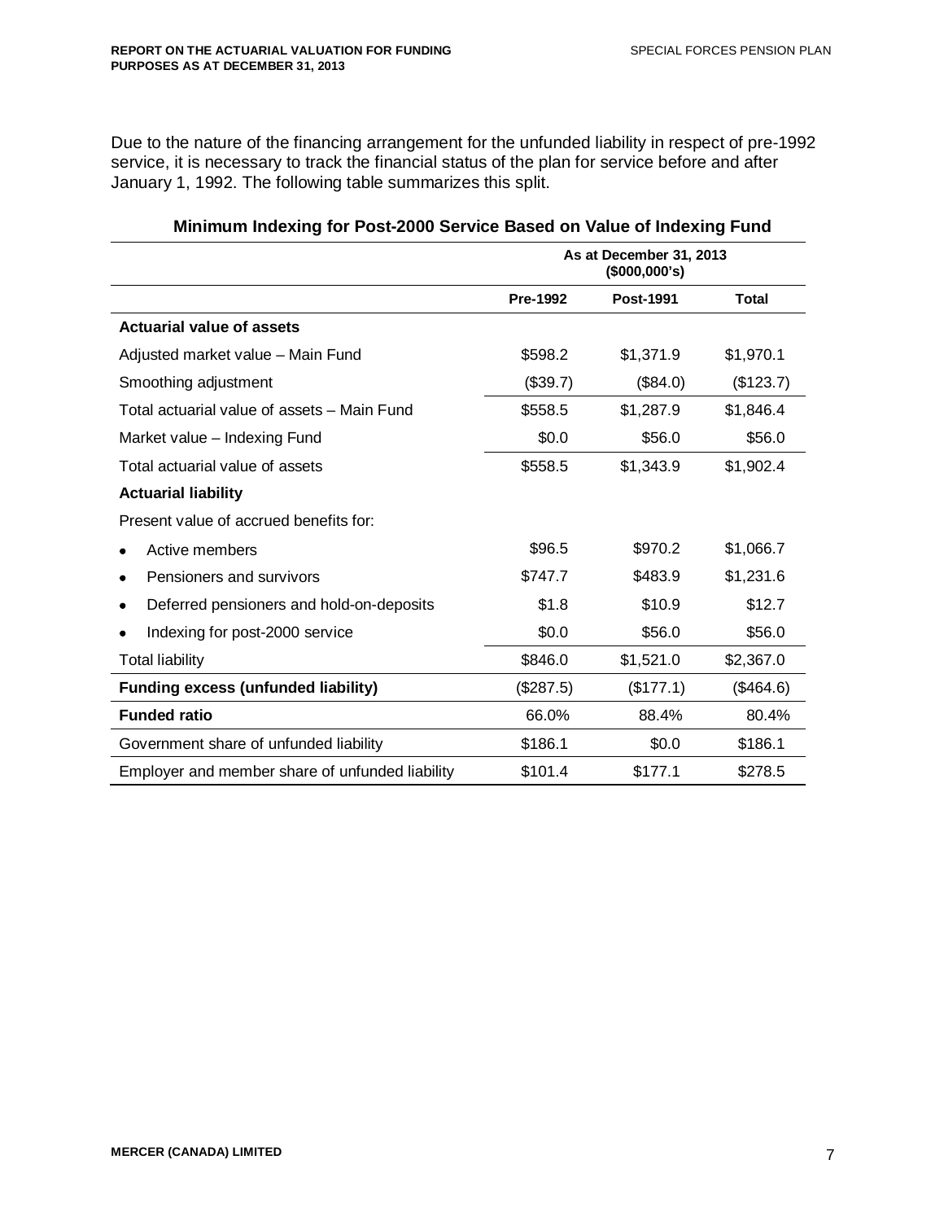Due to the nature of the financing arrangement for the unfunded liability in respect of pre-1992 service, it is necessary to track the financial status of the plan for service before and after January 1, 1992. The following table summarizes this split.

**Minimum Indexing for Post-2000 Service Based on Value of Indexing Fund**

| | As at December 31, 2013 ($000,000's) | | |
|---|---|---|---|
| | **Pre-1992** | **Post-1991** | **Total** |
| **Actuarial value of assets** | | | |
| Adjusted market value – Main Fund | $598.2 | $1,371.9 | $1,970.1 |
| Smoothing adjustment | ($39.7) | ($84.0) | ($123.7) |
| Total actuarial value of assets – Main Fund | $558.5 | $1,287.9 | $1,846.4 |
| Market value – Indexing Fund | $0.0 | $56.0 | $56.0 |
| Total actuarial value of assets | $558.5 | $1,343.9 | $1,902.4 |
| **Actuarial liability** | | | |
| Present value of accrued benefits for: | | | |
| • Active members | $96.5 | $970.2 | $1,066.7 |
| • Pensioners and survivors | $747.7 | $483.9 | $1,231.6 |
| • Deferred pensioners and hold-on-deposits | $1.8 | $10.9 | $12.7 |
| • Indexing for post-2000 service | $0.0 | $56.0 | $56.0 |
| Total liability | $846.0 | $1,521.0 | $2,367.0 |
| **Funding excess (unfunded liability)** | ($287.5) | ($177.1) | ($464.6) |
| **Funded ratio** | 66.0% | 88.4% | 80.4% |
| Government share of unfunded liability | $186.1 | $0.0 | $186.1 |
| Employer and member share of unfunded liability | $101.4 | $177.1 | $278.5 |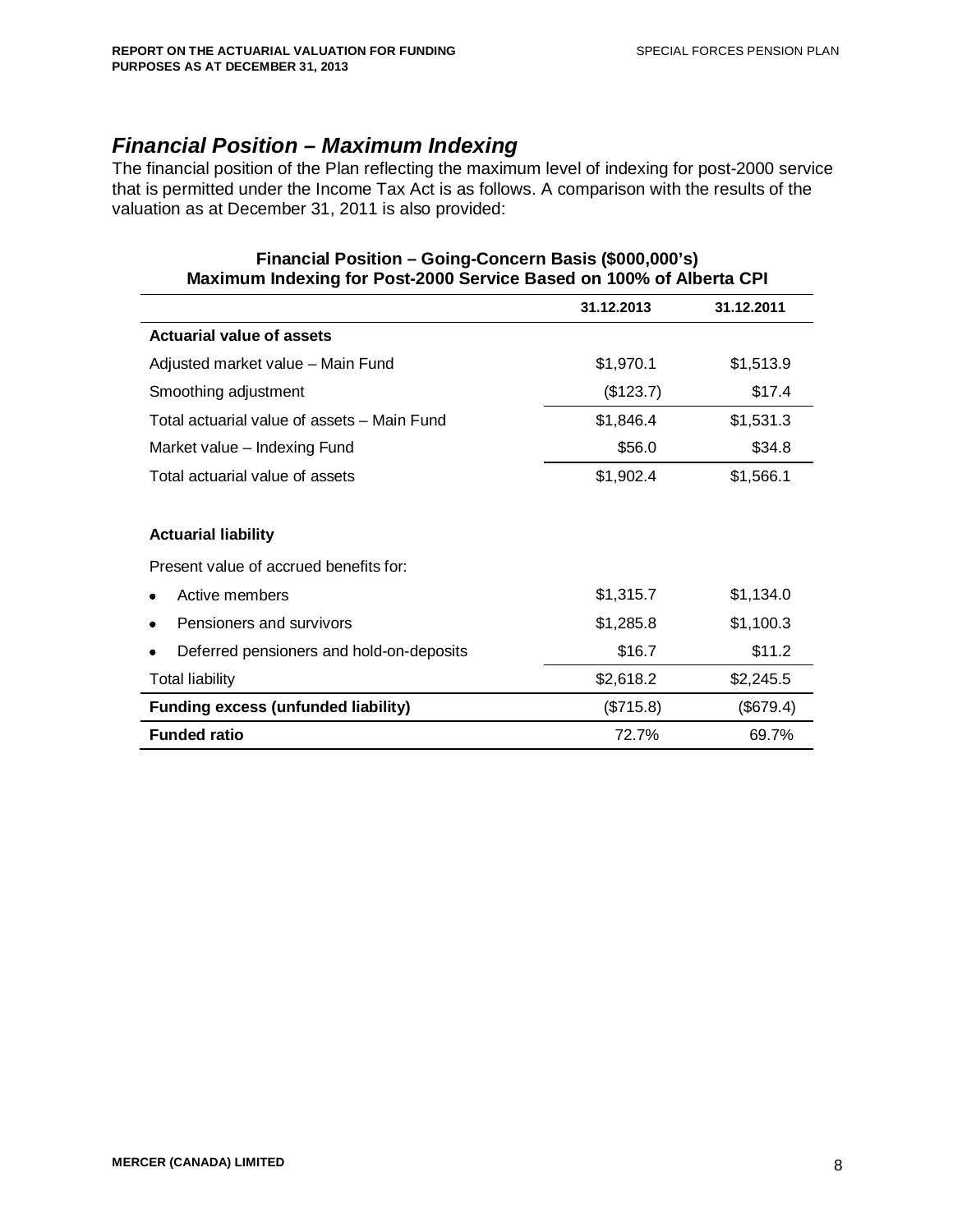## *Financial Position – Maximum Indexing*

The financial position of the Plan reflecting the maximum level of indexing for post-2000 service that is permitted under the Income Tax Act is as follows. A comparison with the results of the valuation as at December 31, 2011 is also provided:

**Financial Position – Going-Concern Basis ($000,000's)**
**Maximum Indexing for Post-2000 Service Based on 100% of Alberta CPI**

| | 31.12.2013 | 31.12.2011 |
|---|---|---|
| **Actuarial value of assets** | | |
| Adjusted market value – Main Fund | $1,970.1 | $1,513.9 |
| Smoothing adjustment | ($123.7) | $17.4 |
| Total actuarial value of assets – Main Fund | $1,846.4 | $1,531.3 |
| Market value – Indexing Fund | $56.0 | $34.8 |
| Total actuarial value of assets | $1,902.4 | $1,566.1 |
| | | |
| **Actuarial liability** | | |
| Present value of accrued benefits for: | | |
| • Active members | $1,315.7 | $1,134.0 |
| • Pensioners and survivors | $1,285.8 | $1,100.3 |
| • Deferred pensioners and hold-on-deposits | $16.7 | $11.2 |
| Total liability | $2,618.2 | $2,245.5 |
| **Funding excess (unfunded liability)** | ($715.8) | ($679.4) |
| **Funded ratio** | 72.7% | 69.7% |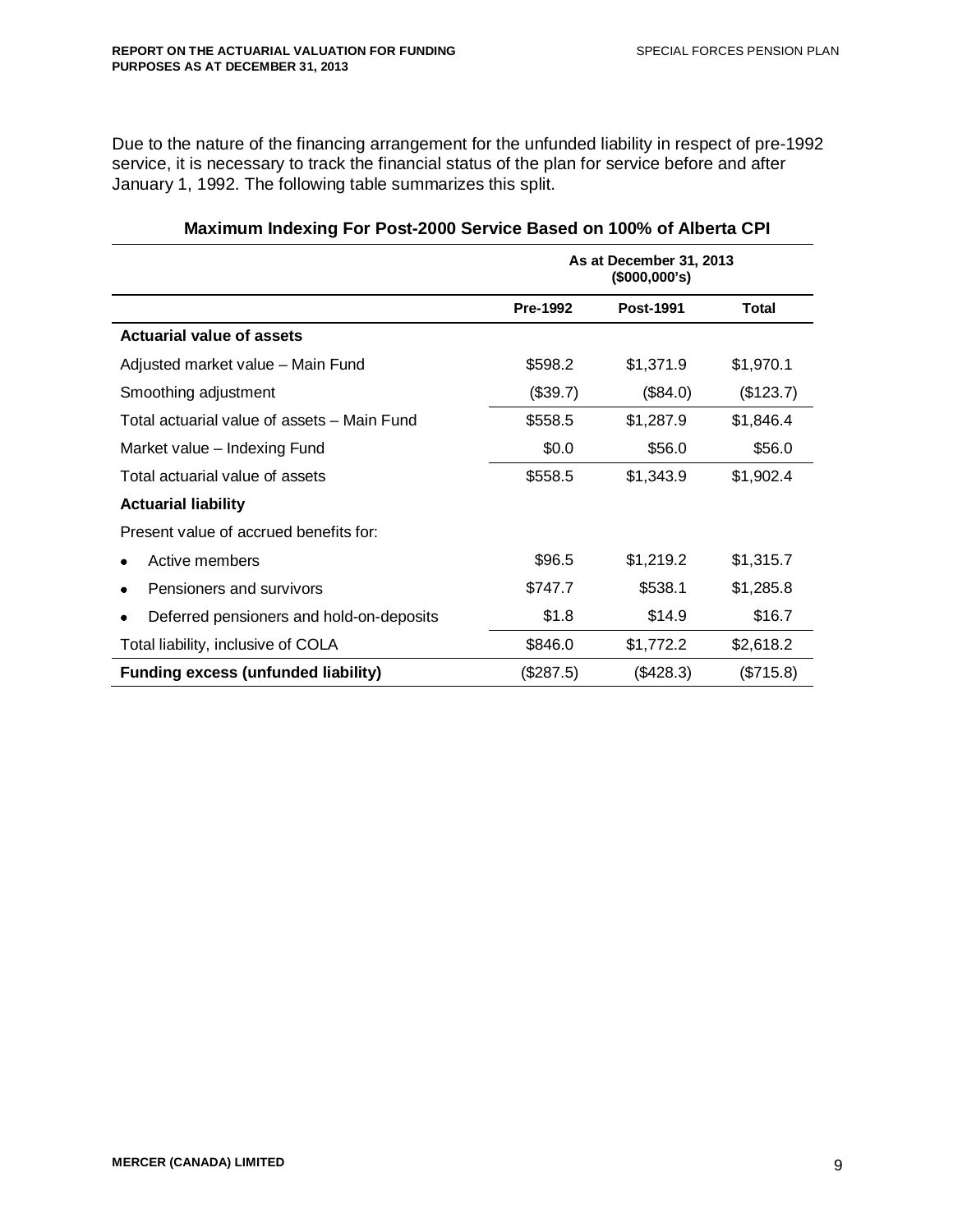Due to the nature of the financing arrangement for the unfunded liability in respect of pre-1992 service, it is necessary to track the financial status of the plan for service before and after January 1, 1992. The following table summarizes this split.

**Maximum Indexing For Post-2000 Service Based on 100% of Alberta CPI**

| | As at December 31, 2013 ($000,000's) | | |
|---|---|---|---|
| | **Pre-1992** | **Post-1991** | **Total** |
| **Actuarial value of assets** | | | |
| Adjusted market value – Main Fund | $598.2 | $1,371.9 | $1,970.1 |
| Smoothing adjustment | ($39.7) | ($84.0) | ($123.7) |
| Total actuarial value of assets – Main Fund | $558.5 | $1,287.9 | $1,846.4 |
| Market value – Indexing Fund | $0.0 | $56.0 | $56.0 |
| Total actuarial value of assets | $558.5 | $1,343.9 | $1,902.4 |
| **Actuarial liability** | | | |
| Present value of accrued benefits for: | | | |
| • Active members | $96.5 | $1,219.2 | $1,315.7 |
| • Pensioners and survivors | $747.7 | $538.1 | $1,285.8 |
| • Deferred pensioners and hold-on-deposits | $1.8 | $14.9 | $16.7 |
| Total liability, inclusive of COLA | $846.0 | $1,772.2 | $2,618.2 |
| **Funding excess (unfunded liability)** | ($287.5) | ($428.3) | ($715.8) |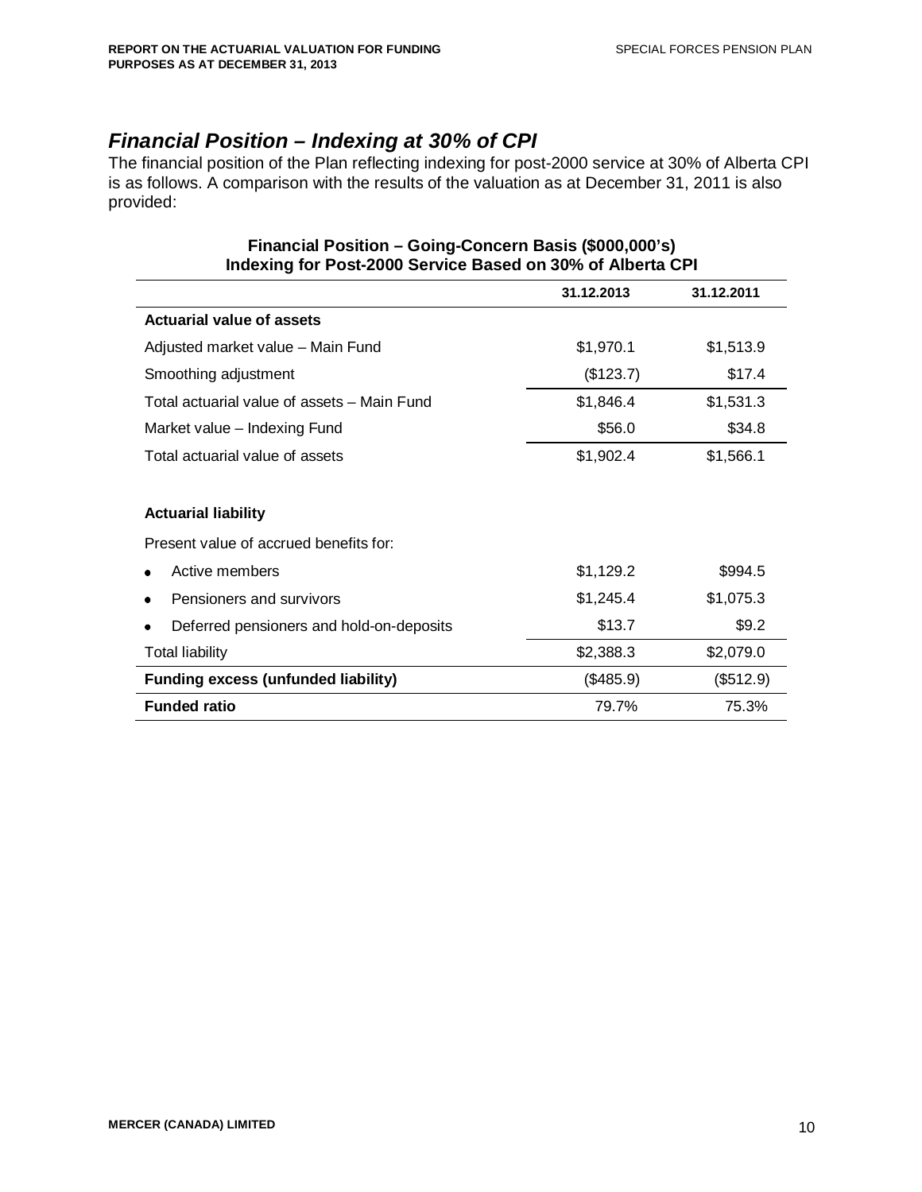## *Financial Position – Indexing at 30% of CPI*

The financial position of the Plan reflecting indexing for post-2000 service at 30% of Alberta CPI is as follows. A comparison with the results of the valuation as at December 31, 2011 is also provided:

**Financial Position – Going-Concern Basis ($000,000's)**
**Indexing for Post-2000 Service Based on 30% of Alberta CPI**

| | 31.12.2013 | 31.12.2011 |
|---|---|---|
| **Actuarial value of assets** | | |
| Adjusted market value – Main Fund | $1,970.1 | $1,513.9 |
| Smoothing adjustment | ($123.7) | $17.4 |
| Total actuarial value of assets – Main Fund | $1,846.4 | $1,531.3 |
| Market value – Indexing Fund | $56.0 | $34.8 |
| Total actuarial value of assets | $1,902.4 | $1,566.1 |
| | | |
| **Actuarial liability** | | |
| Present value of accrued benefits for: | | |
| • Active members | $1,129.2 | $994.5 |
| • Pensioners and survivors | $1,245.4 | $1,075.3 |
| • Deferred pensioners and hold-on-deposits | $13.7 | $9.2 |
| Total liability | $2,388.3 | $2,079.0 |
| **Funding excess (unfunded liability)** | ($485.9) | ($512.9) |
| **Funded ratio** | 79.7% | 75.3% |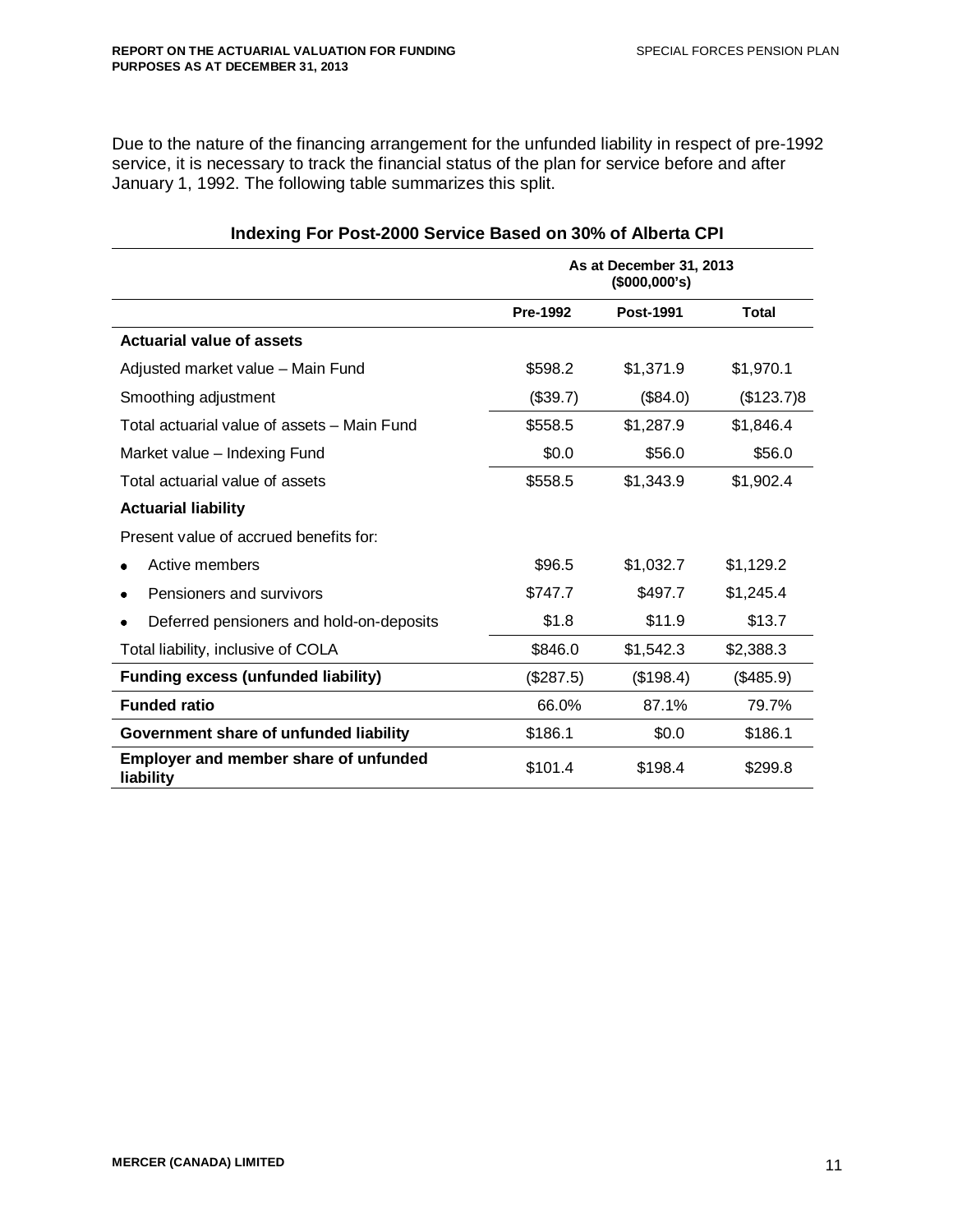Due to the nature of the financing arrangement for the unfunded liability in respect of pre-1992 service, it is necessary to track the financial status of the plan for service before and after January 1, 1992. The following table summarizes this split.

**Indexing For Post-2000 Service Based on 30% of Alberta CPI**

| | As at December 31, 2013 ($000,000's) | | |
|---|---|---|---|
| | **Pre-1992** | **Post-1991** | **Total** |
| **Actuarial value of assets** | | | |
| Adjusted market value – Main Fund | $598.2 | $1,371.9 | $1,970.1 |
| Smoothing adjustment | ($39.7) | ($84.0) | ($123.7)8 |
| Total actuarial value of assets – Main Fund | $558.5 | $1,287.9 | $1,846.4 |
| Market value – Indexing Fund | $0.0 | $56.0 | $56.0 |
| Total actuarial value of assets | $558.5 | $1,343.9 | $1,902.4 |
| **Actuarial liability** | | | |
| Present value of accrued benefits for: | | | |
| • Active members | $96.5 | $1,032.7 | $1,129.2 |
| • Pensioners and survivors | $747.7 | $497.7 | $1,245.4 |
| • Deferred pensioners and hold-on-deposits | $1.8 | $11.9 | $13.7 |
| Total liability, inclusive of COLA | $846.0 | $1,542.3 | $2,388.3 |
| **Funding excess (unfunded liability)** | ($287.5) | ($198.4) | ($485.9) |
| **Funded ratio** | 66.0% | 87.1% | 79.7% |
| **Government share of unfunded liability** | $186.1 | $0.0 | $186.1 |
| **Employer and member share of unfunded liability** | $101.4 | $198.4 | $299.8 |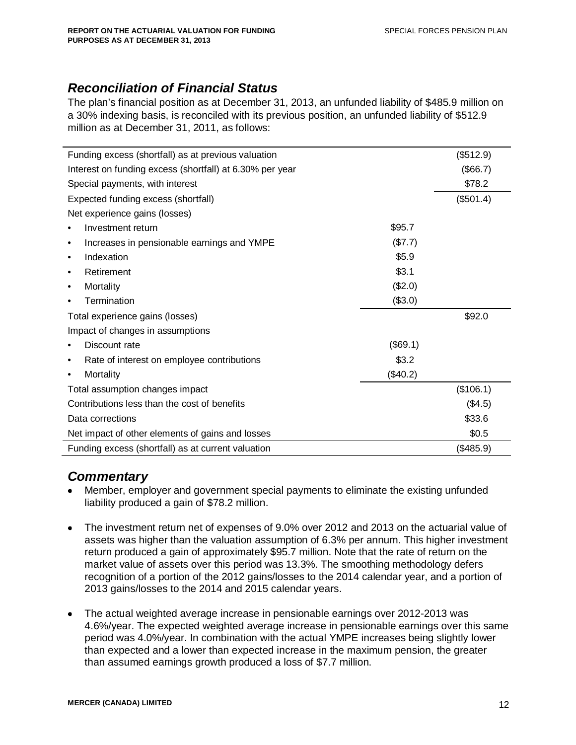## *Reconciliation of Financial Status*

The plan's financial position as at December 31, 2013, an unfunded liability of $485.9 million on a 30% indexing basis, is reconciled with its previous position, an unfunded liability of $512.9 million as at December 31, 2011, as follows:

| | | |
|---|---|---|
| Funding excess (shortfall) as at previous valuation | | ($512.9) |
| Interest on funding excess (shortfall) at 6.30% per year | | ($66.7) |
| Special payments, with interest | | $78.2 |
| Expected funding excess (shortfall) | | ($501.4) |
| Net experience gains (losses) | | |
| • Investment return | $95.7 | |
| • Increases in pensionable earnings and YMPE | ($7.7) | |
| • Indexation | $5.9 | |
| • Retirement | $3.1 | |
| • Mortality | ($2.0) | |
| • Termination | ($3.0) | |
| Total experience gains (losses) | | $92.0 |
| Impact of changes in assumptions | | |
| • Discount rate | ($69.1) | |
| • Rate of interest on employee contributions | $3.2 | |
| • Mortality | ($40.2) | |
| Total assumption changes impact | | ($106.1) |
| Contributions less than the cost of benefits | | ($4.5) |
| Data corrections | | $33.6 |
| Net impact of other elements of gains and losses | | $0.5 |
| Funding excess (shortfall) as at current valuation | | ($485.9) |

## *Commentary*

- Member, employer and government special payments to eliminate the existing unfunded liability produced a gain of $78.2 million.
- The investment return net of expenses of 9.0% over 2012 and 2013 on the actuarial value of assets was higher than the valuation assumption of 6.3% per annum. This higher investment return produced a gain of approximately $95.7 million. Note that the rate of return on the market value of assets over this period was 13.3%. The smoothing methodology defers recognition of a portion of the 2012 gains/losses to the 2014 calendar year, and a portion of 2013 gains/losses to the 2014 and 2015 calendar years.
- The actual weighted average increase in pensionable earnings over 2012-2013 was 4.6%/year. The expected weighted average increase in pensionable earnings over this same period was 4.0%/year. In combination with the actual YMPE increases being slightly lower than expected and a lower than expected increase in the maximum pension, the greater than assumed earnings growth produced a loss of $7.7 million.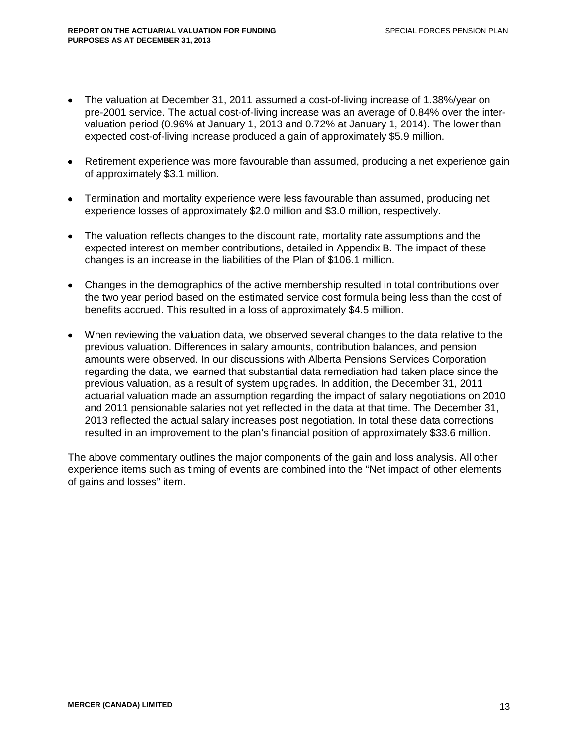- The valuation at December 31, 2011 assumed a cost-of-living increase of 1.38%/year on pre-2001 service. The actual cost-of-living increase was an average of 0.84% over the inter-valuation period (0.96% at January 1, 2013 and 0.72% at January 1, 2014). The lower than expected cost-of-living increase produced a gain of approximately $5.9 million.

- Retirement experience was more favourable than assumed, producing a net experience gain of approximately $3.1 million.

- Termination and mortality experience were less favourable than assumed, producing net experience losses of approximately $2.0 million and $3.0 million, respectively.

- The valuation reflects changes to the discount rate, mortality rate assumptions and the expected interest on member contributions, detailed in Appendix B. The impact of these changes is an increase in the liabilities of the Plan of $106.1 million.

- Changes in the demographics of the active membership resulted in total contributions over the two year period based on the estimated service cost formula being less than the cost of benefits accrued. This resulted in a loss of approximately $4.5 million.

- When reviewing the valuation data, we observed several changes to the data relative to the previous valuation. Differences in salary amounts, contribution balances, and pension amounts were observed. In our discussions with Alberta Pensions Services Corporation regarding the data, we learned that substantial data remediation had taken place since the previous valuation, as a result of system upgrades. In addition, the December 31, 2011 actuarial valuation made an assumption regarding the impact of salary negotiations on 2010 and 2011 pensionable salaries not yet reflected in the data at that time. The December 31, 2013 reflected the actual salary increases post negotiation. In total these data corrections resulted in an improvement to the plan's financial position of approximately $33.6 million.

The above commentary outlines the major components of the gain and loss analysis. All other experience items such as timing of events are combined into the "Net impact of other elements of gains and losses" item.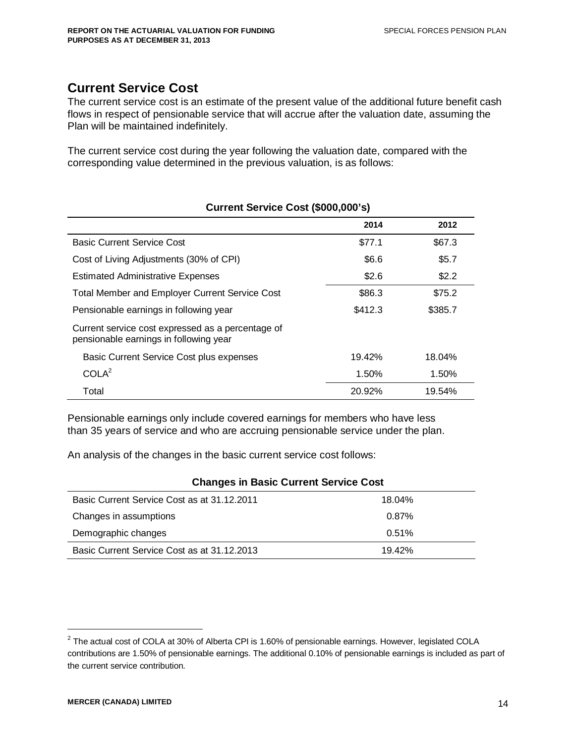## Current Service Cost

The current service cost is an estimate of the present value of the additional future benefit cash flows in respect of pensionable service that will accrue after the valuation date, assuming the Plan will be maintained indefinitely.

The current service cost during the year following the valuation date, compared with the corresponding value determined in the previous valuation, is as follows:

**Current Service Cost ($000,000's)**

| | 2014 | 2012 |
|---|---|---|
| Basic Current Service Cost | $77.1 | $67.3 |
| Cost of Living Adjustments (30% of CPI) | $6.6 | $5.7 |
| Estimated Administrative Expenses | $2.6 | $2.2 |
| Total Member and Employer Current Service Cost | $86.3 | $75.2 |
| Pensionable earnings in following year | $412.3 | $385.7 |
| Current service cost expressed as a percentage of pensionable earnings in following year | | |
| Basic Current Service Cost plus expenses | 19.42% | 18.04% |
| COLA[2] | 1.50% | 1.50% |
| Total | 20.92% | 19.54% |

Pensionable earnings only include covered earnings for members who have less than 35 years of service and who are accruing pensionable service under the plan.

An analysis of the changes in the basic current service cost follows:

**Changes in Basic Current Service Cost**

| | |
|---|---|
| Basic Current Service Cost as at 31.12.2011 | 18.04% |
| Changes in assumptions | 0.87% |
| Demographic changes | 0.51% |
| Basic Current Service Cost as at 31.12.2013 | 19.42% |

[2] The actual cost of COLA at 30% of Alberta CPI is 1.60% of pensionable earnings. However, legislated COLA contributions are 1.50% of pensionable earnings. The additional 0.10% of pensionable earnings is included as part of the current service contribution.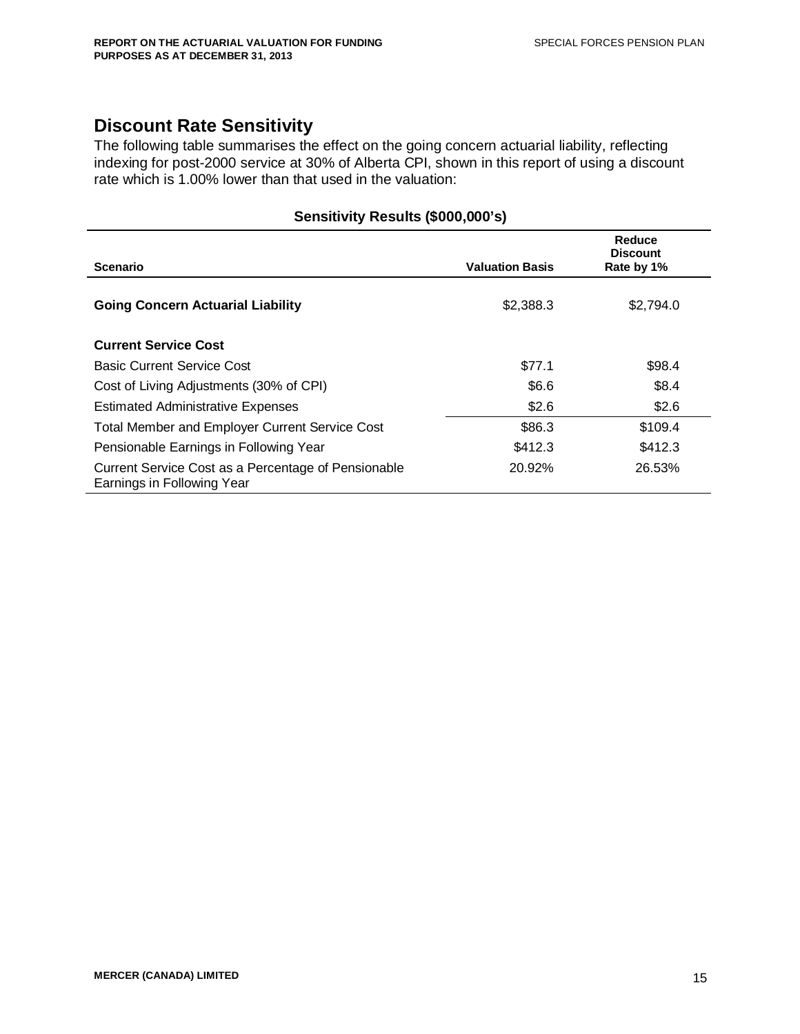## Discount Rate Sensitivity

The following table summarises the effect on the going concern actuarial liability, reflecting indexing for post-2000 service at 30% of Alberta CPI, shown in this report of using a discount rate which is 1.00% lower than that used in the valuation:

**Sensitivity Results ($000,000's)**

| Scenario | Valuation Basis | Reduce Discount Rate by 1% |
|---|---|---|
| **Going Concern Actuarial Liability** | $2,388.3 | $2,794.0 |
| **Current Service Cost** | | |
| Basic Current Service Cost | $77.1 | $98.4 |
| Cost of Living Adjustments (30% of CPI) | $6.6 | $8.4 |
| Estimated Administrative Expenses | $2.6 | $2.6 |
| Total Member and Employer Current Service Cost | $86.3 | $109.4 |
| Pensionable Earnings in Following Year | $412.3 | $412.3 |
| Current Service Cost as a Percentage of Pensionable Earnings in Following Year | 20.92% | 26.53% |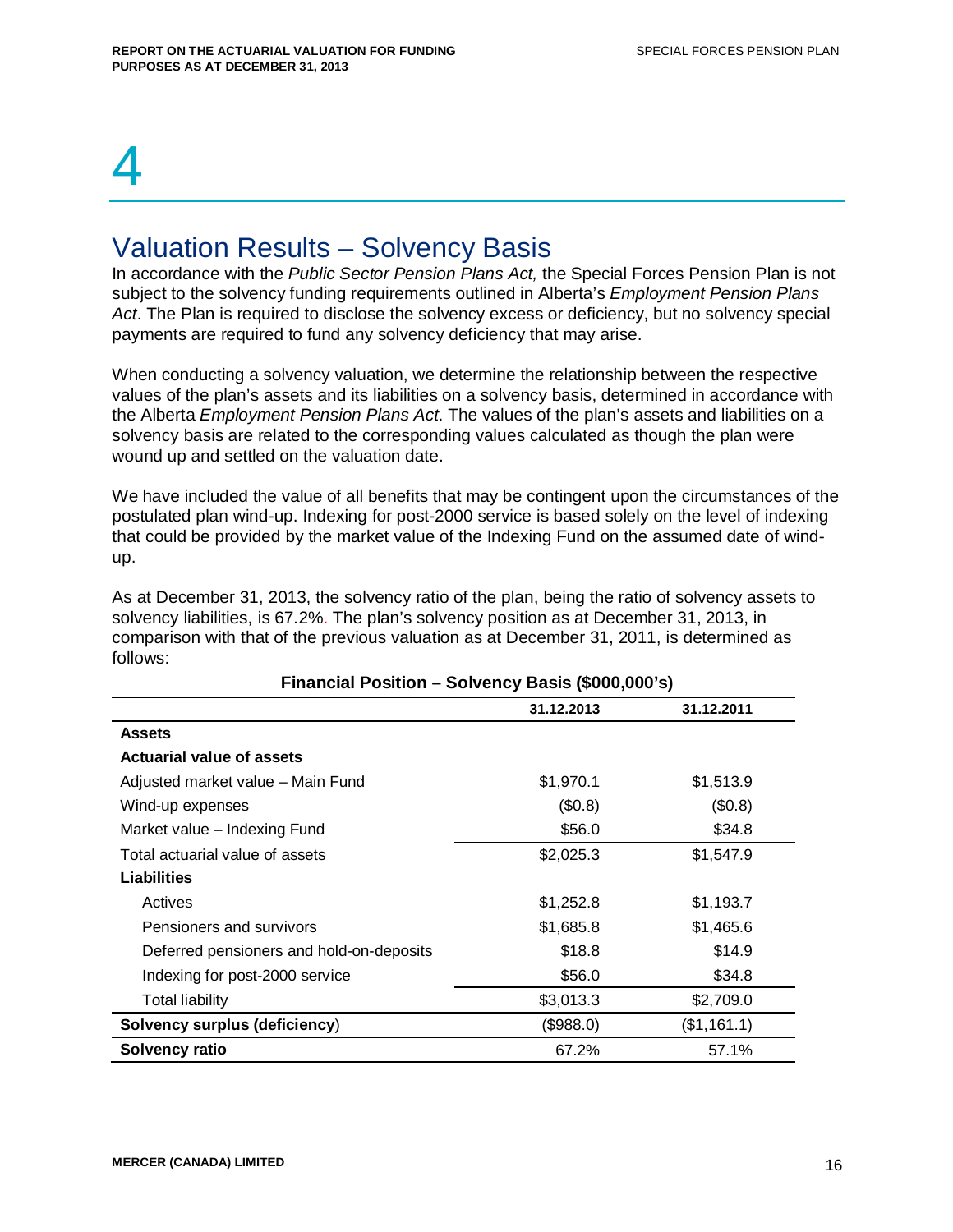# 4

## Valuation Results – Solvency Basis

In accordance with the *Public Sector Pension Plans Act,* the Special Forces Pension Plan is not subject to the solvency funding requirements outlined in Alberta's *Employment Pension Plans Act*. The Plan is required to disclose the solvency excess or deficiency, but no solvency special payments are required to fund any solvency deficiency that may arise.

When conducting a solvency valuation, we determine the relationship between the respective values of the plan's assets and its liabilities on a solvency basis, determined in accordance with the Alberta *Employment Pension Plans Act*. The values of the plan's assets and liabilities on a solvency basis are related to the corresponding values calculated as though the plan were wound up and settled on the valuation date.

We have included the value of all benefits that may be contingent upon the circumstances of the postulated plan wind-up. Indexing for post-2000 service is based solely on the level of indexing that could be provided by the market value of the Indexing Fund on the assumed date of wind-up.

As at December 31, 2013, the solvency ratio of the plan, being the ratio of solvency assets to solvency liabilities, is 67.2%. The plan's solvency position as at December 31, 2013, in comparison with that of the previous valuation as at December 31, 2011, is determined as follows:

**Financial Position – Solvency Basis ($000,000's)**

| | 31.12.2013 | 31.12.2011 |
|---|---|---|
| **Assets** | | |
| **Actuarial value of assets** | | |
| Adjusted market value – Main Fund | $1,970.1 | $1,513.9 |
| Wind-up expenses | ($0.8) | ($0.8) |
| Market value – Indexing Fund | $56.0 | $34.8 |
| Total actuarial value of assets | $2,025.3 | $1,547.9 |
| **Liabilities** | | |
| Actives | $1,252.8 | $1,193.7 |
| Pensioners and survivors | $1,685.8 | $1,465.6 |
| Deferred pensioners and hold-on-deposits | $18.8 | $14.9 |
| Indexing for post-2000 service | $56.0 | $34.8 |
| Total liability | $3,013.3 | $2,709.0 |
| **Solvency surplus (deficiency)** | ($988.0) | ($1,161.1) |
| **Solvency ratio** | 67.2% | 57.1% |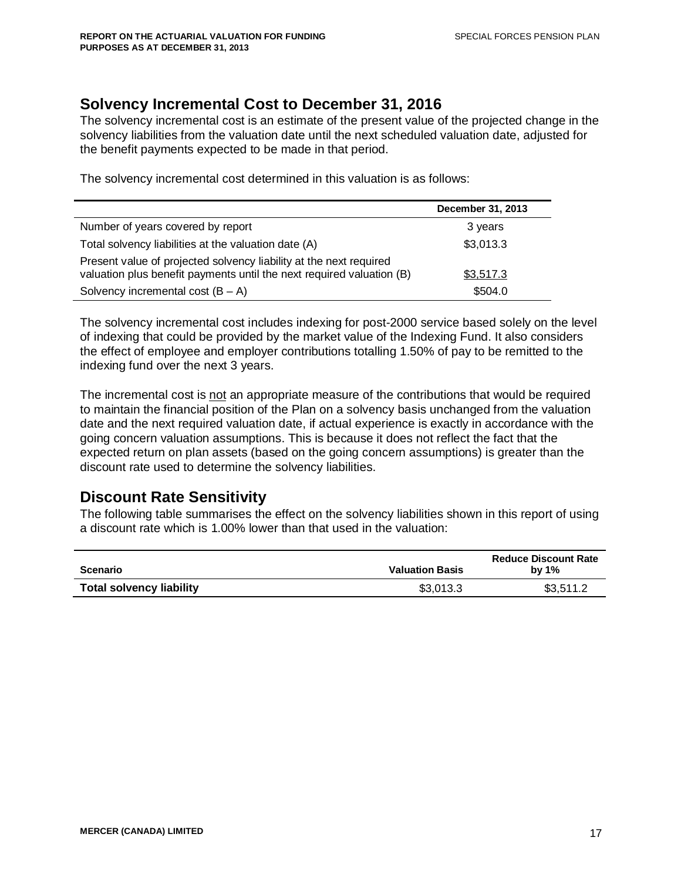## Solvency Incremental Cost to December 31, 2016

The solvency incremental cost is an estimate of the present value of the projected change in the solvency liabilities from the valuation date until the next scheduled valuation date, adjusted for the benefit payments expected to be made in that period.

The solvency incremental cost determined in this valuation is as follows:

| | December 31, 2013 |
|---|---|
| Number of years covered by report | 3 years |
| Total solvency liabilities at the valuation date (A) | $3,013.3 |
| Present value of projected solvency liability at the next required valuation plus benefit payments until the next required valuation (B) | $3,517.3 |
| Solvency incremental cost (B – A) | $504.0 |

The solvency incremental cost includes indexing for post-2000 service based solely on the level of indexing that could be provided by the market value of the Indexing Fund. It also considers the effect of employee and employer contributions totalling 1.50% of pay to be remitted to the indexing fund over the next 3 years.

The incremental cost is not an appropriate measure of the contributions that would be required to maintain the financial position of the Plan on a solvency basis unchanged from the valuation date and the next required valuation date, if actual experience is exactly in accordance with the going concern valuation assumptions. This is because it does not reflect the fact that the expected return on plan assets (based on the going concern assumptions) is greater than the discount rate used to determine the solvency liabilities.

## Discount Rate Sensitivity

The following table summarises the effect on the solvency liabilities shown in this report of using a discount rate which is 1.00% lower than that used in the valuation:

| Scenario | Valuation Basis | Reduce Discount Rate by 1% |
|---|---|---|
| **Total solvency liability** | $3,013.3 | $3,511.2 |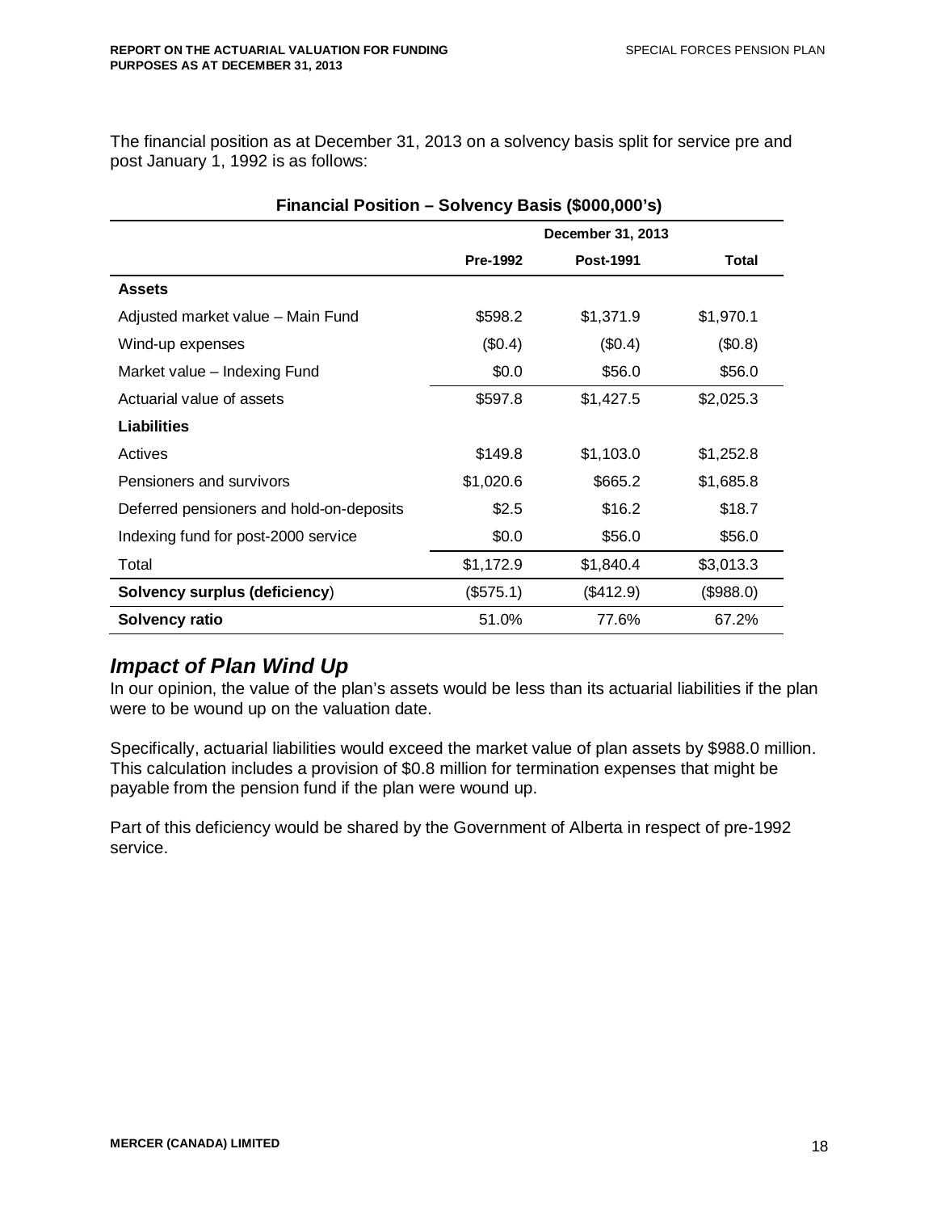The financial position as at December 31, 2013 on a solvency basis split for service pre and post January 1, 1992 is as follows:

**Financial Position – Solvency Basis ($000,000's)**

| | December 31, 2013 | | |
|---|---|---|---|
| | **Pre-1992** | **Post-1991** | **Total** |
| **Assets** | | | |
| Adjusted market value – Main Fund | $598.2 | $1,371.9 | $1,970.1 |
| Wind-up expenses | ($0.4) | ($0.4) | ($0.8) |
| Market value – Indexing Fund | $0.0 | $56.0 | $56.0 |
| Actuarial value of assets | $597.8 | $1,427.5 | $2,025.3 |
| **Liabilities** | | | |
| Actives | $149.8 | $1,103.0 | $1,252.8 |
| Pensioners and survivors | $1,020.6 | $665.2 | $1,685.8 |
| Deferred pensioners and hold-on-deposits | $2.5 | $16.2 | $18.7 |
| Indexing fund for post-2000 service | $0.0 | $56.0 | $56.0 |
| Total | $1,172.9 | $1,840.4 | $3,013.3 |
| **Solvency surplus (deficiency)** | ($575.1) | ($412.9) | ($988.0) |
| **Solvency ratio** | 51.0% | 77.6% | 67.2% |

## *Impact of Plan Wind Up*

In our opinion, the value of the plan's assets would be less than its actuarial liabilities if the plan were to be wound up on the valuation date.

Specifically, actuarial liabilities would exceed the market value of plan assets by $988.0 million. This calculation includes a provision of $0.8 million for termination expenses that might be payable from the pension fund if the plan were wound up.

Part of this deficiency would be shared by the Government of Alberta in respect of pre-1992 service.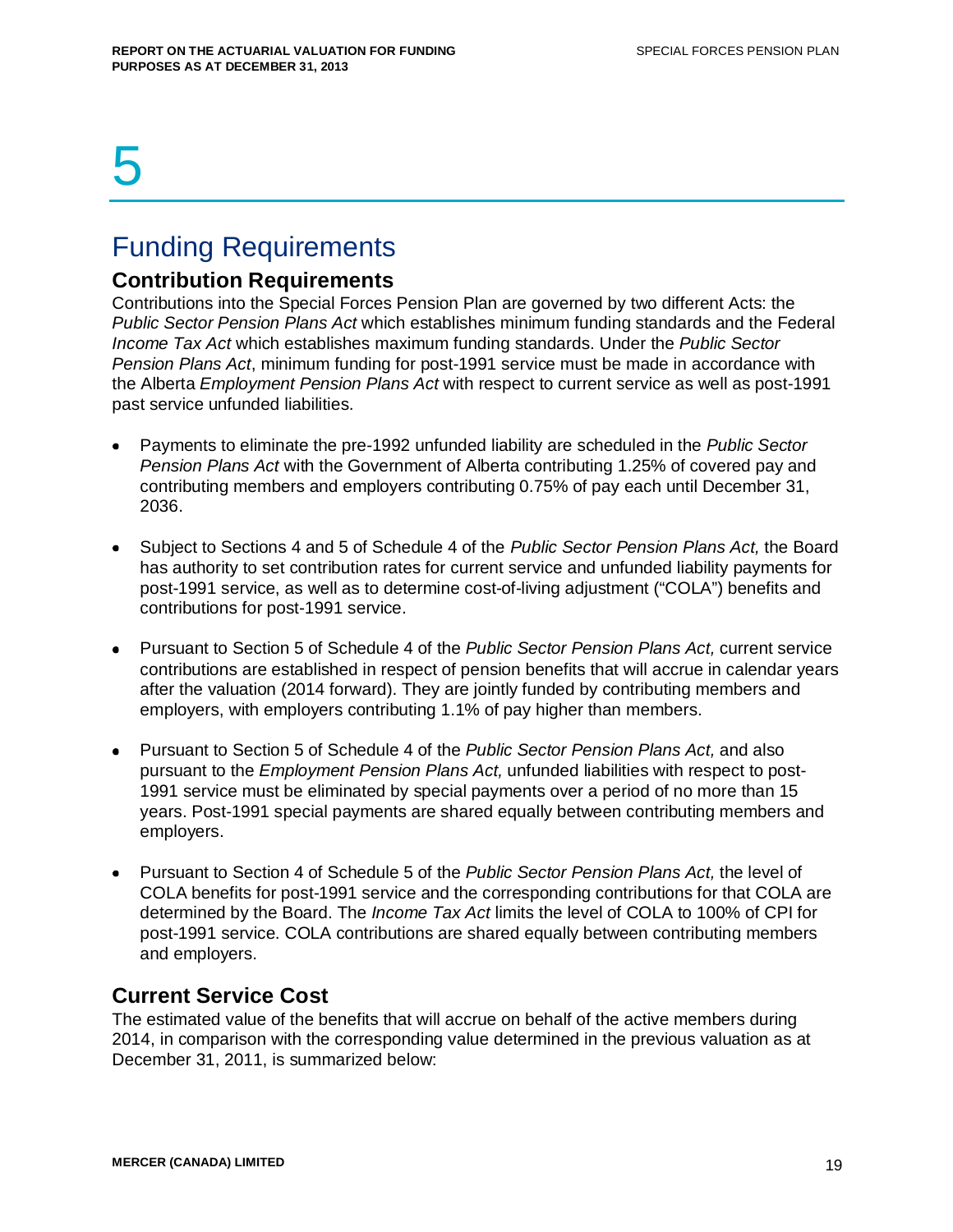# 5

## Funding Requirements

### Contribution Requirements

Contributions into the Special Forces Pension Plan are governed by two different Acts: the *Public Sector Pension Plans Act* which establishes minimum funding standards and the Federal *Income Tax Act* which establishes maximum funding standards. Under the *Public Sector Pension Plans Act*, minimum funding for post-1991 service must be made in accordance with the Alberta *Employment Pension Plans Act* with respect to current service as well as post-1991 past service unfunded liabilities.

- Payments to eliminate the pre-1992 unfunded liability are scheduled in the *Public Sector Pension Plans Act* with the Government of Alberta contributing 1.25% of covered pay and contributing members and employers contributing 0.75% of pay each until December 31, 2036.

- Subject to Sections 4 and 5 of Schedule 4 of the *Public Sector Pension Plans Act,* the Board has authority to set contribution rates for current service and unfunded liability payments for post-1991 service, as well as to determine cost-of-living adjustment ("COLA") benefits and contributions for post-1991 service.

- Pursuant to Section 5 of Schedule 4 of the *Public Sector Pension Plans Act,* current service contributions are established in respect of pension benefits that will accrue in calendar years after the valuation (2014 forward). They are jointly funded by contributing members and employers, with employers contributing 1.1% of pay higher than members.

- Pursuant to Section 5 of Schedule 4 of the *Public Sector Pension Plans Act,* and also pursuant to the *Employment Pension Plans Act,* unfunded liabilities with respect to post-1991 service must be eliminated by special payments over a period of no more than 15 years. Post-1991 special payments are shared equally between contributing members and employers.

- Pursuant to Section 4 of Schedule 5 of the *Public Sector Pension Plans Act,* the level of COLA benefits for post-1991 service and the corresponding contributions for that COLA are determined by the Board. The *Income Tax Act* limits the level of COLA to 100% of CPI for post-1991 service. COLA contributions are shared equally between contributing members and employers.

### Current Service Cost

The estimated value of the benefits that will accrue on behalf of the active members during 2014, in comparison with the corresponding value determined in the previous valuation as at December 31, 2011, is summarized below: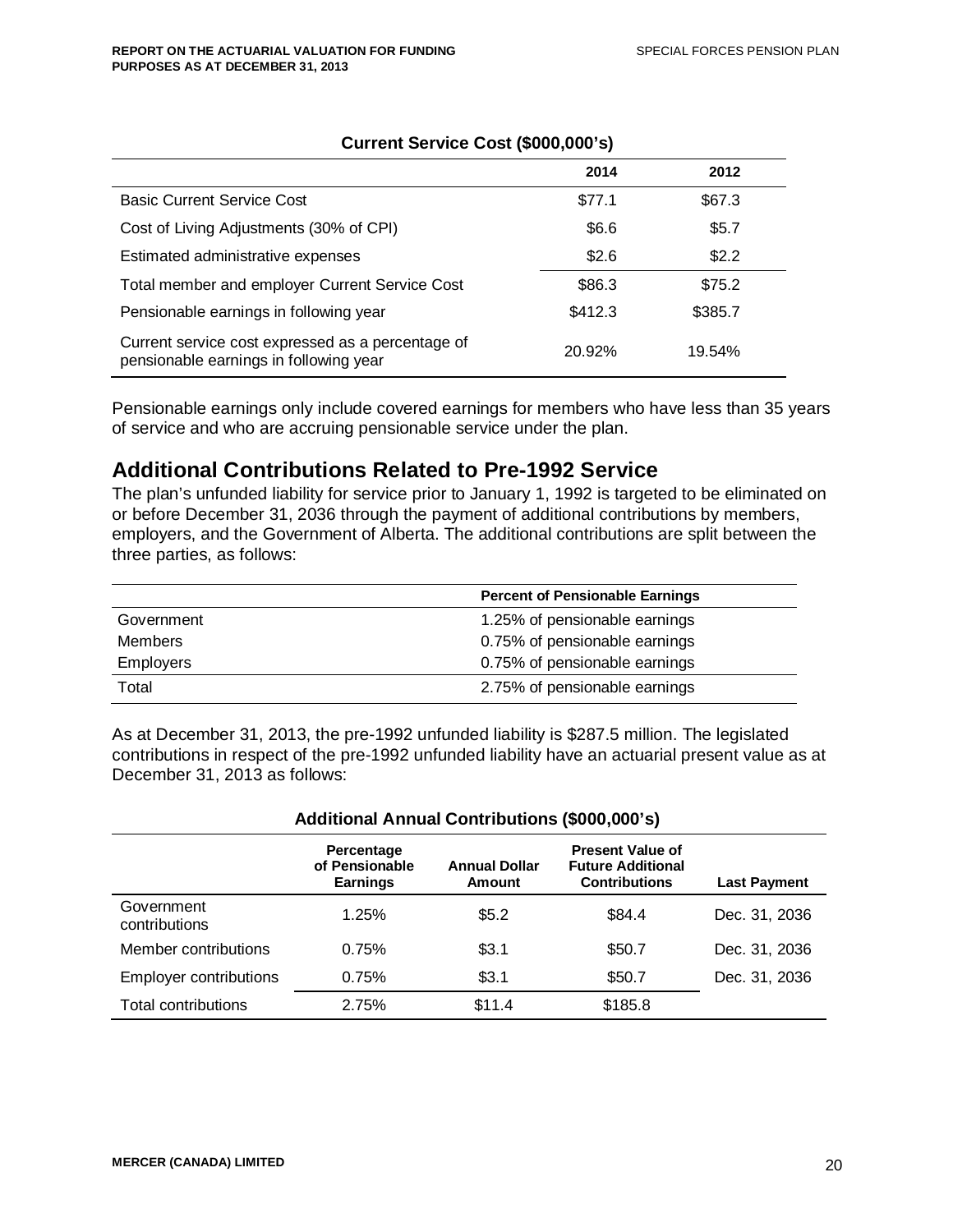**Current Service Cost ($000,000's)**

| | 2014 | 2012 |
|---|---|---|
| Basic Current Service Cost | $77.1 | $67.3 |
| Cost of Living Adjustments (30% of CPI) | $6.6 | $5.7 |
| Estimated administrative expenses | $2.6 | $2.2 |
| Total member and employer Current Service Cost | $86.3 | $75.2 |
| Pensionable earnings in following year | $412.3 | $385.7 |
| Current service cost expressed as a percentage of pensionable earnings in following year | 20.92% | 19.54% |

Pensionable earnings only include covered earnings for members who have less than 35 years of service and who are accruing pensionable service under the plan.

## Additional Contributions Related to Pre-1992 Service

The plan's unfunded liability for service prior to January 1, 1992 is targeted to be eliminated on or before December 31, 2036 through the payment of additional contributions by members, employers, and the Government of Alberta. The additional contributions are split between the three parties, as follows:

| | Percent of Pensionable Earnings |
|---|---|
| Government | 1.25% of pensionable earnings |
| Members | 0.75% of pensionable earnings |
| Employers | 0.75% of pensionable earnings |
| Total | 2.75% of pensionable earnings |

As at December 31, 2013, the pre-1992 unfunded liability is $287.5 million. The legislated contributions in respect of the pre-1992 unfunded liability have an actuarial present value as at December 31, 2013 as follows:

**Additional Annual Contributions ($000,000's)**

| | Percentage of Pensionable Earnings | Annual Dollar Amount | Present Value of Future Additional Contributions | Last Payment |
|---|---|---|---|---|
| Government contributions | 1.25% | $5.2 | $84.4 | Dec. 31, 2036 |
| Member contributions | 0.75% | $3.1 | $50.7 | Dec. 31, 2036 |
| Employer contributions | 0.75% | $3.1 | $50.7 | Dec. 31, 2036 |
| Total contributions | 2.75% | $11.4 | $185.8 | |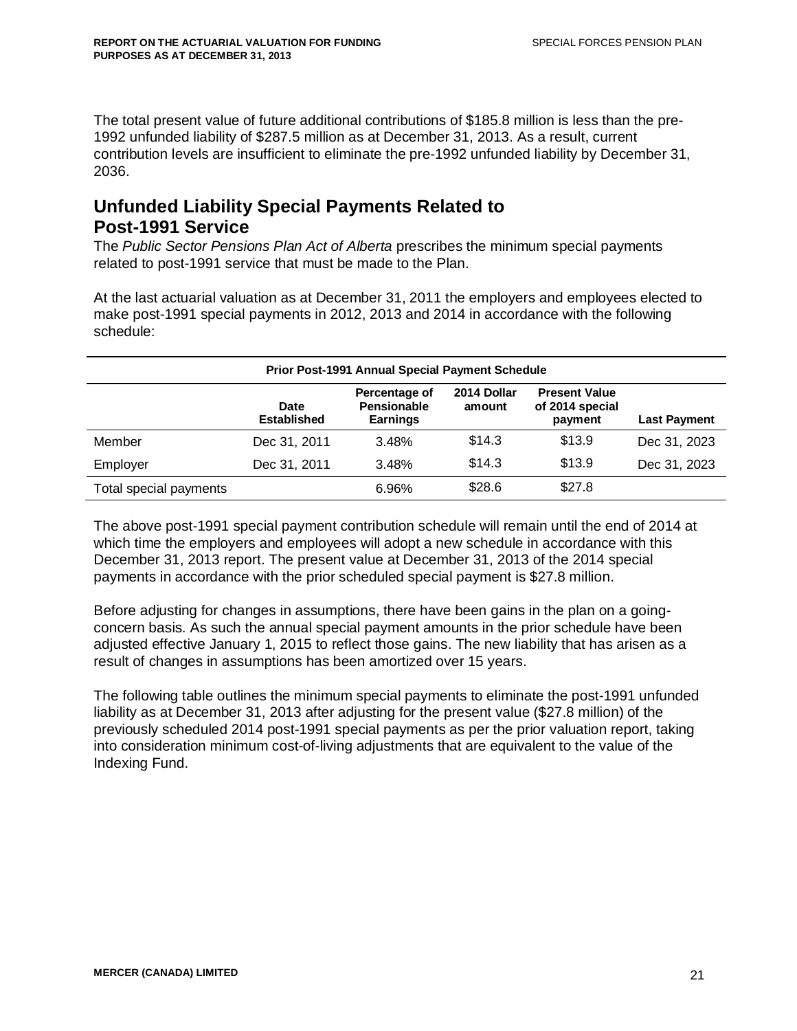The total present value of future additional contributions of $185.8 million is less than the pre-1992 unfunded liability of $287.5 million as at December 31, 2013. As a result, current contribution levels are insufficient to eliminate the pre-1992 unfunded liability by December 31, 2036.

## Unfunded Liability Special Payments Related to Post-1991 Service

The *Public Sector Pensions Plan Act of Alberta* prescribes the minimum special payments related to post-1991 service that must be made to the Plan.

At the last actuarial valuation as at December 31, 2011 the employers and employees elected to make post-1991 special payments in 2012, 2013 and 2014 in accordance with the following schedule:

**Prior Post-1991 Annual Special Payment Schedule**

| | Date Established | Percentage of Pensionable Earnings | 2014 Dollar amount | Present Value of 2014 special payment | Last Payment |
|---|---|---|---|---|---|
| Member | Dec 31, 2011 | 3.48% | $14.3 | $13.9 | Dec 31, 2023 |
| Employer | Dec 31, 2011 | 3.48% | $14.3 | $13.9 | Dec 31, 2023 |
| Total special payments | | 6.96% | $28.6 | $27.8 | |

The above post-1991 special payment contribution schedule will remain until the end of 2014 at which time the employers and employees will adopt a new schedule in accordance with this December 31, 2013 report. The present value at December 31, 2013 of the 2014 special payments in accordance with the prior scheduled special payment is $27.8 million.

Before adjusting for changes in assumptions, there have been gains in the plan on a going-concern basis. As such the annual special payment amounts in the prior schedule have been adjusted effective January 1, 2015 to reflect those gains. The new liability that has arisen as a result of changes in assumptions has been amortized over 15 years.

The following table outlines the minimum special payments to eliminate the post-1991 unfunded liability as at December 31, 2013 after adjusting for the present value ($27.8 million) of the previously scheduled 2014 post-1991 special payments as per the prior valuation report, taking into consideration minimum cost-of-living adjustments that are equivalent to the value of the Indexing Fund.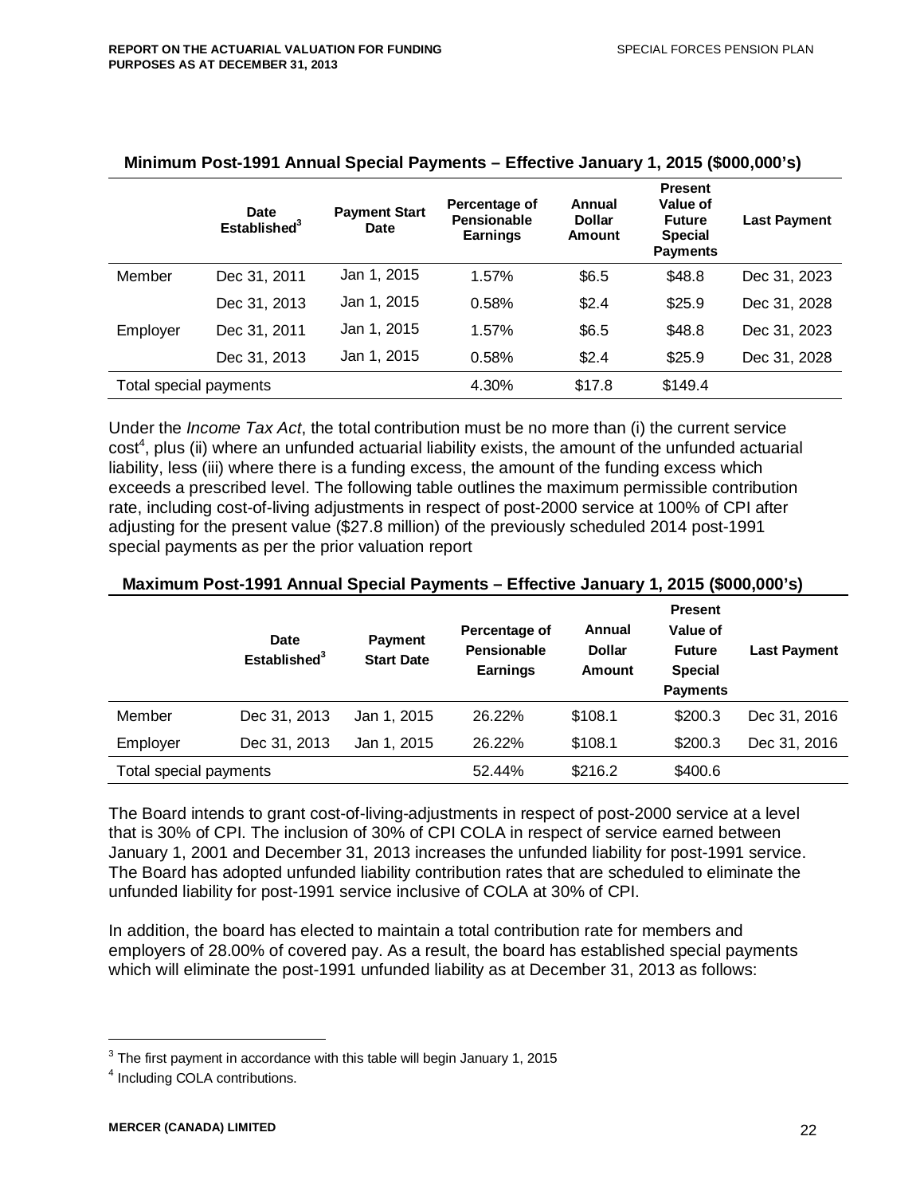**Minimum Post-1991 Annual Special Payments – Effective January 1, 2015 ($000,000's)**

| | Date Established[3] | Payment Start Date | Percentage of Pensionable Earnings | Annual Dollar Amount | Present Value of Future Special Payments | Last Payment |
|---|---|---|---|---|---|---|
| Member | Dec 31, 2011 | Jan 1, 2015 | 1.57% | $6.5 | $48.8 | Dec 31, 2023 |
| | Dec 31, 2013 | Jan 1, 2015 | 0.58% | $2.4 | $25.9 | Dec 31, 2028 |
| Employer | Dec 31, 2011 | Jan 1, 2015 | 1.57% | $6.5 | $48.8 | Dec 31, 2023 |
| | Dec 31, 2013 | Jan 1, 2015 | 0.58% | $2.4 | $25.9 | Dec 31, 2028 |
| Total special payments | | | 4.30% | $17.8 | $149.4 | |

Under the *Income Tax Act*, the total contribution must be no more than (i) the current service cost[4], plus (ii) where an unfunded actuarial liability exists, the amount of the unfunded actuarial liability, less (iii) where there is a funding excess, the amount of the funding excess which exceeds a prescribed level. The following table outlines the maximum permissible contribution rate, including cost-of-living adjustments in respect of post-2000 service at 100% of CPI after adjusting for the present value ($27.8 million) of the previously scheduled 2014 post-1991 special payments as per the prior valuation report

**Maximum Post-1991 Annual Special Payments – Effective January 1, 2015 ($000,000's)**

| | Date Established[3] | Payment Start Date | Percentage of Pensionable Earnings | Annual Dollar Amount | Present Value of Future Special Payments | Last Payment |
|---|---|---|---|---|---|---|
| Member | Dec 31, 2013 | Jan 1, 2015 | 26.22% | $108.1 | $200.3 | Dec 31, 2016 |
| Employer | Dec 31, 2013 | Jan 1, 2015 | 26.22% | $108.1 | $200.3 | Dec 31, 2016 |
| Total special payments | | | 52.44% | $216.2 | $400.6 | |

The Board intends to grant cost-of-living-adjustments in respect of post-2000 service at a level that is 30% of CPI. The inclusion of 30% of CPI COLA in respect of service earned between January 1, 2001 and December 31, 2013 increases the unfunded liability for post-1991 service. The Board has adopted unfunded liability contribution rates that are scheduled to eliminate the unfunded liability for post-1991 service inclusive of COLA at 30% of CPI.

In addition, the board has elected to maintain a total contribution rate for members and employers of 28.00% of covered pay. As a result, the board has established special payments which will eliminate the post-1991 unfunded liability as at December 31, 2013 as follows:

[3] The first payment in accordance with this table will begin January 1, 2015

[4] Including COLA contributions.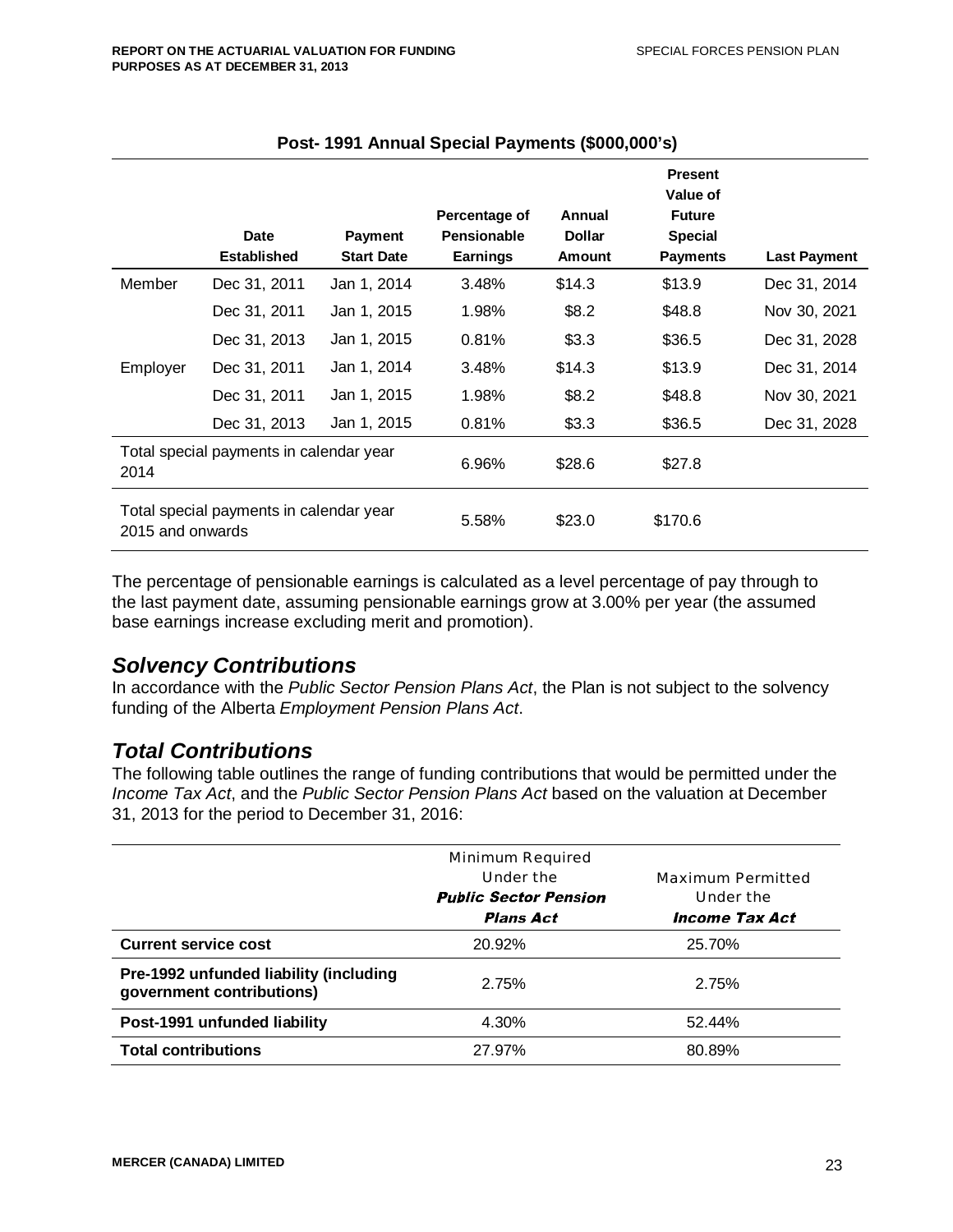**Post- 1991 Annual Special Payments ($000,000's)**

| | Date Established | Payment Start Date | Percentage of Pensionable Earnings | Annual Dollar Amount | Present Value of Future Special Payments | Last Payment |
|---|---|---|---|---|---|---|
| Member | Dec 31, 2011 | Jan 1, 2014 | 3.48% | $14.3 | $13.9 | Dec 31, 2014 |
| | Dec 31, 2011 | Jan 1, 2015 | 1.98% | $8.2 | $48.8 | Nov 30, 2021 |
| | Dec 31, 2013 | Jan 1, 2015 | 0.81% | $3.3 | $36.5 | Dec 31, 2028 |
| Employer | Dec 31, 2011 | Jan 1, 2014 | 3.48% | $14.3 | $13.9 | Dec 31, 2014 |
| | Dec 31, 2011 | Jan 1, 2015 | 1.98% | $8.2 | $48.8 | Nov 30, 2021 |
| | Dec 31, 2013 | Jan 1, 2015 | 0.81% | $3.3 | $36.5 | Dec 31, 2028 |
| Total special payments in calendar year 2014 | | | 6.96% | $28.6 | $27.8 | |
| Total special payments in calendar year 2015 and onwards | | | 5.58% | $23.0 | $170.6 | |

The percentage of pensionable earnings is calculated as a level percentage of pay through to the last payment date, assuming pensionable earnings grow at 3.00% per year (the assumed base earnings increase excluding merit and promotion).

## *Solvency Contributions*

In accordance with the *Public Sector Pension Plans Act*, the Plan is not subject to the solvency funding of the Alberta *Employment Pension Plans Act*.

## *Total Contributions*

The following table outlines the range of funding contributions that would be permitted under the *Income Tax Act*, and the *Public Sector Pension Plans Act* based on the valuation at December 31, 2013 for the period to December 31, 2016:

| | Minimum Required Under the ***Public Sector Pension Plans Act*** | Maximum Permitted Under the ***Income Tax Act*** |
|---|---|---|
| **Current service cost** | 20.92% | 25.70% |
| **Pre-1992 unfunded liability (including government contributions)** | 2.75% | 2.75% |
| **Post-1991 unfunded liability** | 4.30% | 52.44% |
| **Total contributions** | 27.97% | 80.89% |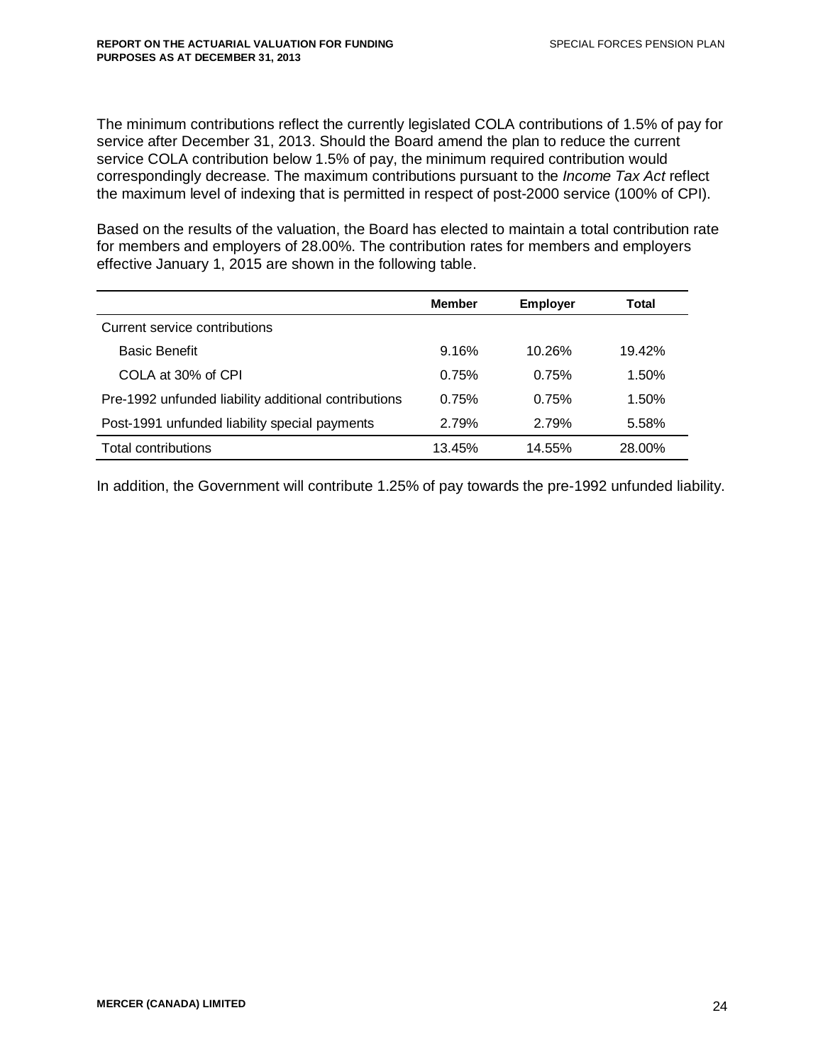The minimum contributions reflect the currently legislated COLA contributions of 1.5% of pay for service after December 31, 2013. Should the Board amend the plan to reduce the current service COLA contribution below 1.5% of pay, the minimum required contribution would correspondingly decrease. The maximum contributions pursuant to the *Income Tax Act* reflect the maximum level of indexing that is permitted in respect of post-2000 service (100% of CPI).

Based on the results of the valuation, the Board has elected to maintain a total contribution rate for members and employers of 28.00%. The contribution rates for members and employers effective January 1, 2015 are shown in the following table.

| | Member | Employer | Total |
|---|---|---|---|
| Current service contributions | | | |
| Basic Benefit | 9.16% | 10.26% | 19.42% |
| COLA at 30% of CPI | 0.75% | 0.75% | 1.50% |
| Pre-1992 unfunded liability additional contributions | 0.75% | 0.75% | 1.50% |
| Post-1991 unfunded liability special payments | 2.79% | 2.79% | 5.58% |
| Total contributions | 13.45% | 14.55% | 28.00% |

In addition, the Government will contribute 1.25% of pay towards the pre-1992 unfunded liability.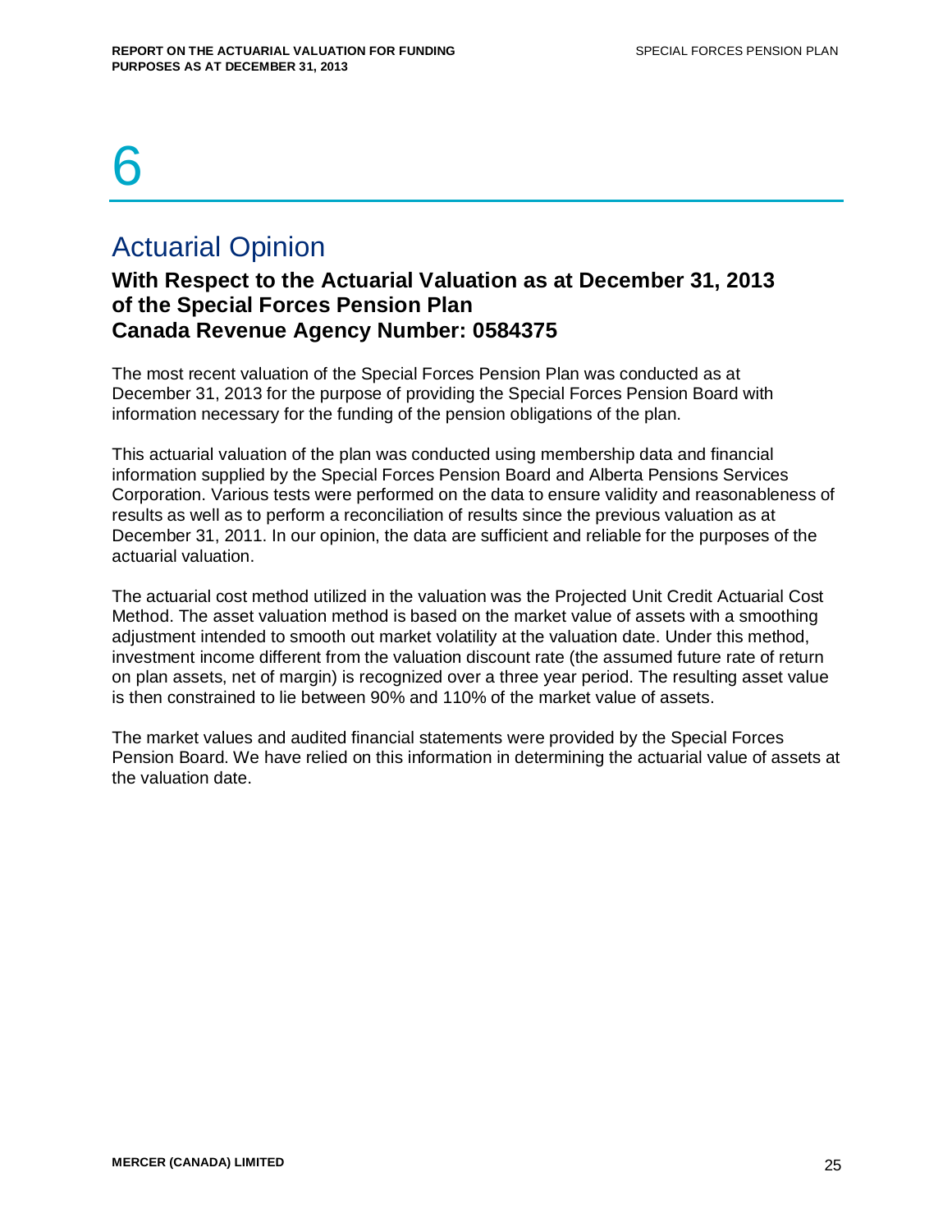# 6

## Actuarial Opinion

### With Respect to the Actuarial Valuation as at December 31, 2013 of the Special Forces Pension Plan Canada Revenue Agency Number: 0584375

The most recent valuation of the Special Forces Pension Plan was conducted as at December 31, 2013 for the purpose of providing the Special Forces Pension Board with information necessary for the funding of the pension obligations of the plan.

This actuarial valuation of the plan was conducted using membership data and financial information supplied by the Special Forces Pension Board and Alberta Pensions Services Corporation. Various tests were performed on the data to ensure validity and reasonableness of results as well as to perform a reconciliation of results since the previous valuation as at December 31, 2011. In our opinion, the data are sufficient and reliable for the purposes of the actuarial valuation.

The actuarial cost method utilized in the valuation was the Projected Unit Credit Actuarial Cost Method. The asset valuation method is based on the market value of assets with a smoothing adjustment intended to smooth out market volatility at the valuation date. Under this method, investment income different from the valuation discount rate (the assumed future rate of return on plan assets, net of margin) is recognized over a three year period. The resulting asset value is then constrained to lie between 90% and 110% of the market value of assets.

The market values and audited financial statements were provided by the Special Forces Pension Board. We have relied on this information in determining the actuarial value of assets at the valuation date.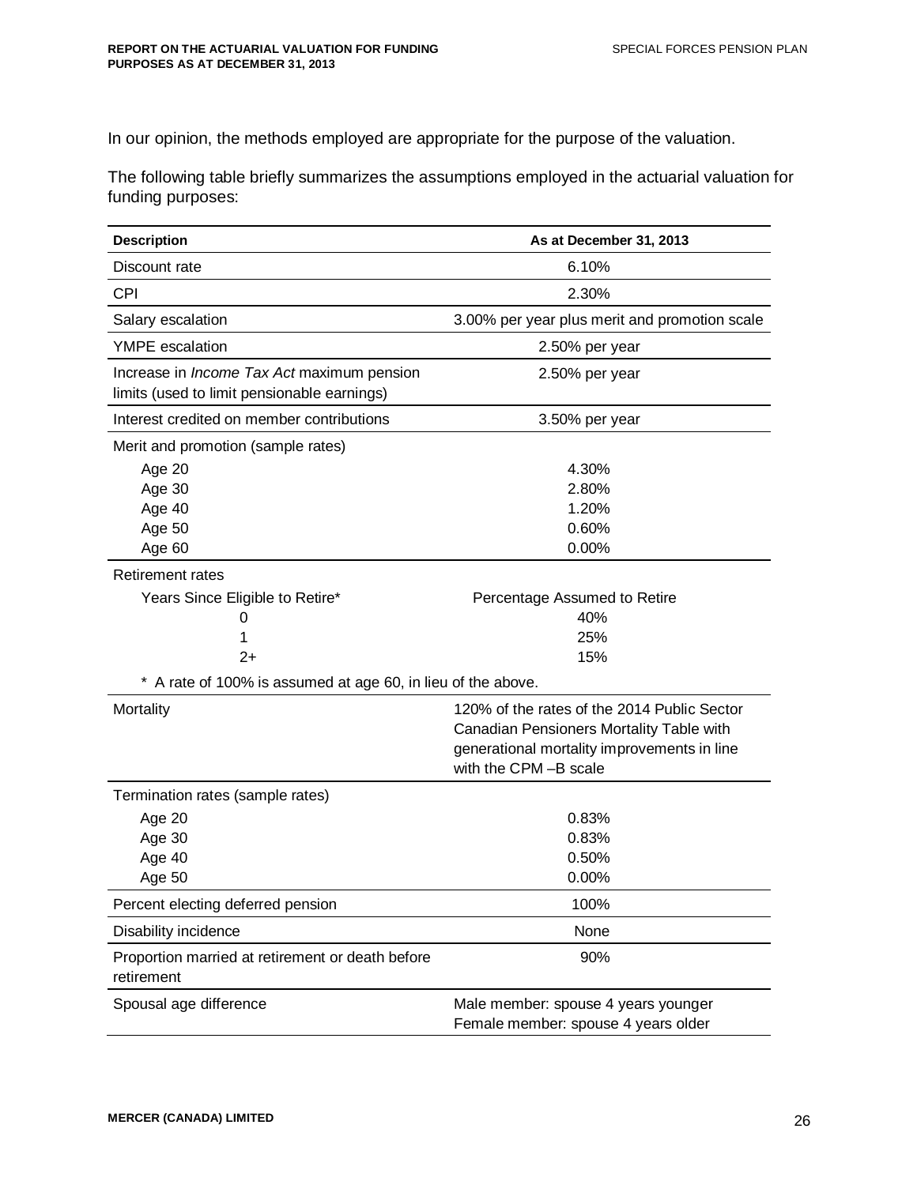In our opinion, the methods employed are appropriate for the purpose of the valuation.

The following table briefly summarizes the assumptions employed in the actuarial valuation for funding purposes:

| Description | As at December 31, 2013 |
|---|---|
| Discount rate | 6.10% |
| CPI | 2.30% |
| Salary escalation | 3.00% per year plus merit and promotion scale |
| YMPE escalation | 2.50% per year |
| Increase in *Income Tax Act* maximum pension limits (used to limit pensionable earnings) | 2.50% per year |
| Interest credited on member contributions | 3.50% per year |
| Merit and promotion (sample rates) | |
| Age 20 | 4.30% |
| Age 30 | 2.80% |
| Age 40 | 1.20% |
| Age 50 | 0.60% |
| Age 60 | 0.00% |
| Retirement rates | |
| Years Since Eligible to Retire* | Percentage Assumed to Retire |
| 0 | 40% |
| 1 | 25% |
| 2+ | 15% |
| * A rate of 100% is assumed at age 60, in lieu of the above. | |
| Mortality | 120% of the rates of the 2014 Public Sector Canadian Pensioners Mortality Table with generational mortality improvements in line with the CPM –B scale |
| Termination rates (sample rates) | |
| Age 20 | 0.83% |
| Age 30 | 0.83% |
| Age 40 | 0.50% |
| Age 50 | 0.00% |
| Percent electing deferred pension | 100% |
| Disability incidence | None |
| Proportion married at retirement or death before retirement | 90% |
| Spousal age difference | Male member: spouse 4 years younger<br>Female member: spouse 4 years older |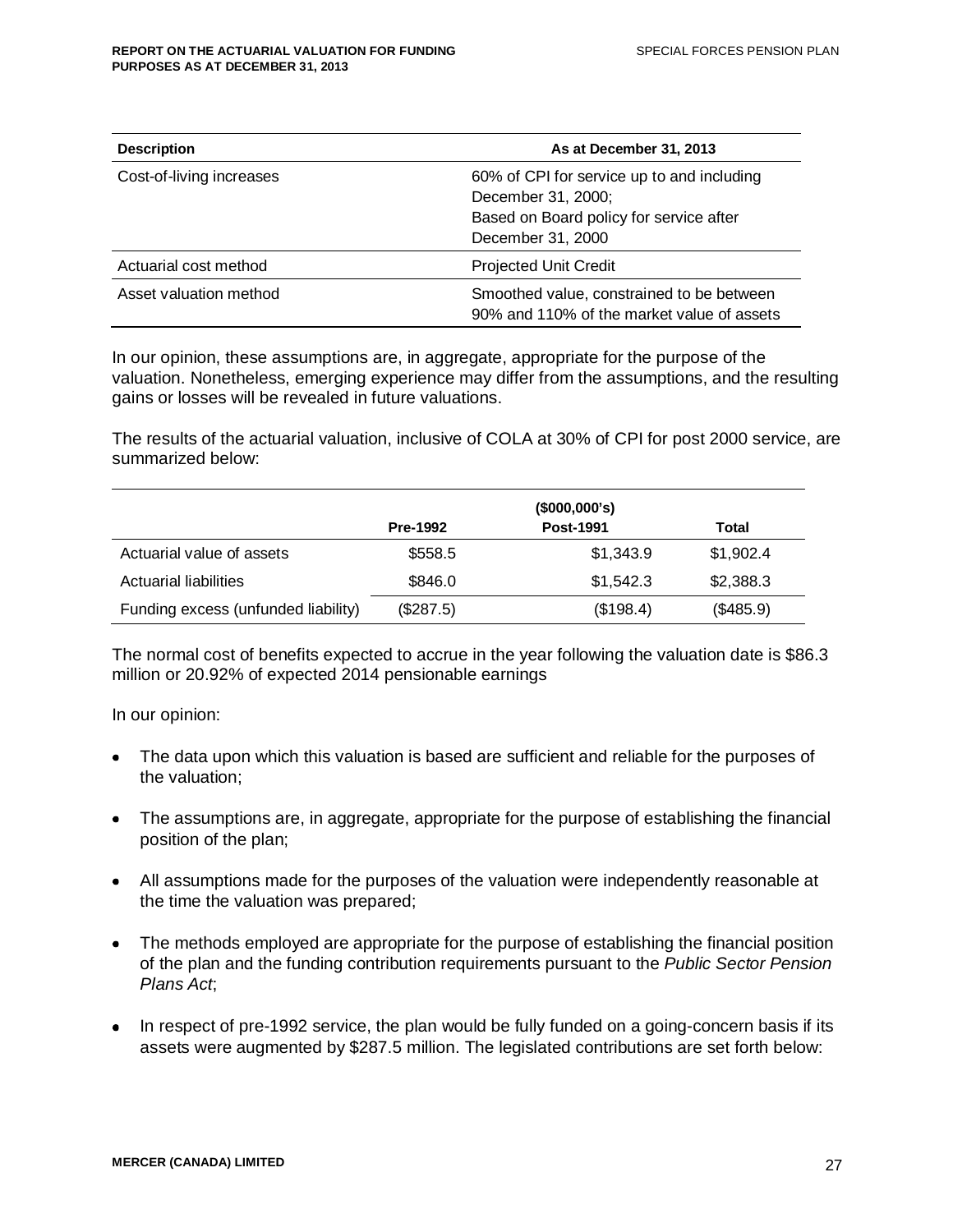| Description | As at December 31, 2013 |
|---|---|
| Cost-of-living increases | 60% of CPI for service up to and including December 31, 2000; Based on Board policy for service after December 31, 2000 |
| Actuarial cost method | Projected Unit Credit |
| Asset valuation method | Smoothed value, constrained to be between 90% and 110% of the market value of assets |

In our opinion, these assumptions are, in aggregate, appropriate for the purpose of the valuation. Nonetheless, emerging experience may differ from the assumptions, and the resulting gains or losses will be revealed in future valuations.

The results of the actuarial valuation, inclusive of COLA at 30% of CPI for post 2000 service, are summarized below:

| | ($000,000's) | | |
|---|---|---|---|
| | Pre-1992 | Post-1991 | Total |
| Actuarial value of assets | $558.5 | $1,343.9 | $1,902.4 |
| Actuarial liabilities | $846.0 | $1,542.3 | $2,388.3 |
| Funding excess (unfunded liability) | ($287.5) | ($198.4) | ($485.9) |

The normal cost of benefits expected to accrue in the year following the valuation date is $86.3 million or 20.92% of expected 2014 pensionable earnings

In our opinion:

- The data upon which this valuation is based are sufficient and reliable for the purposes of the valuation;
- The assumptions are, in aggregate, appropriate for the purpose of establishing the financial position of the plan;
- All assumptions made for the purposes of the valuation were independently reasonable at the time the valuation was prepared;
- The methods employed are appropriate for the purpose of establishing the financial position of the plan and the funding contribution requirements pursuant to the *Public Sector Pension Plans Act*;
- In respect of pre-1992 service, the plan would be fully funded on a going-concern basis if its assets were augmented by $287.5 million. The legislated contributions are set forth below: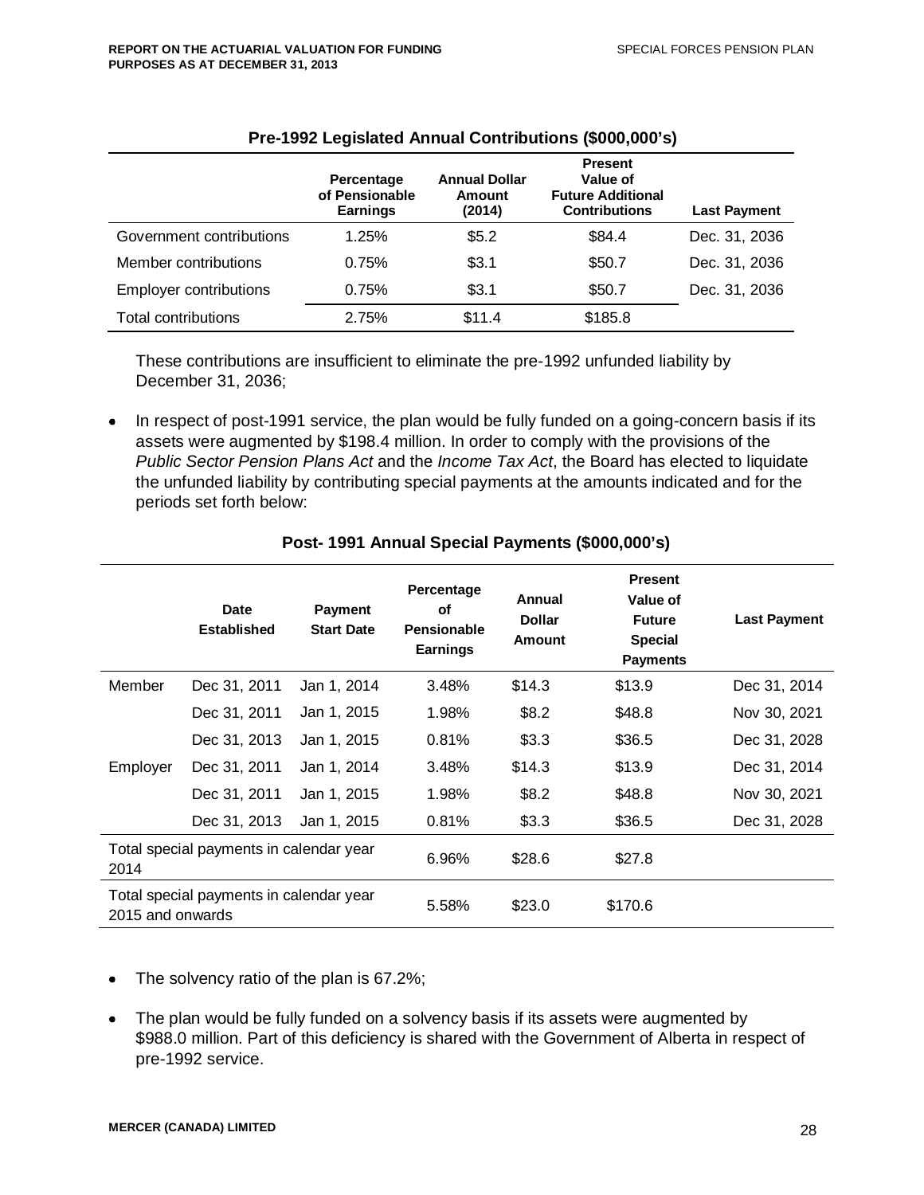**Pre-1992 Legislated Annual Contributions ($000,000's)**

| | Percentage of Pensionable Earnings | Annual Dollar Amount (2014) | Present Value of Future Additional Contributions | Last Payment |
|---|---|---|---|---|
| Government contributions | 1.25% | $5.2 | $84.4 | Dec. 31, 2036 |
| Member contributions | 0.75% | $3.1 | $50.7 | Dec. 31, 2036 |
| Employer contributions | 0.75% | $3.1 | $50.7 | Dec. 31, 2036 |
| Total contributions | 2.75% | $11.4 | $185.8 | |

These contributions are insufficient to eliminate the pre-1992 unfunded liability by December 31, 2036;

- In respect of post-1991 service, the plan would be fully funded on a going-concern basis if its assets were augmented by $198.4 million. In order to comply with the provisions of the *Public Sector Pension Plans Act* and the *Income Tax Act*, the Board has elected to liquidate the unfunded liability by contributing special payments at the amounts indicated and for the periods set forth below:

**Post- 1991 Annual Special Payments ($000,000's)**

| | Date Established | Payment Start Date | Percentage of Pensionable Earnings | Annual Dollar Amount | Present Value of Future Special Payments | Last Payment |
|---|---|---|---|---|---|---|
| Member | Dec 31, 2011 | Jan 1, 2014 | 3.48% | $14.3 | $13.9 | Dec 31, 2014 |
| | Dec 31, 2011 | Jan 1, 2015 | 1.98% | $8.2 | $48.8 | Nov 30, 2021 |
| | Dec 31, 2013 | Jan 1, 2015 | 0.81% | $3.3 | $36.5 | Dec 31, 2028 |
| Employer | Dec 31, 2011 | Jan 1, 2014 | 3.48% | $14.3 | $13.9 | Dec 31, 2014 |
| | Dec 31, 2011 | Jan 1, 2015 | 1.98% | $8.2 | $48.8 | Nov 30, 2021 |
| | Dec 31, 2013 | Jan 1, 2015 | 0.81% | $3.3 | $36.5 | Dec 31, 2028 |
| Total special payments in calendar year 2014 | | | 6.96% | $28.6 | $27.8 | |
| Total special payments in calendar year 2015 and onwards | | | 5.58% | $23.0 | $170.6 | |

- The solvency ratio of the plan is 67.2%;
- The plan would be fully funded on a solvency basis if its assets were augmented by $988.0 million. Part of this deficiency is shared with the Government of Alberta in respect of pre-1992 service.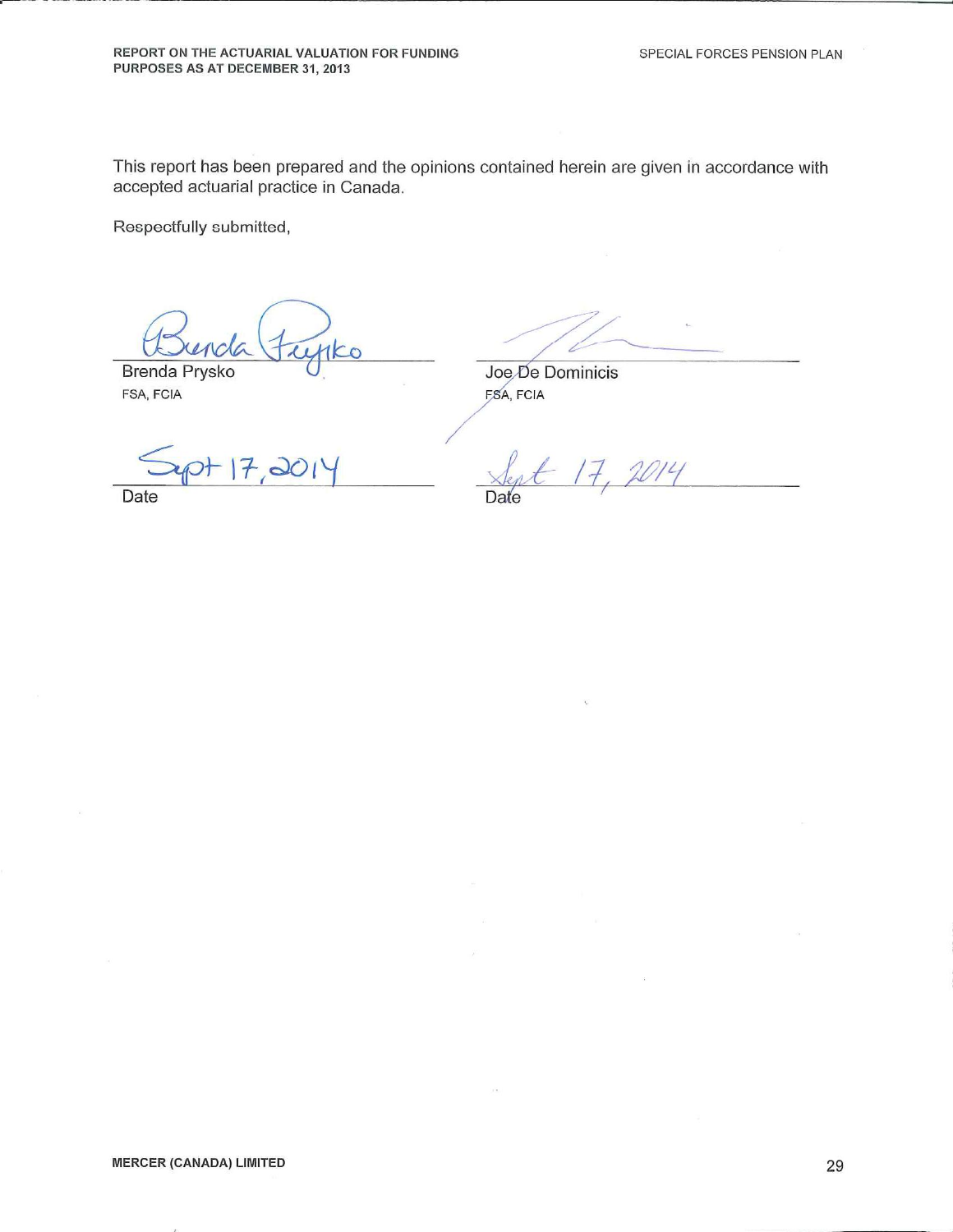This report has been prepared and the opinions contained herein are given in accordance with accepted actuarial practice in Canada.

Respectfully submitted,

| | |
|---|---|
| Brenda Prysko | Joe De Dominicis |
| FSA, FCIA | FSA, FCIA |
| Sept 17, 2014 | Sept 17, 2014 |
| Date | Date |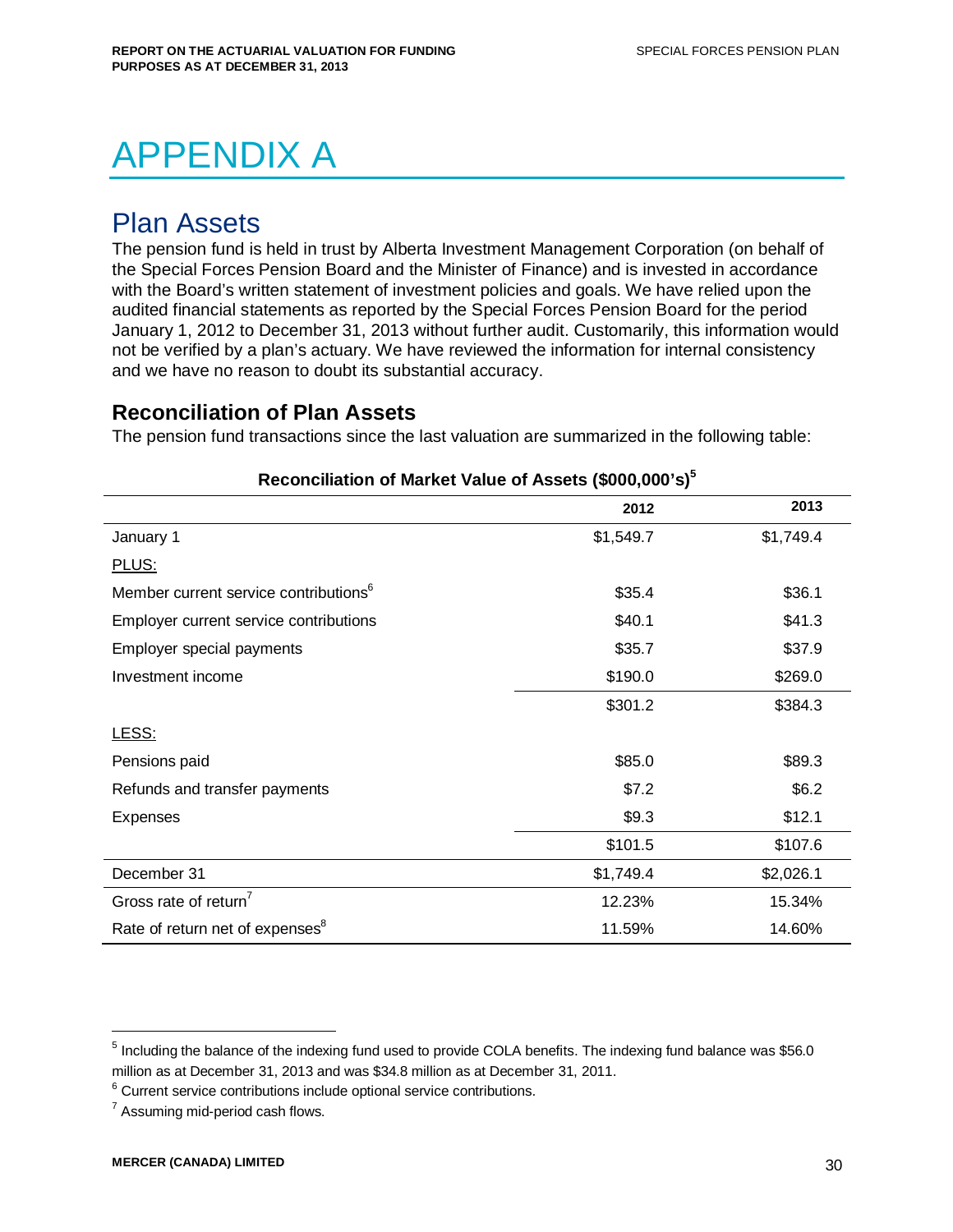// APPENDIX A

## Plan Assets

The pension fund is held in trust by Alberta Investment Management Corporation (on behalf of the Special Forces Pension Board and the Minister of Finance) and is invested in accordance with the Board's written statement of investment policies and goals. We have relied upon the audited financial statements as reported by the Special Forces Pension Board for the period January 1, 2012 to December 31, 2013 without further audit. Customarily, this information would not be verified by a plan's actuary. We have reviewed the information for internal consistency and we have no reason to doubt its substantial accuracy.

### Reconciliation of Plan Assets

The pension fund transactions since the last valuation are summarized in the following table:

**Reconciliation of Market Value of Assets ($000,000's)[5]**

| | 2012 | 2013 |
|---|---|---|
| January 1 | $1,549.7 | $1,749.4 |
| PLUS: | | |
| Member current service contributions[6] | $35.4 | $36.1 |
| Employer current service contributions | $40.1 | $41.3 |
| Employer special payments | $35.7 | $37.9 |
| Investment income | $190.0 | $269.0 |
| | $301.2 | $384.3 |
| LESS: | | |
| Pensions paid | $85.0 | $89.3 |
| Refunds and transfer payments | $7.2 | $6.2 |
| Expenses | $9.3 | $12.1 |
| | $101.5 | $107.6 |
| December 31 | $1,749.4 | $2,026.1 |
| Gross rate of return[7] | 12.23% | 15.34% |
| Rate of return net of expenses[8] | 11.59% | 14.60% |

---

[5] Including the balance of the indexing fund used to provide COLA benefits. The indexing fund balance was $56.0 million as at December 31, 2013 and was $34.8 million as at December 31, 2011.

[6] Current service contributions include optional service contributions.

[7] Assuming mid-period cash flows.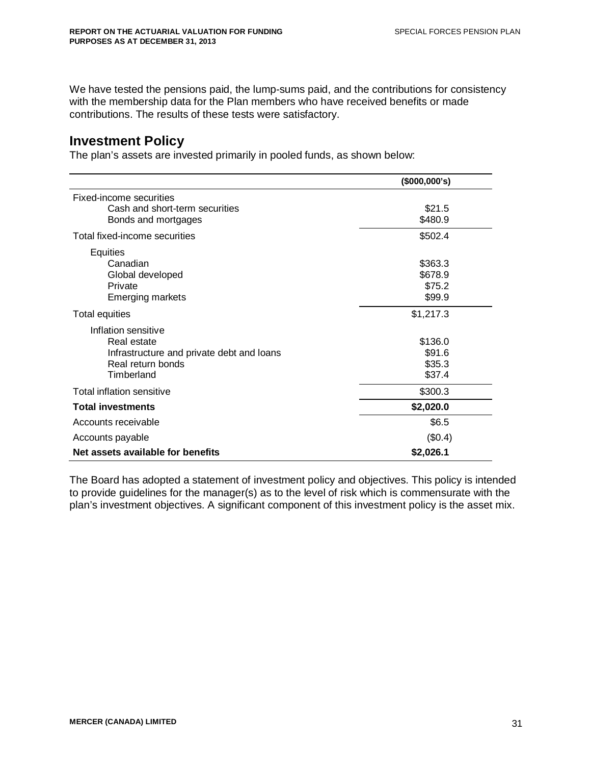We have tested the pensions paid, the lump-sums paid, and the contributions for consistency with the membership data for the Plan members who have received benefits or made contributions. The results of these tests were satisfactory.

## Investment Policy

The plan's assets are invested primarily in pooled funds, as shown below:

| | ($000,000's) |
|---|---|
| Fixed-income securities | |
| Cash and short-term securities | $21.5 |
| Bonds and mortgages | $480.9 |
| Total fixed-income securities | $502.4 |
| Equities | |
| Canadian | $363.3 |
| Global developed | $678.9 |
| Private | $75.2 |
| Emerging markets | $99.9 |
| Total equities | $1,217.3 |
| Inflation sensitive | |
| Real estate | $136.0 |
| Infrastructure and private debt and loans | $91.6 |
| Real return bonds | $35.3 |
| Timberland | $37.4 |
| Total inflation sensitive | $300.3 |
| **Total investments** | **$2,020.0** |
| Accounts receivable | $6.5 |
| Accounts payable | ($0.4) |
| **Net assets available for benefits** | **$2,026.1** |

The Board has adopted a statement of investment policy and objectives. This policy is intended to provide guidelines for the manager(s) as to the level of risk which is commensurate with the plan's investment objectives. A significant component of this investment policy is the asset mix.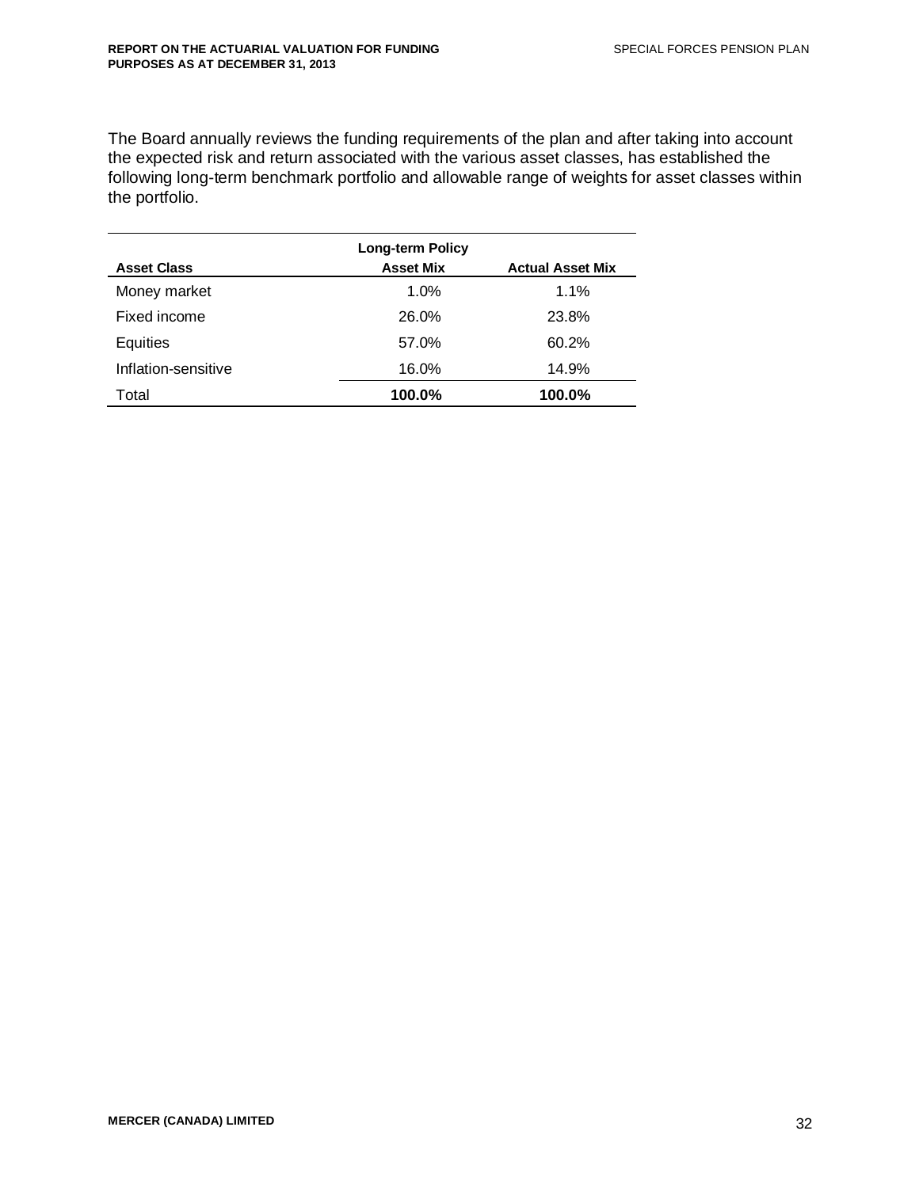The Board annually reviews the funding requirements of the plan and after taking into account the expected risk and return associated with the various asset classes, has established the following long-term benchmark portfolio and allowable range of weights for asset classes within the portfolio.

| Asset Class | Long-term Policy Asset Mix | Actual Asset Mix |
|---|---|---|
| Money market | 1.0% | 1.1% |
| Fixed income | 26.0% | 23.8% |
| Equities | 57.0% | 60.2% |
| Inflation-sensitive | 16.0% | 14.9% |
| Total | **100.0%** | **100.0%** |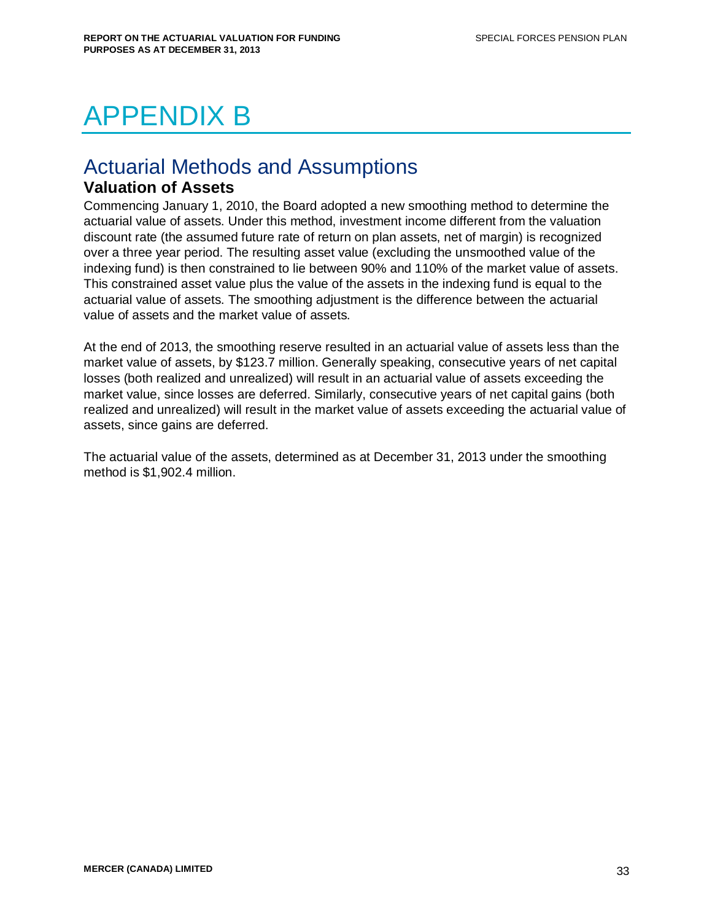# APPENDIX B

## Actuarial Methods and Assumptions

### Valuation of Assets

Commencing January 1, 2010, the Board adopted a new smoothing method to determine the actuarial value of assets. Under this method, investment income different from the valuation discount rate (the assumed future rate of return on plan assets, net of margin) is recognized over a three year period. The resulting asset value (excluding the unsmoothed value of the indexing fund) is then constrained to lie between 90% and 110% of the market value of assets. This constrained asset value plus the value of the assets in the indexing fund is equal to the actuarial value of assets. The smoothing adjustment is the difference between the actuarial value of assets and the market value of assets.

At the end of 2013, the smoothing reserve resulted in an actuarial value of assets less than the market value of assets, by $123.7 million. Generally speaking, consecutive years of net capital losses (both realized and unrealized) will result in an actuarial value of assets exceeding the market value, since losses are deferred. Similarly, consecutive years of net capital gains (both realized and unrealized) will result in the market value of assets exceeding the actuarial value of assets, since gains are deferred.

The actuarial value of the assets, determined as at December 31, 2013 under the smoothing method is $1,902.4 million.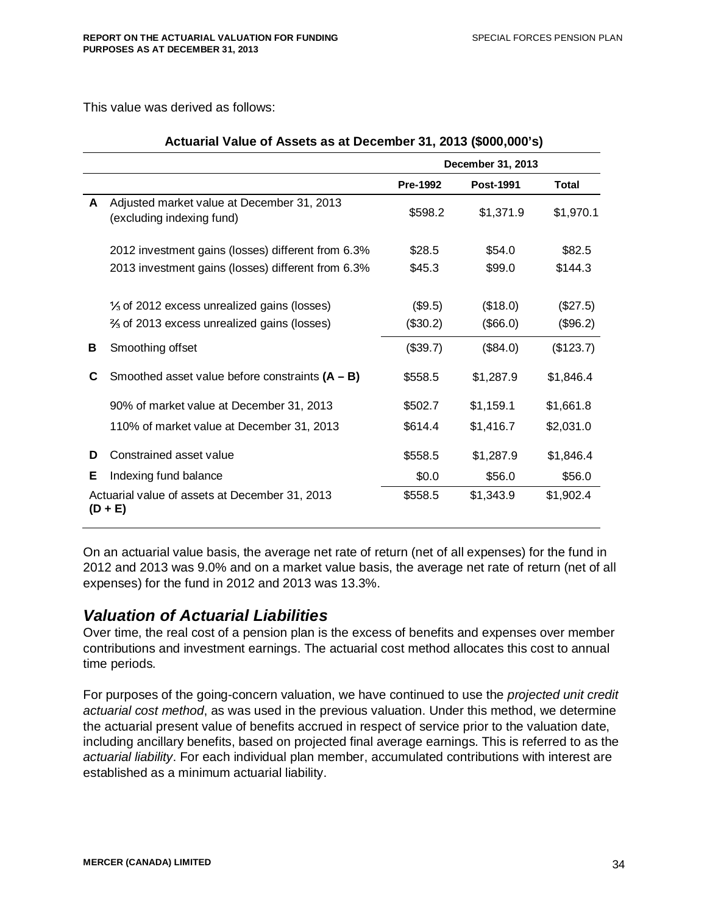This value was derived as follows:

**Actuarial Value of Assets as at December 31, 2013 ($000,000's)**

| | | December 31, 2013 | | |
|---|---|---|---|---|
| | | **Pre-1992** | **Post-1991** | **Total** |
| **A** | Adjusted market value at December 31, 2013 (excluding indexing fund) | $598.2 | $1,371.9 | $1,970.1 |
| | 2012 investment gains (losses) different from 6.3% | $28.5 | $54.0 | $82.5 |
| | 2013 investment gains (losses) different from 6.3% | $45.3 | $99.0 | $144.3 |
| | ⅓ of 2012 excess unrealized gains (losses) | ($9.5) | ($18.0) | ($27.5) |
| | ⅔ of 2013 excess unrealized gains (losses) | ($30.2) | ($66.0) | ($96.2) |
| **B** | Smoothing offset | ($39.7) | ($84.0) | ($123.7) |
| **C** | Smoothed asset value before constraints **(A – B)** | $558.5 | $1,287.9 | $1,846.4 |
| | 90% of market value at December 31, 2013 | $502.7 | $1,159.1 | $1,661.8 |
| | 110% of market value at December 31, 2013 | $614.4 | $1,416.7 | $2,031.0 |
| **D** | Constrained asset value | $558.5 | $1,287.9 | $1,846.4 |
| **E** | Indexing fund balance | $0.0 | $56.0 | $56.0 |
| | Actuarial value of assets at December 31, 2013 **(D + E)** | $558.5 | $1,343.9 | $1,902.4 |

On an actuarial value basis, the average net rate of return (net of all expenses) for the fund in 2012 and 2013 was 9.0% and on a market value basis, the average net rate of return (net of all expenses) for the fund in 2012 and 2013 was 13.3%.

## *Valuation of Actuarial Liabilities*

Over time, the real cost of a pension plan is the excess of benefits and expenses over member contributions and investment earnings. The actuarial cost method allocates this cost to annual time periods.

For purposes of the going-concern valuation, we have continued to use the *projected unit credit actuarial cost method*, as was used in the previous valuation. Under this method, we determine the actuarial present value of benefits accrued in respect of service prior to the valuation date, including ancillary benefits, based on projected final average earnings. This is referred to as the *actuarial liability*. For each individual plan member, accumulated contributions with interest are established as a minimum actuarial liability.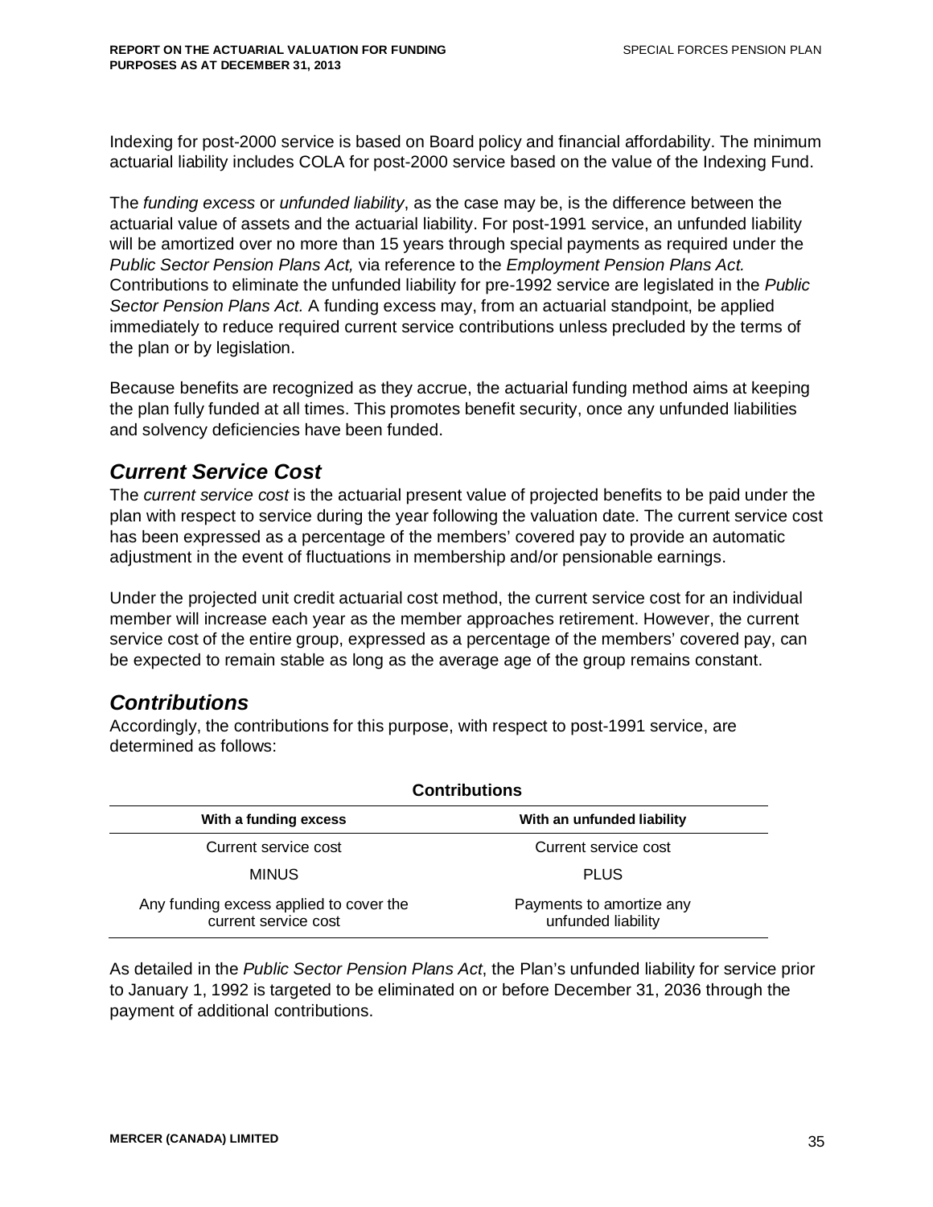Indexing for post-2000 service is based on Board policy and financial affordability. The minimum actuarial liability includes COLA for post-2000 service based on the value of the Indexing Fund.

The *funding excess* or *unfunded liability*, as the case may be, is the difference between the actuarial value of assets and the actuarial liability. For post-1991 service, an unfunded liability will be amortized over no more than 15 years through special payments as required under the *Public Sector Pension Plans Act,* via reference to the *Employment Pension Plans Act.* Contributions to eliminate the unfunded liability for pre-1992 service are legislated in the *Public Sector Pension Plans Act.* A funding excess may, from an actuarial standpoint, be applied immediately to reduce required current service contributions unless precluded by the terms of the plan or by legislation.

Because benefits are recognized as they accrue, the actuarial funding method aims at keeping the plan fully funded at all times. This promotes benefit security, once any unfunded liabilities and solvency deficiencies have been funded.

## *Current Service Cost*

The *current service cost* is the actuarial present value of projected benefits to be paid under the plan with respect to service during the year following the valuation date. The current service cost has been expressed as a percentage of the members' covered pay to provide an automatic adjustment in the event of fluctuations in membership and/or pensionable earnings.

Under the projected unit credit actuarial cost method, the current service cost for an individual member will increase each year as the member approaches retirement. However, the current service cost of the entire group, expressed as a percentage of the members' covered pay, can be expected to remain stable as long as the average age of the group remains constant.

## *Contributions*

Accordingly, the contributions for this purpose, with respect to post-1991 service, are determined as follows:

**Contributions**

| With a funding excess | With an unfunded liability |
|---|---|
| Current service cost | Current service cost |
| MINUS | PLUS |
| Any funding excess applied to cover the current service cost | Payments to amortize any unfunded liability |

As detailed in the *Public Sector Pension Plans Act*, the Plan's unfunded liability for service prior to January 1, 1992 is targeted to be eliminated on or before December 31, 2036 through the payment of additional contributions.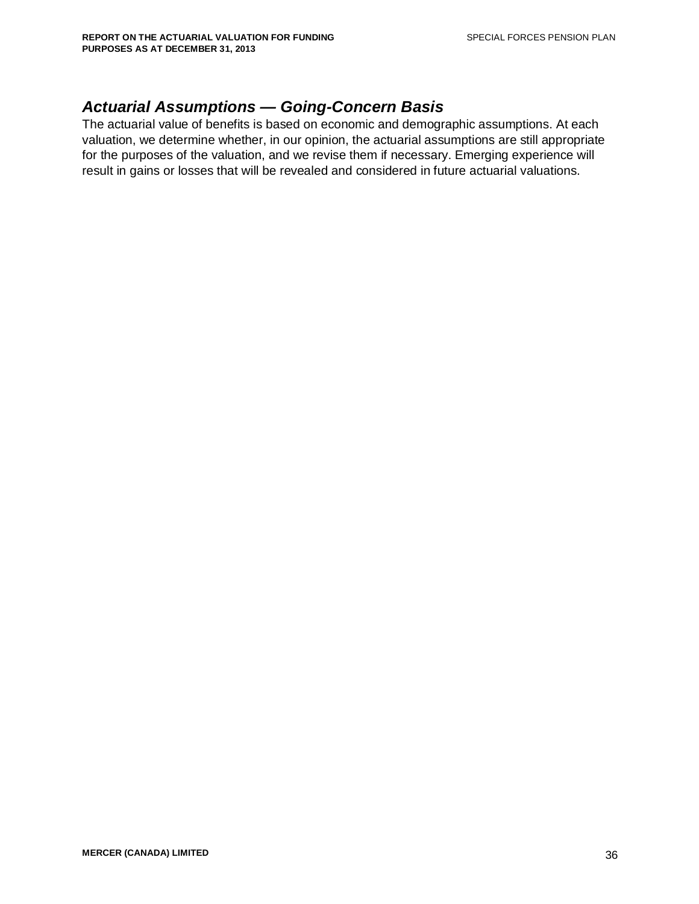## *Actuarial Assumptions — Going-Concern Basis*

The actuarial value of benefits is based on economic and demographic assumptions. At each valuation, we determine whether, in our opinion, the actuarial assumptions are still appropriate for the purposes of the valuation, and we revise them if necessary. Emerging experience will result in gains or losses that will be revealed and considered in future actuarial valuations.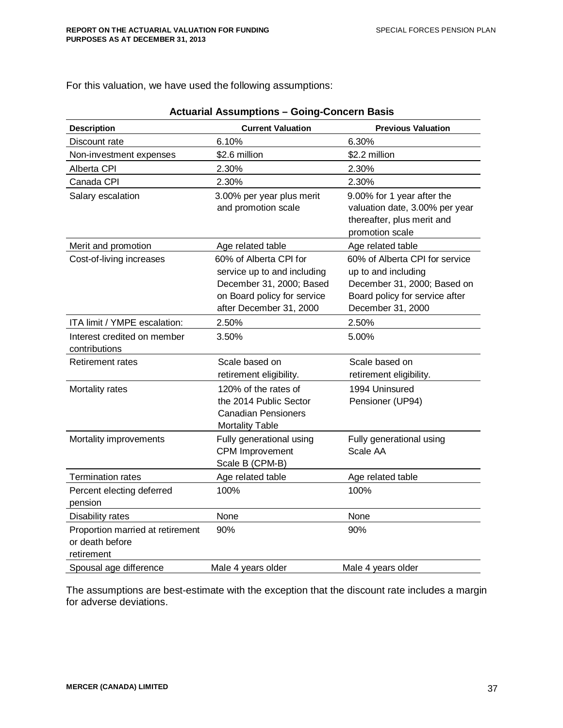For this valuation, we have used the following assumptions:

**Actuarial Assumptions – Going-Concern Basis**

| Description | Current Valuation | Previous Valuation |
|---|---|---|
| Discount rate | 6.10% | 6.30% |
| Non-investment expenses | $2.6 million | $2.2 million |
| Alberta CPI | 2.30% | 2.30% |
| Canada CPI | 2.30% | 2.30% |
| Salary escalation | 3.00% per year plus merit and promotion scale | 9.00% for 1 year after the valuation date, 3.00% per year thereafter, plus merit and promotion scale |
| Merit and promotion | Age related table | Age related table |
| Cost-of-living increases | 60% of Alberta CPI for service up to and including December 31, 2000; Based on Board policy for service after December 31, 2000 | 60% of Alberta CPI for service up to and including December 31, 2000; Based on Board policy for service after December 31, 2000 |
| ITA limit / YMPE escalation: | 2.50% | 2.50% |
| Interest credited on member contributions | 3.50% | 5.00% |
| Retirement rates | Scale based on retirement eligibility. | Scale based on retirement eligibility. |
| Mortality rates | 120% of the rates of the 2014 Public Sector Canadian Pensioners Mortality Table | 1994 Uninsured Pensioner (UP94) |
| Mortality improvements | Fully generational using CPM Improvement Scale B (CPM-B) | Fully generational using Scale AA |
| Termination rates | Age related table | Age related table |
| Percent electing deferred pension | 100% | 100% |
| Disability rates | None | None |
| Proportion married at retirement or death before retirement | 90% | 90% |
| Spousal age difference | Male 4 years older | Male 4 years older |

The assumptions are best-estimate with the exception that the discount rate includes a margin for adverse deviations.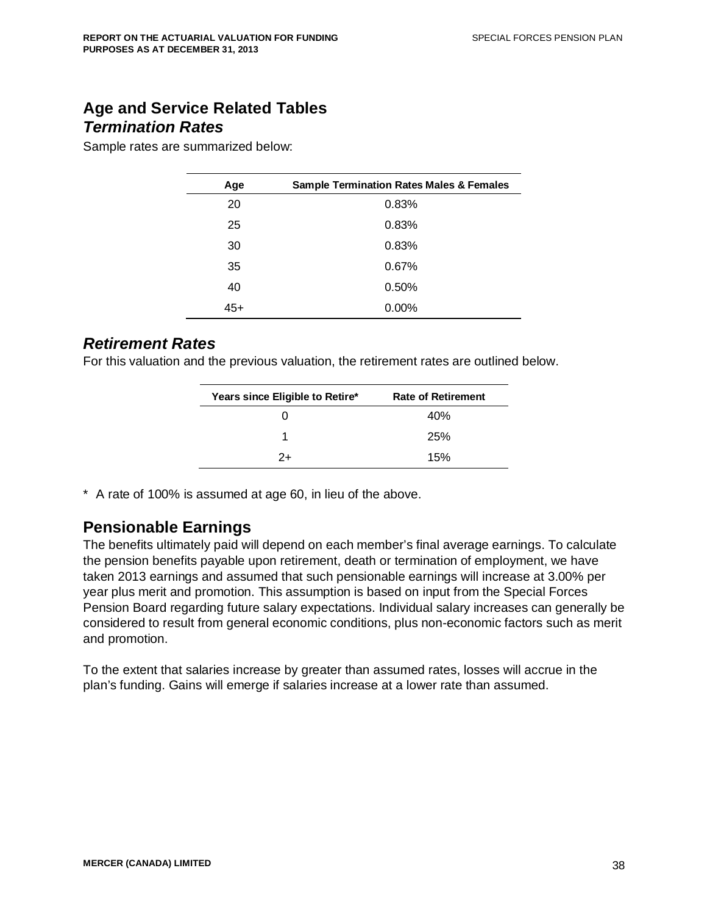## Age and Service Related Tables

### *Termination Rates*

Sample rates are summarized below:

| Age | Sample Termination Rates Males & Females |
|---|---|
| 20 | 0.83% |
| 25 | 0.83% |
| 30 | 0.83% |
| 35 | 0.67% |
| 40 | 0.50% |
| 45+ | 0.00% |

### *Retirement Rates*

For this valuation and the previous valuation, the retirement rates are outlined below.

| Years since Eligible to Retire* | Rate of Retirement |
|---|---|
| 0 | 40% |
| 1 | 25% |
| 2+ | 15% |

\* A rate of 100% is assumed at age 60, in lieu of the above.

## Pensionable Earnings

The benefits ultimately paid will depend on each member's final average earnings. To calculate the pension benefits payable upon retirement, death or termination of employment, we have taken 2013 earnings and assumed that such pensionable earnings will increase at 3.00% per year plus merit and promotion. This assumption is based on input from the Special Forces Pension Board regarding future salary expectations. Individual salary increases can generally be considered to result from general economic conditions, plus non-economic factors such as merit and promotion.

To the extent that salaries increase by greater than assumed rates, losses will accrue in the plan's funding. Gains will emerge if salaries increase at a lower rate than assumed.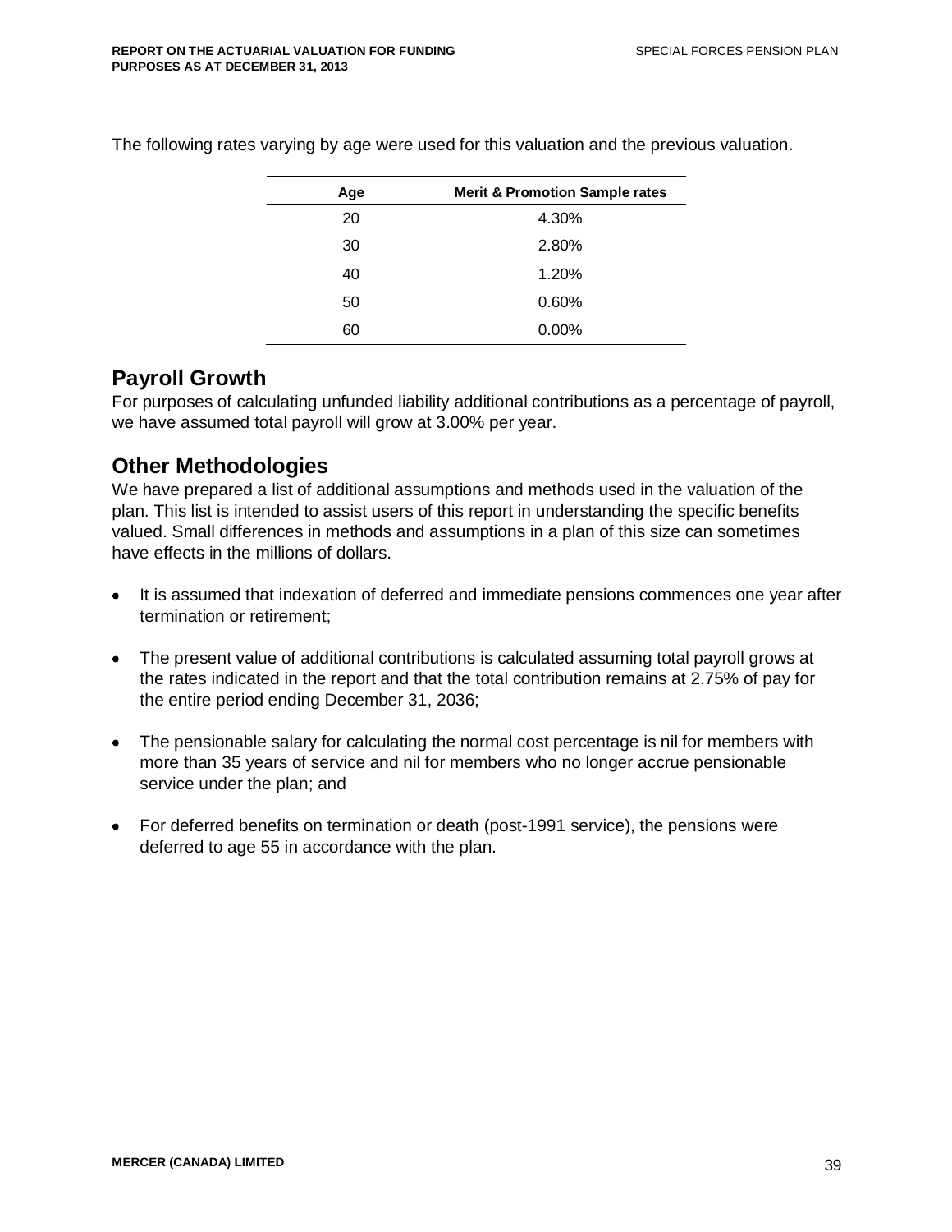The following rates varying by age were used for this valuation and the previous valuation.

| Age | Merit & Promotion Sample rates |
|---|---|
| 20 | 4.30% |
| 30 | 2.80% |
| 40 | 1.20% |
| 50 | 0.60% |
| 60 | 0.00% |

## Payroll Growth

For purposes of calculating unfunded liability additional contributions as a percentage of payroll, we have assumed total payroll will grow at 3.00% per year.

## Other Methodologies

We have prepared a list of additional assumptions and methods used in the valuation of the plan. This list is intended to assist users of this report in understanding the specific benefits valued. Small differences in methods and assumptions in a plan of this size can sometimes have effects in the millions of dollars.

- It is assumed that indexation of deferred and immediate pensions commences one year after termination or retirement;
- The present value of additional contributions is calculated assuming total payroll grows at the rates indicated in the report and that the total contribution remains at 2.75% of pay for the entire period ending December 31, 2036;
- The pensionable salary for calculating the normal cost percentage is nil for members with more than 35 years of service and nil for members who no longer accrue pensionable service under the plan; and
- For deferred benefits on termination or death (post-1991 service), the pensions were deferred to age 55 in accordance with the plan.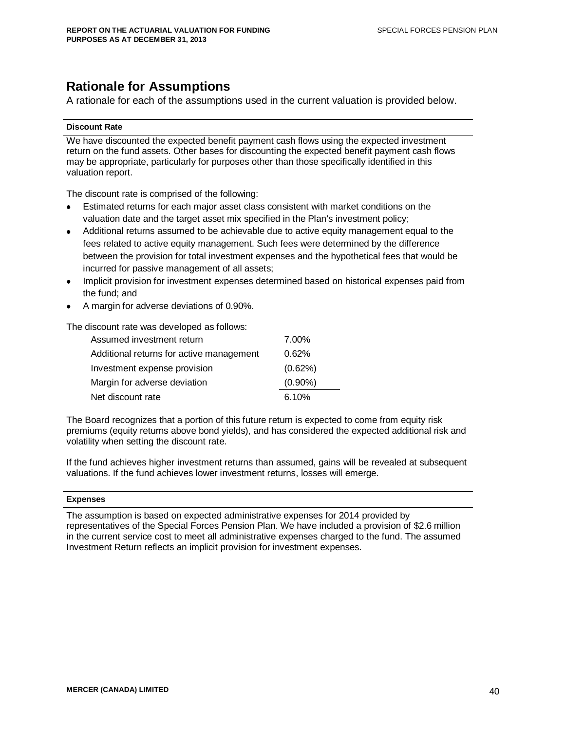# Rationale for Assumptions

A rationale for each of the assumptions used in the current valuation is provided below.

**Discount Rate**

We have discounted the expected benefit payment cash flows using the expected investment return on the fund assets. Other bases for discounting the expected benefit payment cash flows may be appropriate, particularly for purposes other than those specifically identified in this valuation report.

The discount rate is comprised of the following:

- Estimated returns for each major asset class consistent with market conditions on the valuation date and the target asset mix specified in the Plan's investment policy;
- Additional returns assumed to be achievable due to active equity management equal to the fees related to active equity management. Such fees were determined by the difference between the provision for total investment expenses and the hypothetical fees that would be incurred for passive management of all assets;
- Implicit provision for investment expenses determined based on historical expenses paid from the fund; and
- A margin for adverse deviations of 0.90%.

The discount rate was developed as follows:

| | |
|---|---|
| Assumed investment return | 7.00% |
| Additional returns for active management | 0.62% |
| Investment expense provision | (0.62%) |
| Margin for adverse deviation | (0.90%) |
| Net discount rate | 6.10% |

The Board recognizes that a portion of this future return is expected to come from equity risk premiums (equity returns above bond yields), and has considered the expected additional risk and volatility when setting the discount rate.

If the fund achieves higher investment returns than assumed, gains will be revealed at subsequent valuations. If the fund achieves lower investment returns, losses will emerge.

**Expenses**

The assumption is based on expected administrative expenses for 2014 provided by representatives of the Special Forces Pension Plan. We have included a provision of $2.6 million in the current service cost to meet all administrative expenses charged to the fund. The assumed Investment Return reflects an implicit provision for investment expenses.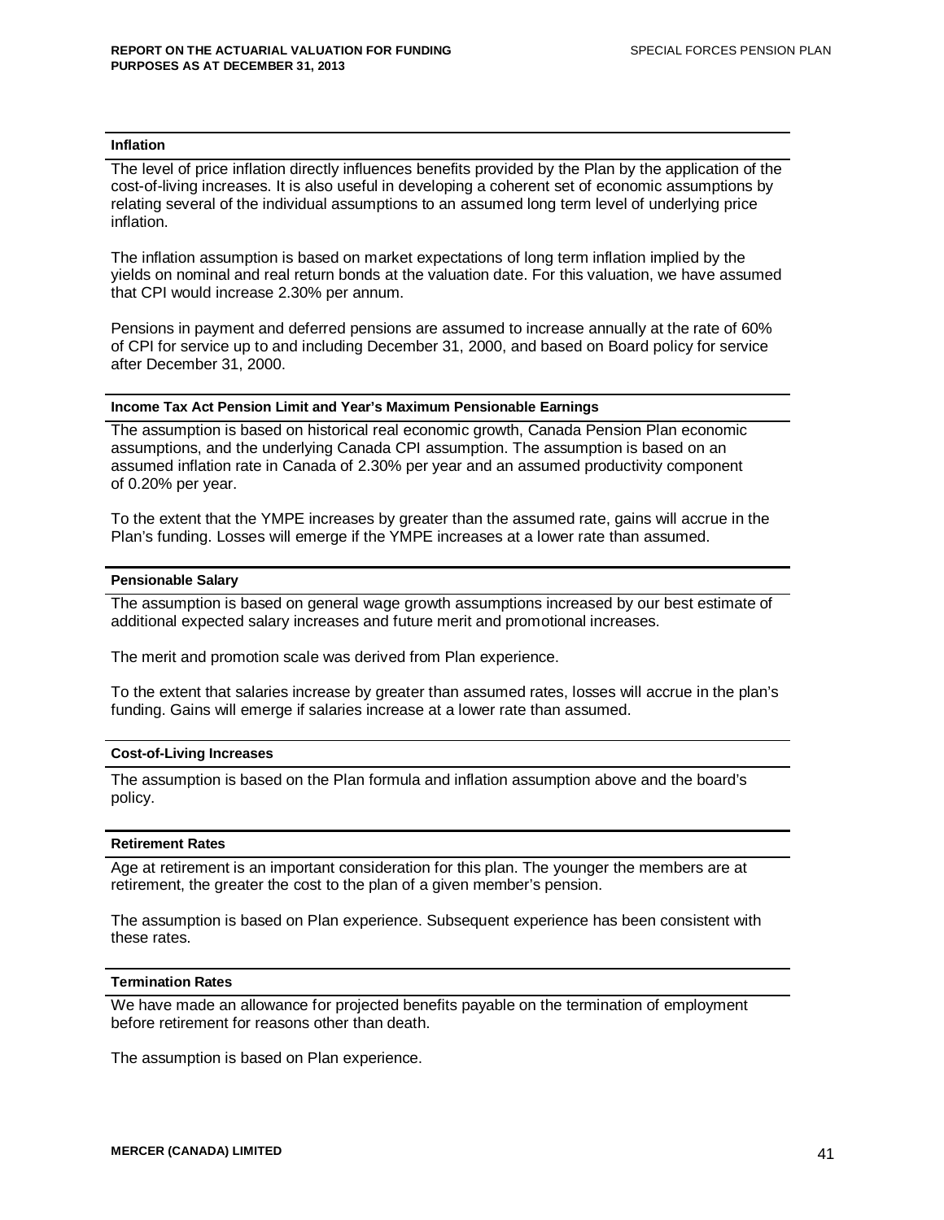### Inflation

The level of price inflation directly influences benefits provided by the Plan by the application of the cost-of-living increases. It is also useful in developing a coherent set of economic assumptions by relating several of the individual assumptions to an assumed long term level of underlying price inflation.

The inflation assumption is based on market expectations of long term inflation implied by the yields on nominal and real return bonds at the valuation date. For this valuation, we have assumed that CPI would increase 2.30% per annum.

Pensions in payment and deferred pensions are assumed to increase annually at the rate of 60% of CPI for service up to and including December 31, 2000, and based on Board policy for service after December 31, 2000.

### Income Tax Act Pension Limit and Year's Maximum Pensionable Earnings

The assumption is based on historical real economic growth, Canada Pension Plan economic assumptions, and the underlying Canada CPI assumption. The assumption is based on an assumed inflation rate in Canada of 2.30% per year and an assumed productivity component of 0.20% per year.

To the extent that the YMPE increases by greater than the assumed rate, gains will accrue in the Plan's funding. Losses will emerge if the YMPE increases at a lower rate than assumed.

### Pensionable Salary

The assumption is based on general wage growth assumptions increased by our best estimate of additional expected salary increases and future merit and promotional increases.

The merit and promotion scale was derived from Plan experience.

To the extent that salaries increase by greater than assumed rates, losses will accrue in the plan's funding. Gains will emerge if salaries increase at a lower rate than assumed.

### Cost-of-Living Increases

The assumption is based on the Plan formula and inflation assumption above and the board's policy.

### Retirement Rates

Age at retirement is an important consideration for this plan. The younger the members are at retirement, the greater the cost to the plan of a given member's pension.

The assumption is based on Plan experience. Subsequent experience has been consistent with these rates.

### Termination Rates

We have made an allowance for projected benefits payable on the termination of employment before retirement for reasons other than death.

The assumption is based on Plan experience.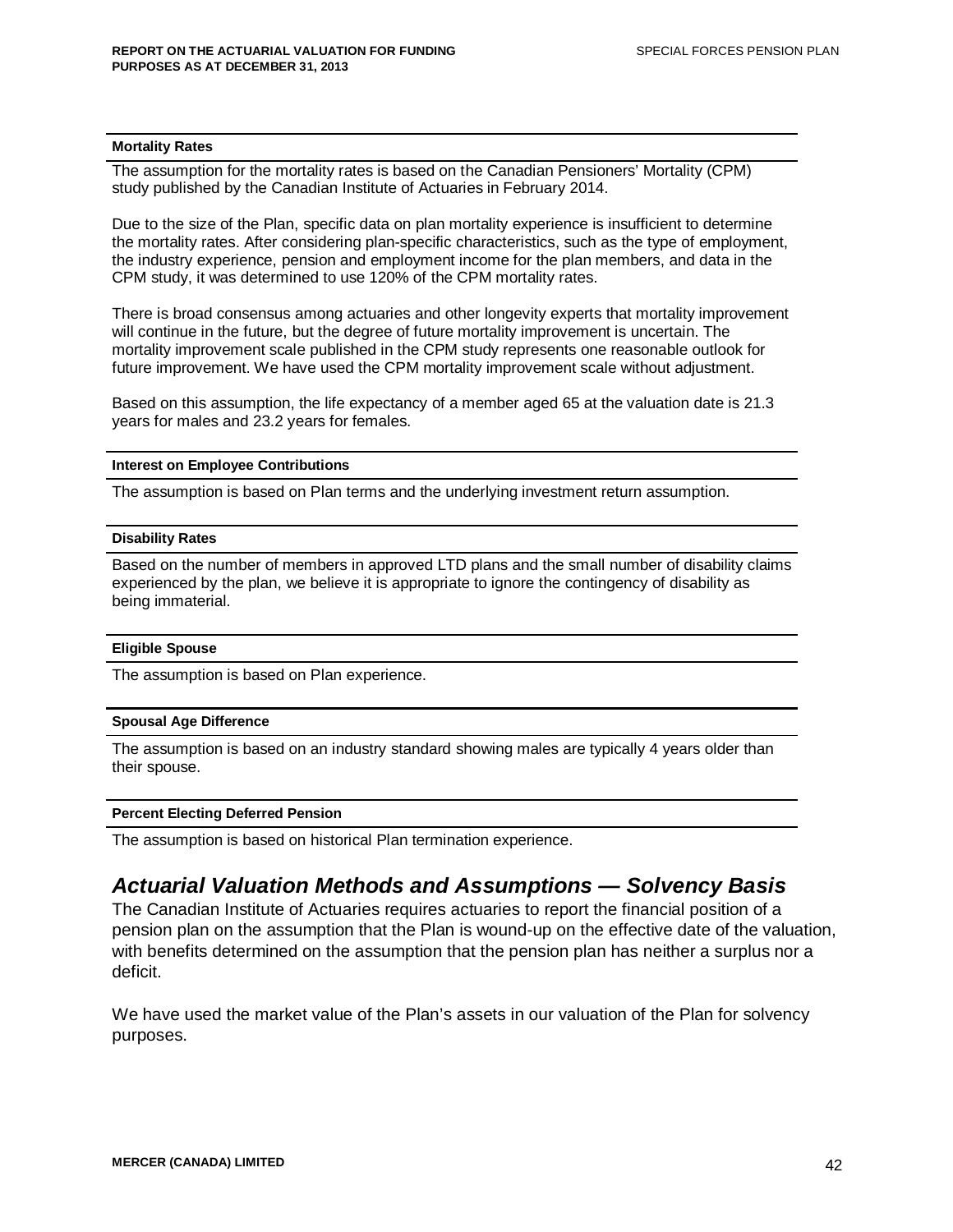#### Mortality Rates

The assumption for the mortality rates is based on the Canadian Pensioners' Mortality (CPM) study published by the Canadian Institute of Actuaries in February 2014.

Due to the size of the Plan, specific data on plan mortality experience is insufficient to determine the mortality rates. After considering plan-specific characteristics, such as the type of employment, the industry experience, pension and employment income for the plan members, and data in the CPM study, it was determined to use 120% of the CPM mortality rates.

There is broad consensus among actuaries and other longevity experts that mortality improvement will continue in the future, but the degree of future mortality improvement is uncertain. The mortality improvement scale published in the CPM study represents one reasonable outlook for future improvement. We have used the CPM mortality improvement scale without adjustment.

Based on this assumption, the life expectancy of a member aged 65 at the valuation date is 21.3 years for males and 23.2 years for females.

#### Interest on Employee Contributions

The assumption is based on Plan terms and the underlying investment return assumption.

#### Disability Rates

Based on the number of members in approved LTD plans and the small number of disability claims experienced by the plan, we believe it is appropriate to ignore the contingency of disability as being immaterial.

#### Eligible Spouse

The assumption is based on Plan experience.

#### Spousal Age Difference

The assumption is based on an industry standard showing males are typically 4 years older than their spouse.

#### Percent Electing Deferred Pension

The assumption is based on historical Plan termination experience.

## *Actuarial Valuation Methods and Assumptions — Solvency Basis*

The Canadian Institute of Actuaries requires actuaries to report the financial position of a pension plan on the assumption that the Plan is wound-up on the effective date of the valuation, with benefits determined on the assumption that the pension plan has neither a surplus nor a deficit.

We have used the market value of the Plan's assets in our valuation of the Plan for solvency purposes.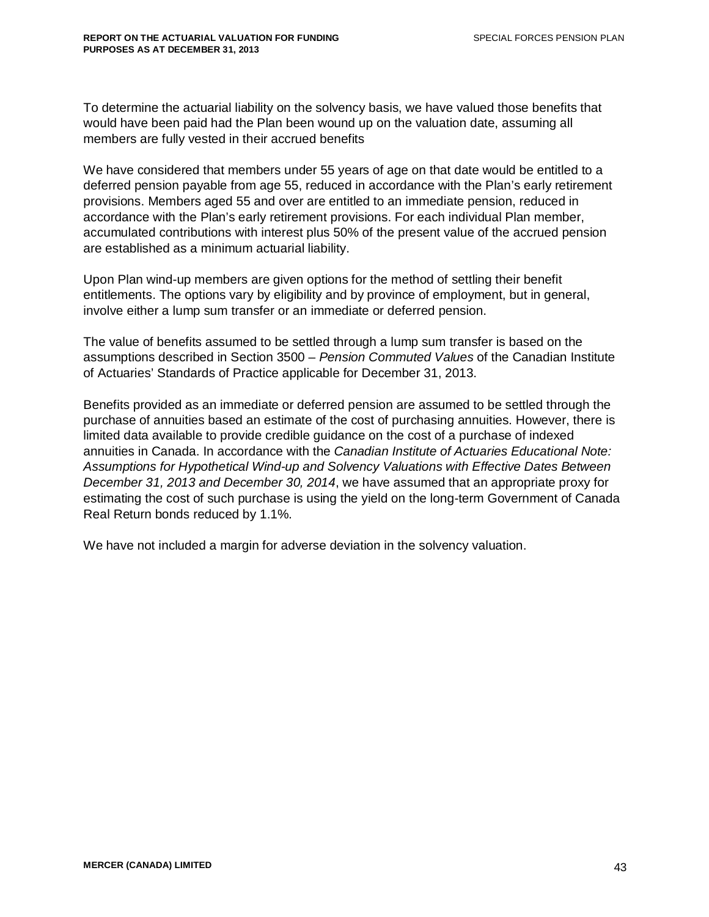To determine the actuarial liability on the solvency basis, we have valued those benefits that would have been paid had the Plan been wound up on the valuation date, assuming all members are fully vested in their accrued benefits

We have considered that members under 55 years of age on that date would be entitled to a deferred pension payable from age 55, reduced in accordance with the Plan's early retirement provisions. Members aged 55 and over are entitled to an immediate pension, reduced in accordance with the Plan's early retirement provisions. For each individual Plan member, accumulated contributions with interest plus 50% of the present value of the accrued pension are established as a minimum actuarial liability.

Upon Plan wind-up members are given options for the method of settling their benefit entitlements. The options vary by eligibility and by province of employment, but in general, involve either a lump sum transfer or an immediate or deferred pension.

The value of benefits assumed to be settled through a lump sum transfer is based on the assumptions described in Section 3500 – *Pension Commuted Values* of the Canadian Institute of Actuaries' Standards of Practice applicable for December 31, 2013.

Benefits provided as an immediate or deferred pension are assumed to be settled through the purchase of annuities based an estimate of the cost of purchasing annuities. However, there is limited data available to provide credible guidance on the cost of a purchase of indexed annuities in Canada. In accordance with the *Canadian Institute of Actuaries Educational Note: Assumptions for Hypothetical Wind-up and Solvency Valuations with Effective Dates Between December 31, 2013 and December 30, 2014*, we have assumed that an appropriate proxy for estimating the cost of such purchase is using the yield on the long-term Government of Canada Real Return bonds reduced by 1.1%.

We have not included a margin for adverse deviation in the solvency valuation.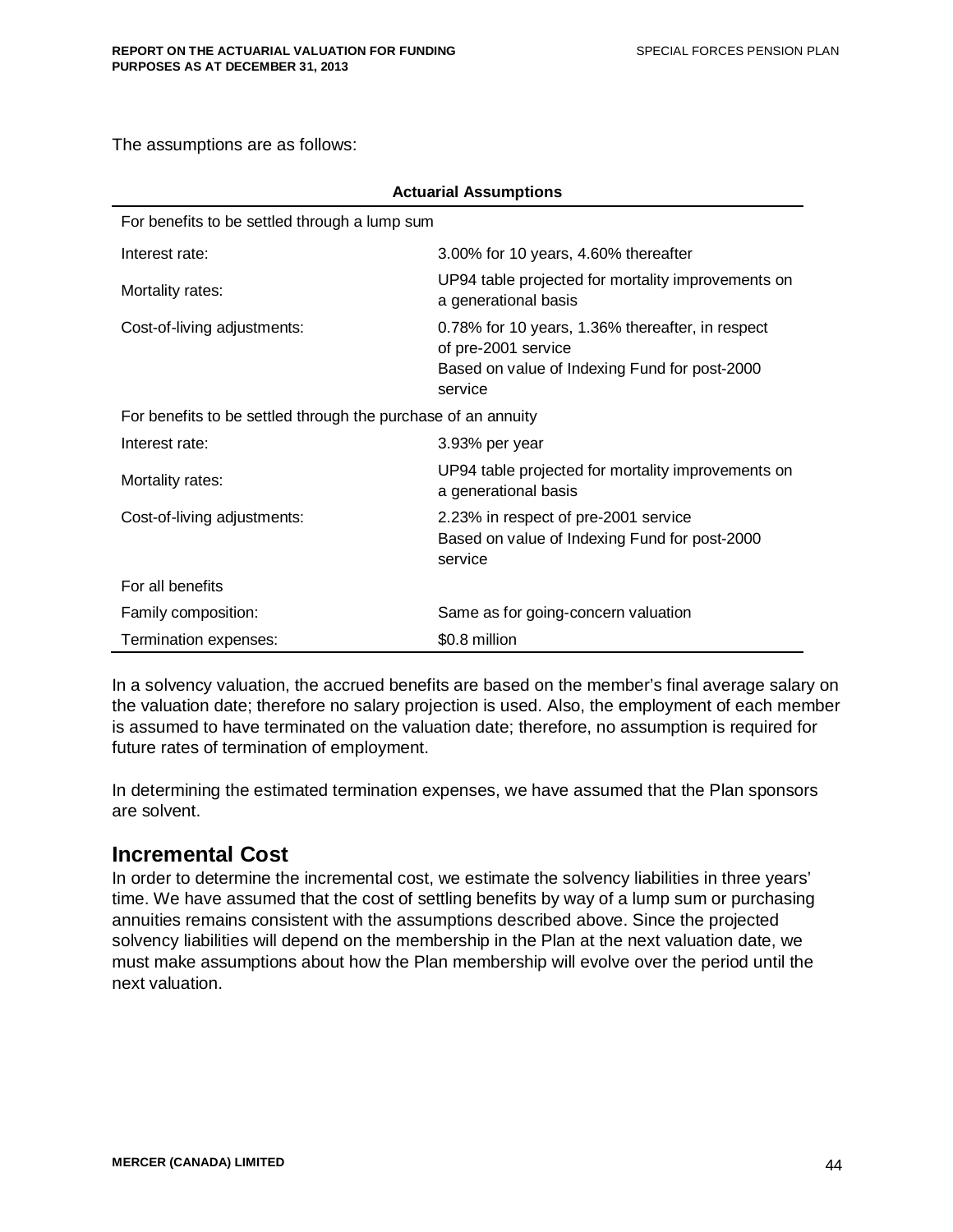The assumptions are as follows:

| Actuarial Assumptions | |
|---|---|
| For benefits to be settled through a lump sum | |
| Interest rate: | 3.00% for 10 years, 4.60% thereafter |
| Mortality rates: | UP94 table projected for mortality improvements on a generational basis |
| Cost-of-living adjustments: | 0.78% for 10 years, 1.36% thereafter, in respect of pre-2001 service<br>Based on value of Indexing Fund for post-2000 service |
| For benefits to be settled through the purchase of an annuity | |
| Interest rate: | 3.93% per year |
| Mortality rates: | UP94 table projected for mortality improvements on a generational basis |
| Cost-of-living adjustments: | 2.23% in respect of pre-2001 service<br>Based on value of Indexing Fund for post-2000 service |
| For all benefits | |
| Family composition: | Same as for going-concern valuation |
| Termination expenses: | $0.8 million |

In a solvency valuation, the accrued benefits are based on the member's final average salary on the valuation date; therefore no salary projection is used. Also, the employment of each member is assumed to have terminated on the valuation date; therefore, no assumption is required for future rates of termination of employment.

In determining the estimated termination expenses, we have assumed that the Plan sponsors are solvent.

## Incremental Cost

In order to determine the incremental cost, we estimate the solvency liabilities in three years' time. We have assumed that the cost of settling benefits by way of a lump sum or purchasing annuities remains consistent with the assumptions described above. Since the projected solvency liabilities will depend on the membership in the Plan at the next valuation date, we must make assumptions about how the Plan membership will evolve over the period until the next valuation.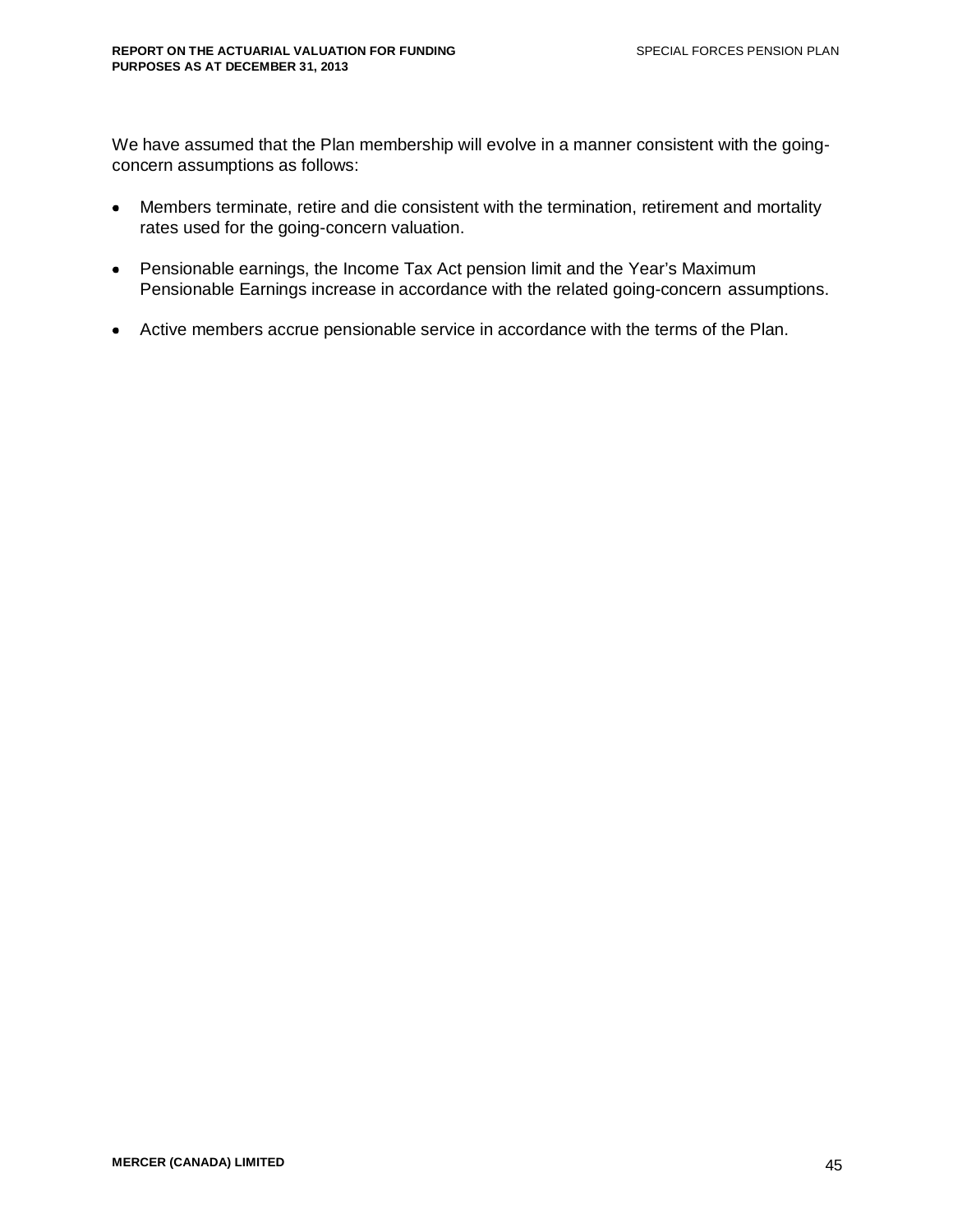We have assumed that the Plan membership will evolve in a manner consistent with the going-concern assumptions as follows:

- Members terminate, retire and die consistent with the termination, retirement and mortality rates used for the going-concern valuation.
- Pensionable earnings, the Income Tax Act pension limit and the Year's Maximum Pensionable Earnings increase in accordance with the related going-concern assumptions.
- Active members accrue pensionable service in accordance with the terms of the Plan.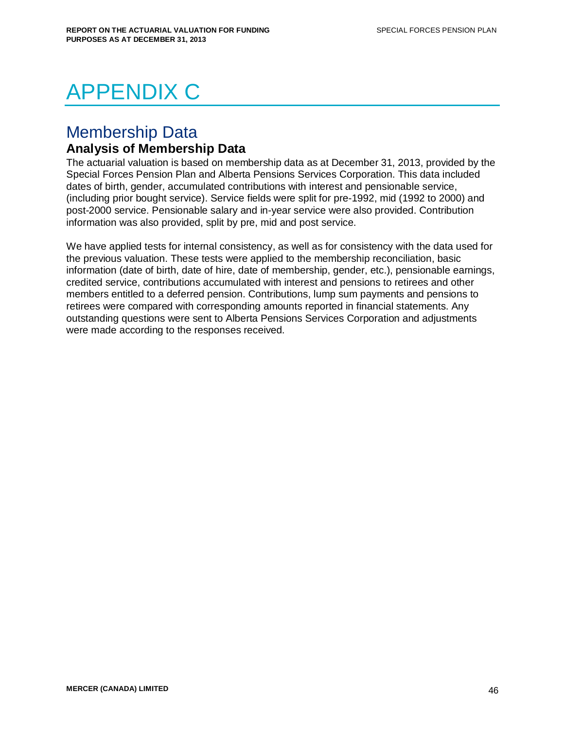# APPENDIX C

## Membership Data

### Analysis of Membership Data

The actuarial valuation is based on membership data as at December 31, 2013, provided by the Special Forces Pension Plan and Alberta Pensions Services Corporation. This data included dates of birth, gender, accumulated contributions with interest and pensionable service, (including prior bought service). Service fields were split for pre-1992, mid (1992 to 2000) and post-2000 service. Pensionable salary and in-year service were also provided. Contribution information was also provided, split by pre, mid and post service.

We have applied tests for internal consistency, as well as for consistency with the data used for the previous valuation. These tests were applied to the membership reconciliation, basic information (date of birth, date of hire, date of membership, gender, etc.), pensionable earnings, credited service, contributions accumulated with interest and pensions to retirees and other members entitled to a deferred pension. Contributions, lump sum payments and pensions to retirees were compared with corresponding amounts reported in financial statements. Any outstanding questions were sent to Alberta Pensions Services Corporation and adjustments were made according to the responses received.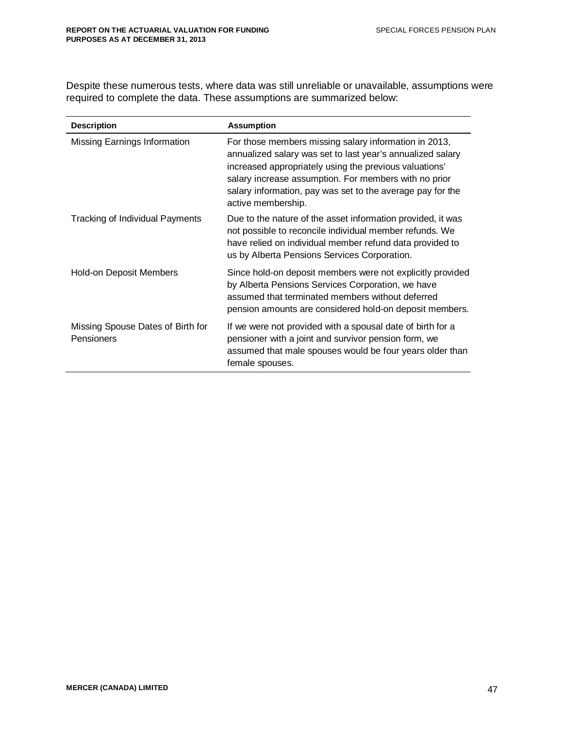Despite these numerous tests, where data was still unreliable or unavailable, assumptions were required to complete the data. These assumptions are summarized below:

| Description | Assumption |
|---|---|
| Missing Earnings Information | For those members missing salary information in 2013, annualized salary was set to last year's annualized salary increased appropriately using the previous valuations' salary increase assumption. For members with no prior salary information, pay was set to the average pay for the active membership. |
| Tracking of Individual Payments | Due to the nature of the asset information provided, it was not possible to reconcile individual member refunds. We have relied on individual member refund data provided to us by Alberta Pensions Services Corporation. |
| Hold-on Deposit Members | Since hold-on deposit members were not explicitly provided by Alberta Pensions Services Corporation, we have assumed that terminated members without deferred pension amounts are considered hold-on deposit members. |
| Missing Spouse Dates of Birth for Pensioners | If we were not provided with a spousal date of birth for a pensioner with a joint and survivor pension form, we assumed that male spouses would be four years older than female spouses. |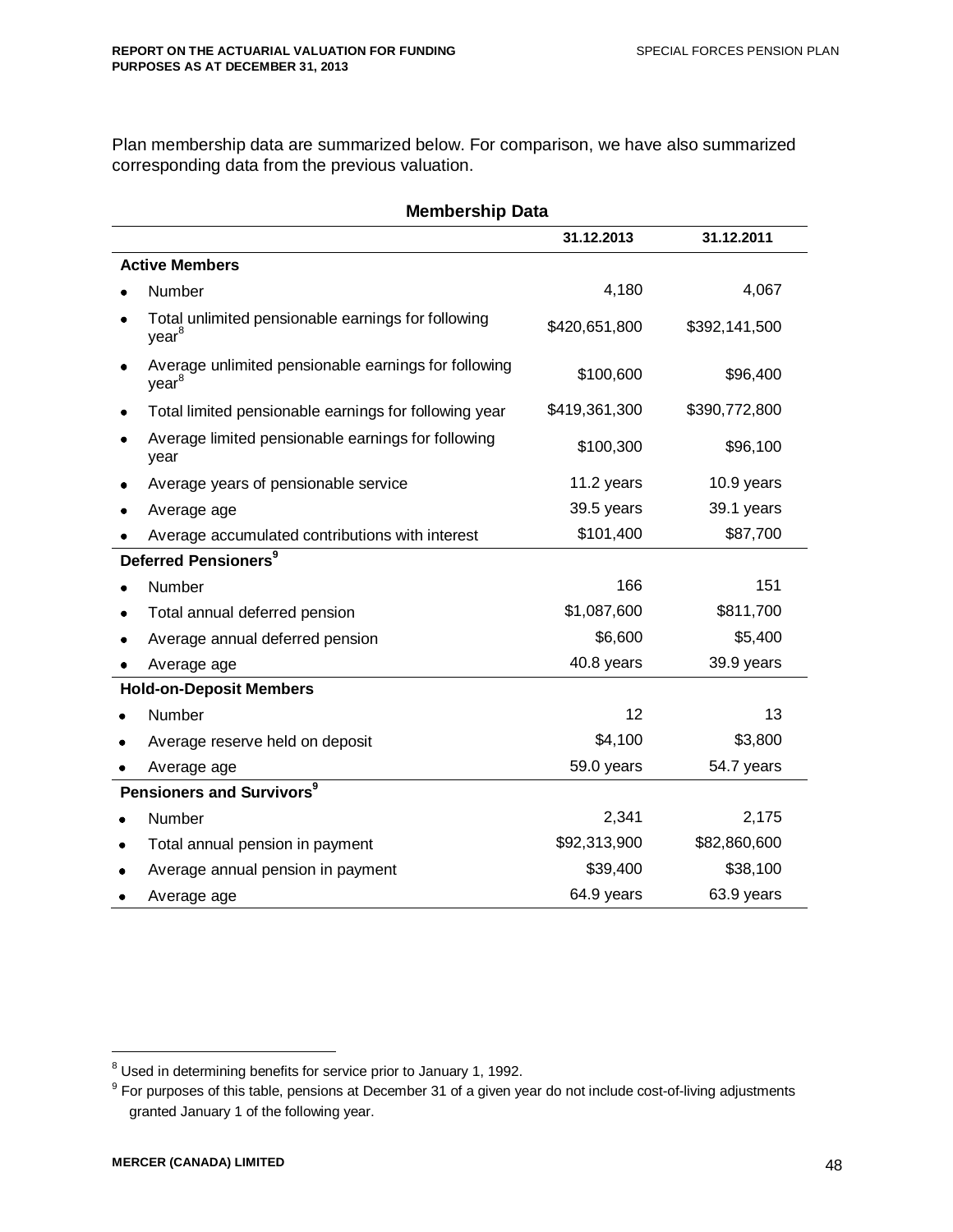Plan membership data are summarized below. For comparison, we have also summarized corresponding data from the previous valuation.

**Membership Data**

| | 31.12.2013 | 31.12.2011 |
|---|---|---|
| **Active Members** | | |
| • Number | 4,180 | 4,067 |
| • Total unlimited pensionable earnings for following year[8] | $420,651,800 | $392,141,500 |
| • Average unlimited pensionable earnings for following year[8] | $100,600 | $96,400 |
| • Total limited pensionable earnings for following year | $419,361,300 | $390,772,800 |
| • Average limited pensionable earnings for following year | $100,300 | $96,100 |
| • Average years of pensionable service | 11.2 years | 10.9 years |
| • Average age | 39.5 years | 39.1 years |
| • Average accumulated contributions with interest | $101,400 | $87,700 |
| **Deferred Pensioners[9]** | | |
| • Number | 166 | 151 |
| • Total annual deferred pension | $1,087,600 | $811,700 |
| • Average annual deferred pension | $6,600 | $5,400 |
| • Average age | 40.8 years | 39.9 years |
| **Hold-on-Deposit Members** | | |
| • Number | 12 | 13 |
| • Average reserve held on deposit | $4,100 | $3,800 |
| • Average age | 59.0 years | 54.7 years |
| **Pensioners and Survivors[9]** | | |
| • Number | 2,341 | 2,175 |
| • Total annual pension in payment | $92,313,900 | $82,860,600 |
| • Average annual pension in payment | $39,400 | $38,100 |
| • Average age | 64.9 years | 63.9 years |

[8] Used in determining benefits for service prior to January 1, 1992.

[9] For purposes of this table, pensions at December 31 of a given year do not include cost-of-living adjustments granted January 1 of the following year.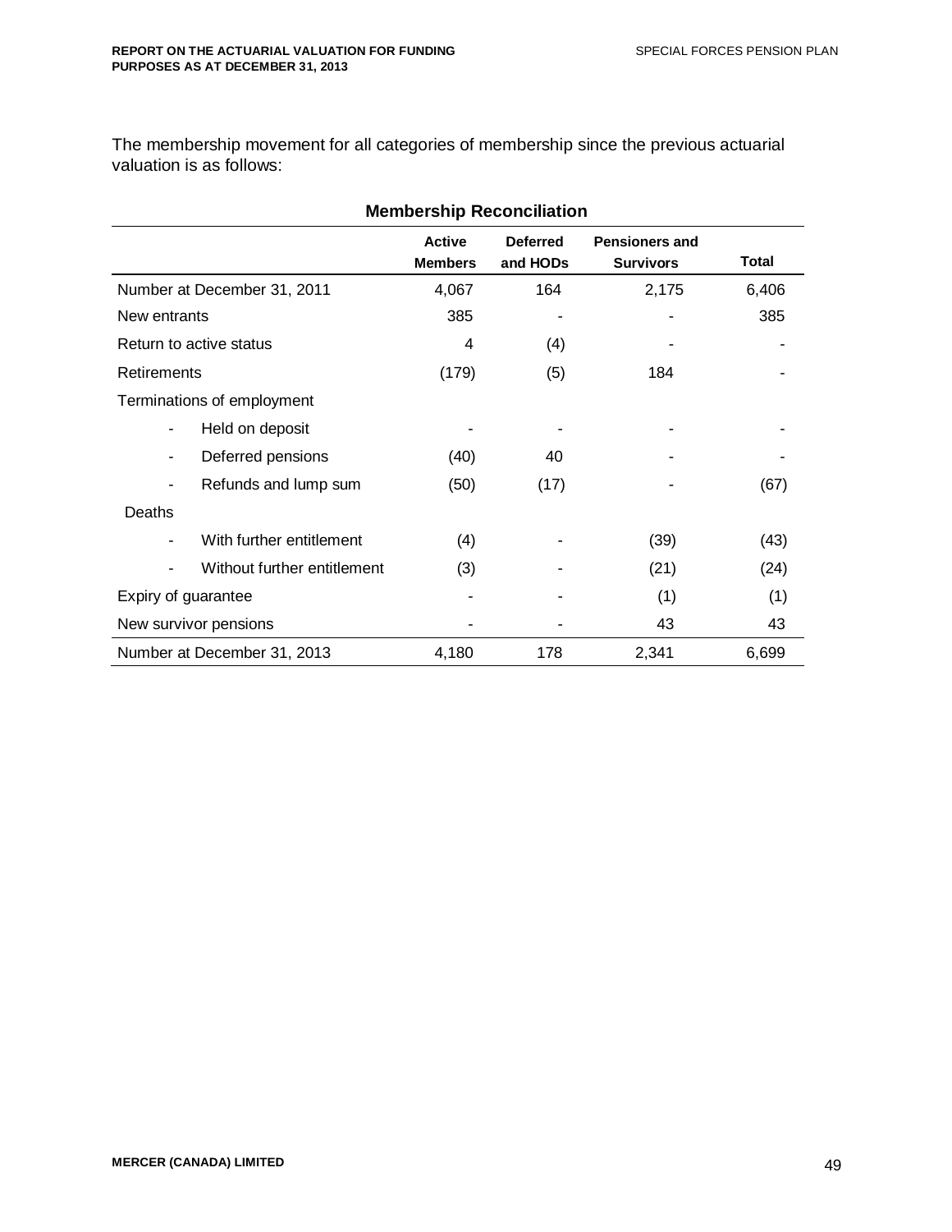The membership movement for all categories of membership since the previous actuarial valuation is as follows:

**Membership Reconciliation**

| | Active Members | Deferred and HODs | Pensioners and Survivors | Total |
|---|---|---|---|---|
| Number at December 31, 2011 | 4,067 | 164 | 2,175 | 6,406 |
| New entrants | 385 | - | - | 385 |
| Return to active status | 4 | (4) | - | - |
| Retirements | (179) | (5) | 184 | - |
| Terminations of employment | | | | |
| - Held on deposit | - | - | - | - |
| - Deferred pensions | (40) | 40 | - | - |
| - Refunds and lump sum | (50) | (17) | - | (67) |
| Deaths | | | | |
| - With further entitlement | (4) | - | (39) | (43) |
| - Without further entitlement | (3) | - | (21) | (24) |
| Expiry of guarantee | - | - | (1) | (1) |
| New survivor pensions | - | - | 43 | 43 |
| Number at December 31, 2013 | 4,180 | 178 | 2,341 | 6,699 |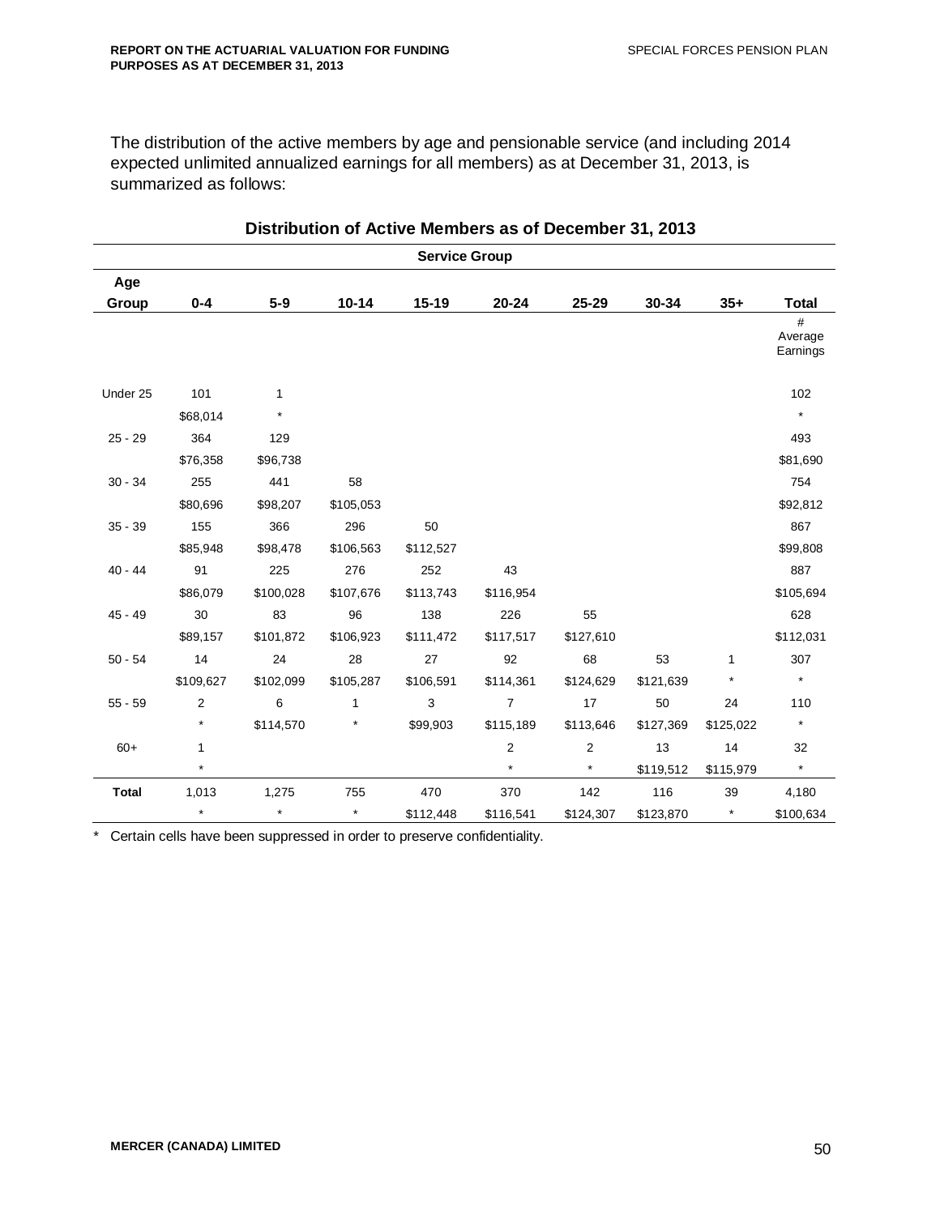The distribution of the active members by age and pensionable service (and including 2014 expected unlimited annualized earnings for all members) as at December 31, 2013, is summarized as follows:

**Distribution of Active Members as of December 31, 2013**

| | Service Group | | | | | | | | |
|---|---|---|---|---|---|---|---|---|---|
| Age Group | 0-4 | 5-9 | 10-14 | 15-19 | 20-24 | 25-29 | 30-34 | 35+ | Total # Average Earnings |
| Under 25 | 101 | 1 | | | | | | | 102 |
| | $68,014 | * | | | | | | | * |
| 25 - 29 | 364 | 129 | | | | | | | 493 |
| | $76,358 | $96,738 | | | | | | | $81,690 |
| 30 - 34 | 255 | 441 | 58 | | | | | | 754 |
| | $80,696 | $98,207 | $105,053 | | | | | | $92,812 |
| 35 - 39 | 155 | 366 | 296 | 50 | | | | | 867 |
| | $85,948 | $98,478 | $106,563 | $112,527 | | | | | $99,808 |
| 40 - 44 | 91 | 225 | 276 | 252 | 43 | | | | 887 |
| | $86,079 | $100,028 | $107,676 | $113,743 | $116,954 | | | | $105,694 |
| 45 - 49 | 30 | 83 | 96 | 138 | 226 | 55 | | | 628 |
| | $89,157 | $101,872 | $106,923 | $111,472 | $117,517 | $127,610 | | | $112,031 |
| 50 - 54 | 14 | 24 | 28 | 27 | 92 | 68 | 53 | 1 | 307 |
| | $109,627 | $102,099 | $105,287 | $106,591 | $114,361 | $124,629 | $121,639 | * | * |
| 55 - 59 | 2 | 6 | 1 | 3 | 7 | 17 | 50 | 24 | 110 |
| | * | $114,570 | * | $99,903 | $115,189 | $113,646 | $127,369 | $125,022 | * |
| 60+ | 1 | | | | 2 | 2 | 13 | 14 | 32 |
| | * | | | | * | * | $119,512 | $115,979 | * |
| **Total** | 1,013 | 1,275 | 755 | 470 | 370 | 142 | 116 | 39 | 4,180 |
| | * | * | * | $112,448 | $116,541 | $124,307 | $123,870 | * | $100,634 |

\* Certain cells have been suppressed in order to preserve confidentiality.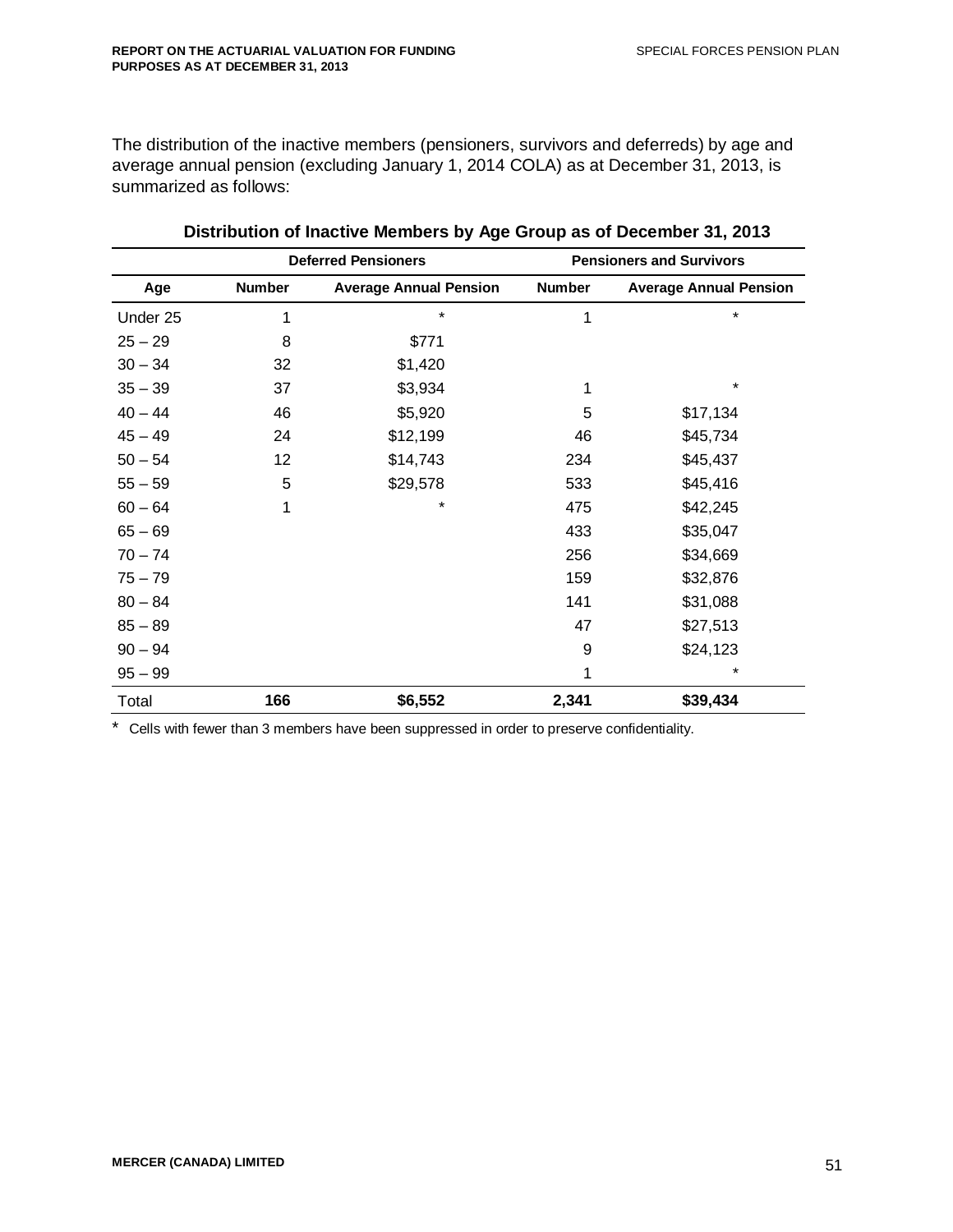The distribution of the inactive members (pensioners, survivors and deferreds) by age and average annual pension (excluding January 1, 2014 COLA) as at December 31, 2013, is summarized as follows:

**Distribution of Inactive Members by Age Group as of December 31, 2013**

| | Deferred Pensioners | | Pensioners and Survivors | |
|---|---|---|---|---|
| **Age** | **Number** | **Average Annual Pension** | **Number** | **Average Annual Pension** |
| Under 25 | 1 | * | 1 | * |
| 25 – 29 | 8 | $771 | | |
| 30 – 34 | 32 | $1,420 | | |
| 35 – 39 | 37 | $3,934 | 1 | * |
| 40 – 44 | 46 | $5,920 | 5 | $17,134 |
| 45 – 49 | 24 | $12,199 | 46 | $45,734 |
| 50 – 54 | 12 | $14,743 | 234 | $45,437 |
| 55 – 59 | 5 | $29,578 | 533 | $45,416 |
| 60 – 64 | 1 | * | 475 | $42,245 |
| 65 – 69 | | | 433 | $35,047 |
| 70 – 74 | | | 256 | $34,669 |
| 75 – 79 | | | 159 | $32,876 |
| 80 – 84 | | | 141 | $31,088 |
| 85 – 89 | | | 47 | $27,513 |
| 90 – 94 | | | 9 | $24,123 |
| 95 – 99 | | | 1 | * |
| Total | **166** | **$6,552** | **2,341** | **$39,434** |

* Cells with fewer than 3 members have been suppressed in order to preserve confidentiality.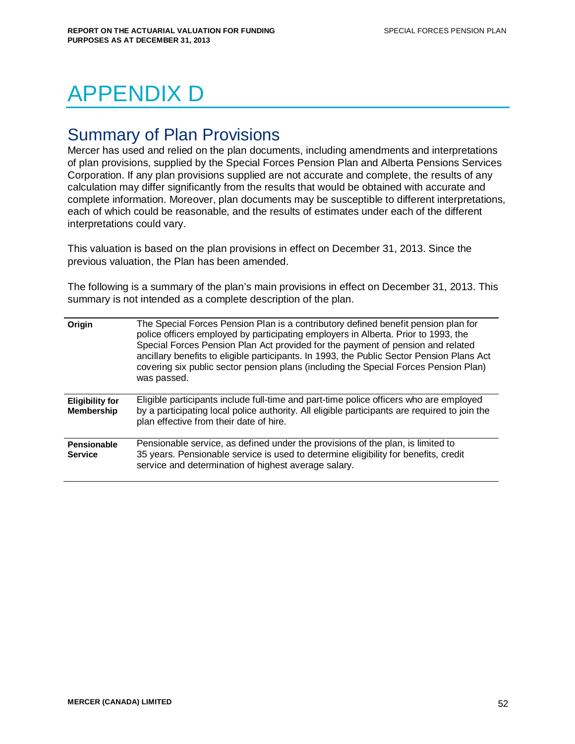# APPENDIX D

## Summary of Plan Provisions

Mercer has used and relied on the plan documents, including amendments and interpretations of plan provisions, supplied by the Special Forces Pension Plan and Alberta Pensions Services Corporation. If any plan provisions supplied are not accurate and complete, the results of any calculation may differ significantly from the results that would be obtained with accurate and complete information. Moreover, plan documents may be susceptible to different interpretations, each of which could be reasonable, and the results of estimates under each of the different interpretations could vary.

This valuation is based on the plan provisions in effect on December 31, 2013. Since the previous valuation, the Plan has been amended.

The following is a summary of the plan's main provisions in effect on December 31, 2013. This summary is not intended as a complete description of the plan.

| | |
|---|---|
| **Origin** | The Special Forces Pension Plan is a contributory defined benefit pension plan for police officers employed by participating employers in Alberta. Prior to 1993, the Special Forces Pension Plan Act provided for the payment of pension and related ancillary benefits to eligible participants. In 1993, the Public Sector Pension Plans Act covering six public sector pension plans (including the Special Forces Pension Plan) was passed. |
| **Eligibility for Membership** | Eligible participants include full-time and part-time police officers who are employed by a participating local police authority. All eligible participants are required to join the plan effective from their date of hire. |
| **Pensionable Service** | Pensionable service, as defined under the provisions of the plan, is limited to 35 years. Pensionable service is used to determine eligibility for benefits, credit service and determination of highest average salary. |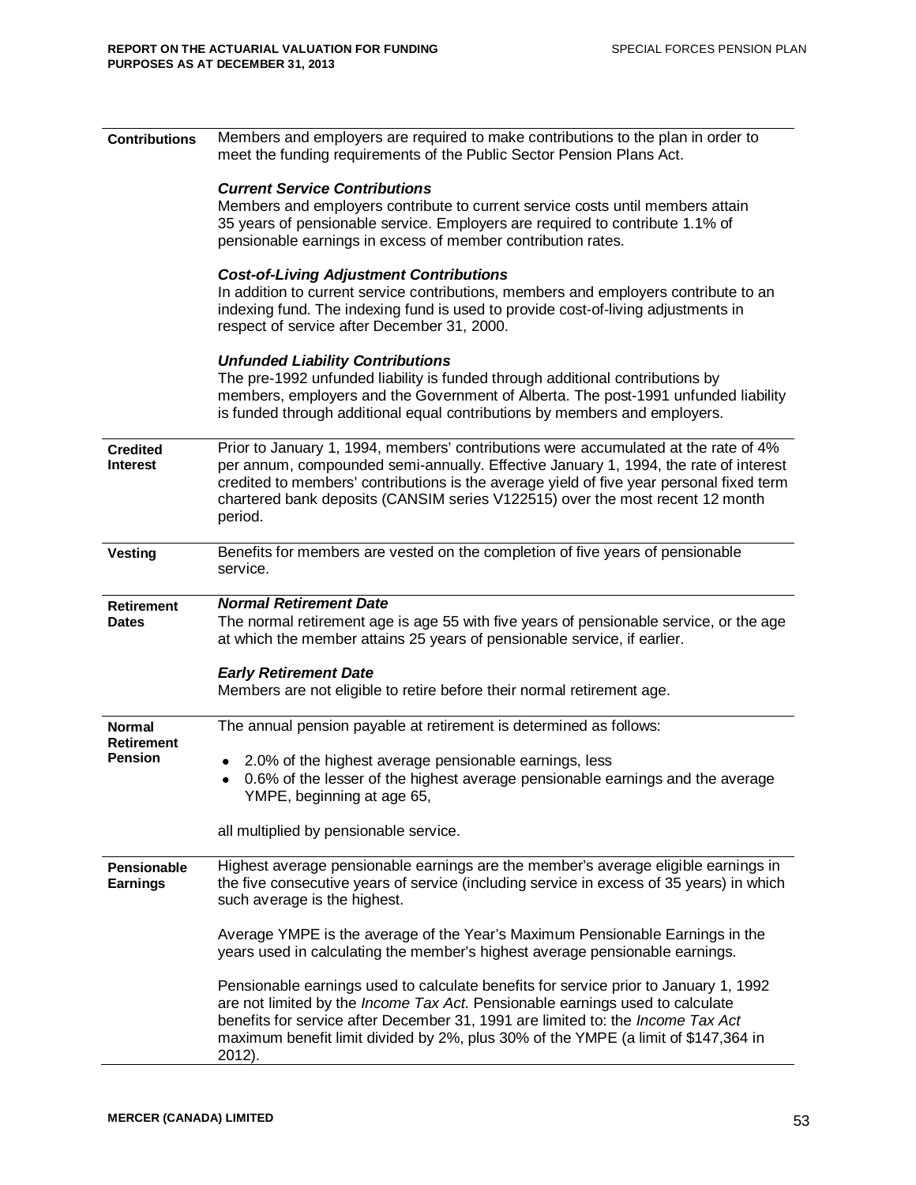| | |
|---|---|
| **Contributions** | Members and employers are required to make contributions to the plan in order to meet the funding requirements of the Public Sector Pension Plans Act.<br><br>***Current Service Contributions***<br>Members and employers contribute to current service costs until members attain 35 years of pensionable service. Employers are required to contribute 1.1% of pensionable earnings in excess of member contribution rates.<br><br>***Cost-of-Living Adjustment Contributions***<br>In addition to current service contributions, members and employers contribute to an indexing fund. The indexing fund is used to provide cost-of-living adjustments in respect of service after December 31, 2000.<br><br>***Unfunded Liability Contributions***<br>The pre-1992 unfunded liability is funded through additional contributions by members, employers and the Government of Alberta. The post-1991 unfunded liability is funded through additional equal contributions by members and employers. |
| **Credited Interest** | Prior to January 1, 1994, members' contributions were accumulated at the rate of 4% per annum, compounded semi-annually. Effective January 1, 1994, the rate of interest credited to members' contributions is the average yield of five year personal fixed term chartered bank deposits (CANSIM series V122515) over the most recent 12 month period. |
| **Vesting** | Benefits for members are vested on the completion of five years of pensionable service. |
| **Retirement Dates** | ***Normal Retirement Date***<br>The normal retirement age is age 55 with five years of pensionable service, or the age at which the member attains 25 years of pensionable service, if earlier.<br><br>***Early Retirement Date***<br>Members are not eligible to retire before their normal retirement age. |
| **Normal Retirement Pension** | The annual pension payable at retirement is determined as follows:<br><br>• 2.0% of the highest average pensionable earnings, less<br>• 0.6% of the lesser of the highest average pensionable earnings and the average YMPE, beginning at age 65,<br><br>all multiplied by pensionable service. |
| **Pensionable Earnings** | Highest average pensionable earnings are the member's average eligible earnings in the five consecutive years of service (including service in excess of 35 years) in which such average is the highest.<br><br>Average YMPE is the average of the Year's Maximum Pensionable Earnings in the years used in calculating the member's highest average pensionable earnings.<br><br>Pensionable earnings used to calculate benefits for service prior to January 1, 1992 are not limited by the *Income Tax Act*. Pensionable earnings used to calculate benefits for service after December 31, 1991 are limited to: the *Income Tax Act* maximum benefit limit divided by 2%, plus 30% of the YMPE (a limit of $147,364 in 2012). |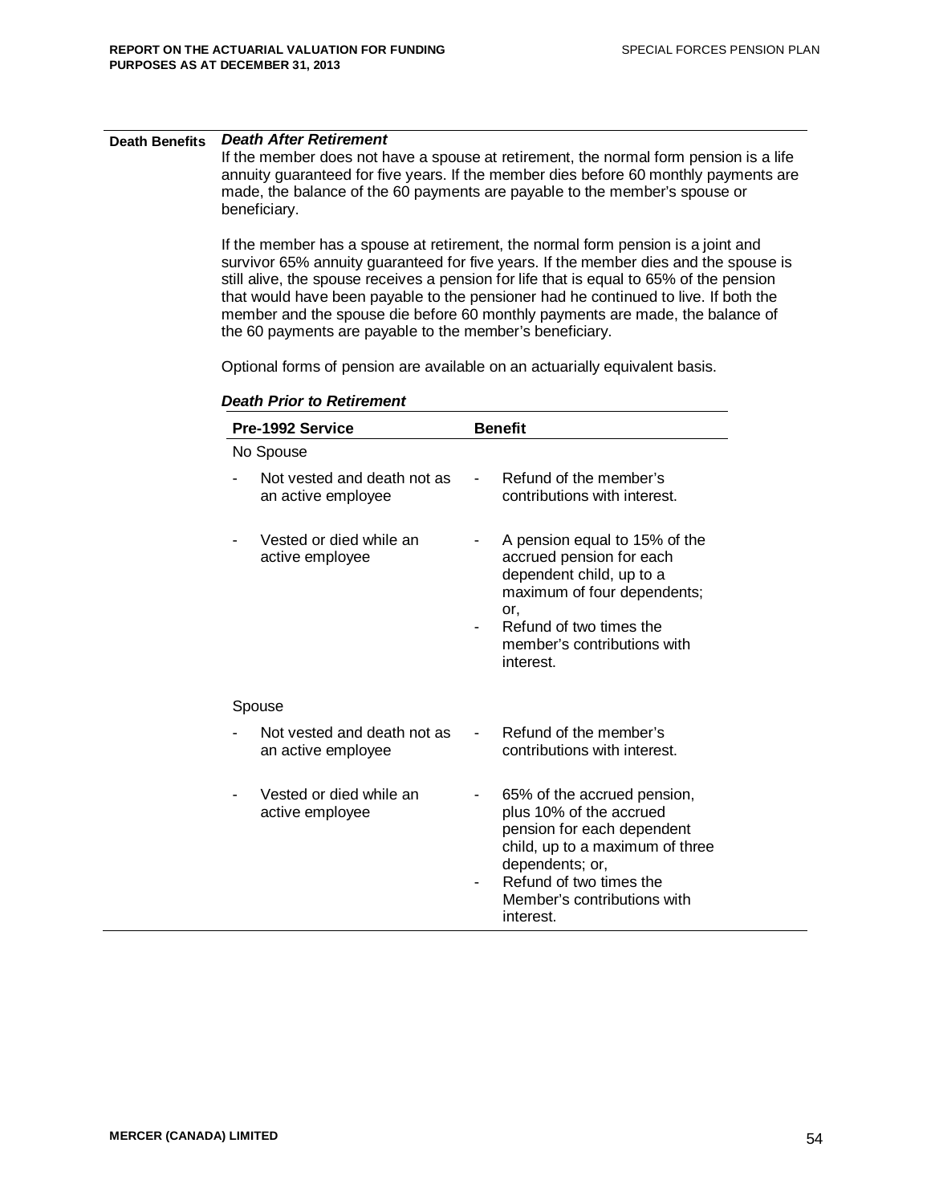**Death Benefits**

***Death After Retirement***

If the member does not have a spouse at retirement, the normal form pension is a life annuity guaranteed for five years. If the member dies before 60 monthly payments are made, the balance of the 60 payments are payable to the member's spouse or beneficiary.

If the member has a spouse at retirement, the normal form pension is a joint and survivor 65% annuity guaranteed for five years. If the member dies and the spouse is still alive, the spouse receives a pension for life that is equal to 65% of the pension that would have been payable to the pensioner had he continued to live. If both the member and the spouse die before 60 monthly payments are made, the balance of the 60 payments are payable to the member's beneficiary.

Optional forms of pension are available on an actuarially equivalent basis.

***Death Prior to Retirement***

| Pre-1992 Service | Benefit |
|---|---|
| No Spouse | |
| - Not vested and death not as an active employee | - Refund of the member's contributions with interest. |
| - Vested or died while an active employee | - A pension equal to 15% of the accrued pension for each dependent child, up to a maximum of four dependents; or,<br>- Refund of two times the member's contributions with interest. |
| Spouse | |
| - Not vested and death not as an active employee | - Refund of the member's contributions with interest. |
| - Vested or died while an active employee | - 65% of the accrued pension, plus 10% of the accrued pension for each dependent child, up to a maximum of three dependents; or,<br>- Refund of two times the Member's contributions with interest. |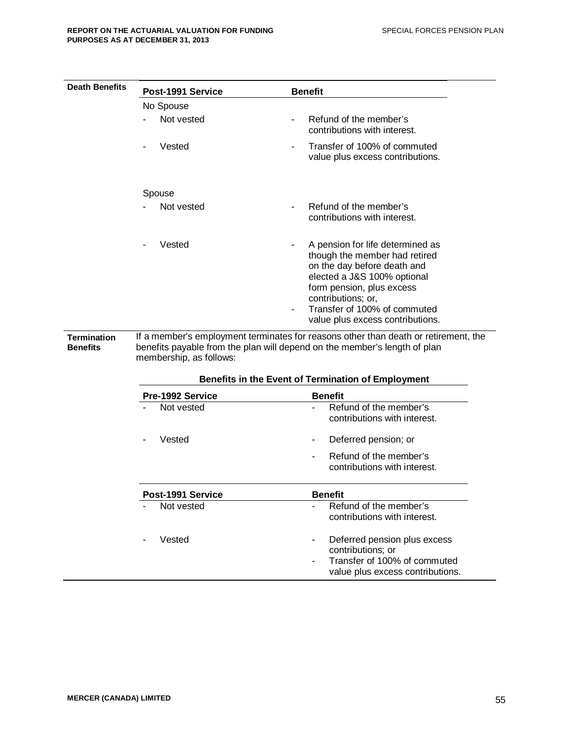**Death Benefits**

| Post-1991 Service | Benefit |
|---|---|
| No Spouse | |
| - Not vested | - Refund of the member's contributions with interest. |
| - Vested | - Transfer of 100% of commuted value plus excess contributions. |
| Spouse | |
| - Not vested | - Refund of the member's contributions with interest. |
| - Vested | - A pension for life determined as though the member had retired on the day before death and elected a J&S 100% optional form pension, plus excess contributions; or,<br>- Transfer of 100% of commuted value plus excess contributions. |

**Termination Benefits**

If a member's employment terminates for reasons other than death or retirement, the benefits payable from the plan will depend on the member's length of plan membership, as follows:

**Benefits in the Event of Termination of Employment**

| Pre-1992 Service | Benefit |
|---|---|
| - Not vested | - Refund of the member's contributions with interest. |
| - Vested | - Deferred pension; or<br>- Refund of the member's contributions with interest. |

| Post-1991 Service | Benefit |
|---|---|
| - Not vested | - Refund of the member's contributions with interest. |
| - Vested | - Deferred pension plus excess contributions; or<br>- Transfer of 100% of commuted value plus excess contributions. |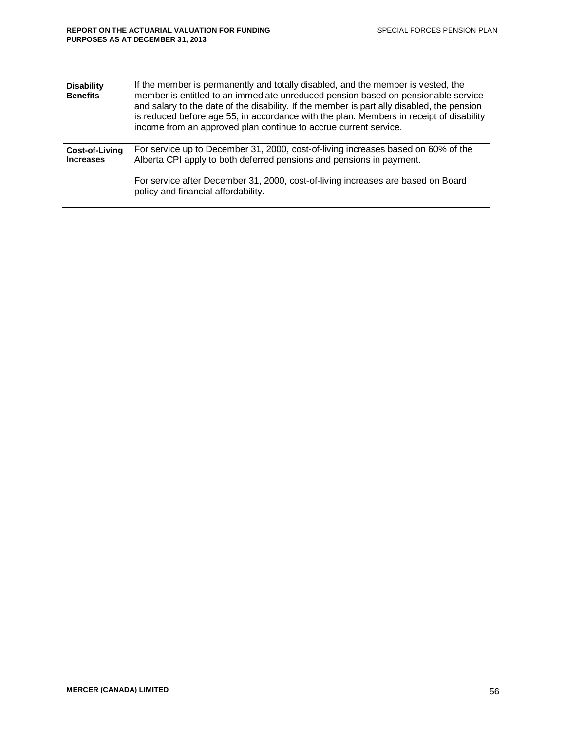| | |
|---|---|
| **Disability Benefits** | If the member is permanently and totally disabled, and the member is vested, the member is entitled to an immediate unreduced pension based on pensionable service and salary to the date of the disability. If the member is partially disabled, the pension is reduced before age 55, in accordance with the plan. Members in receipt of disability income from an approved plan continue to accrue current service. |
| **Cost-of-Living Increases** | For service up to December 31, 2000, cost-of-living increases based on 60% of the Alberta CPI apply to both deferred pensions and pensions in payment.<br><br>For service after December 31, 2000, cost-of-living increases are based on Board policy and financial affordability. |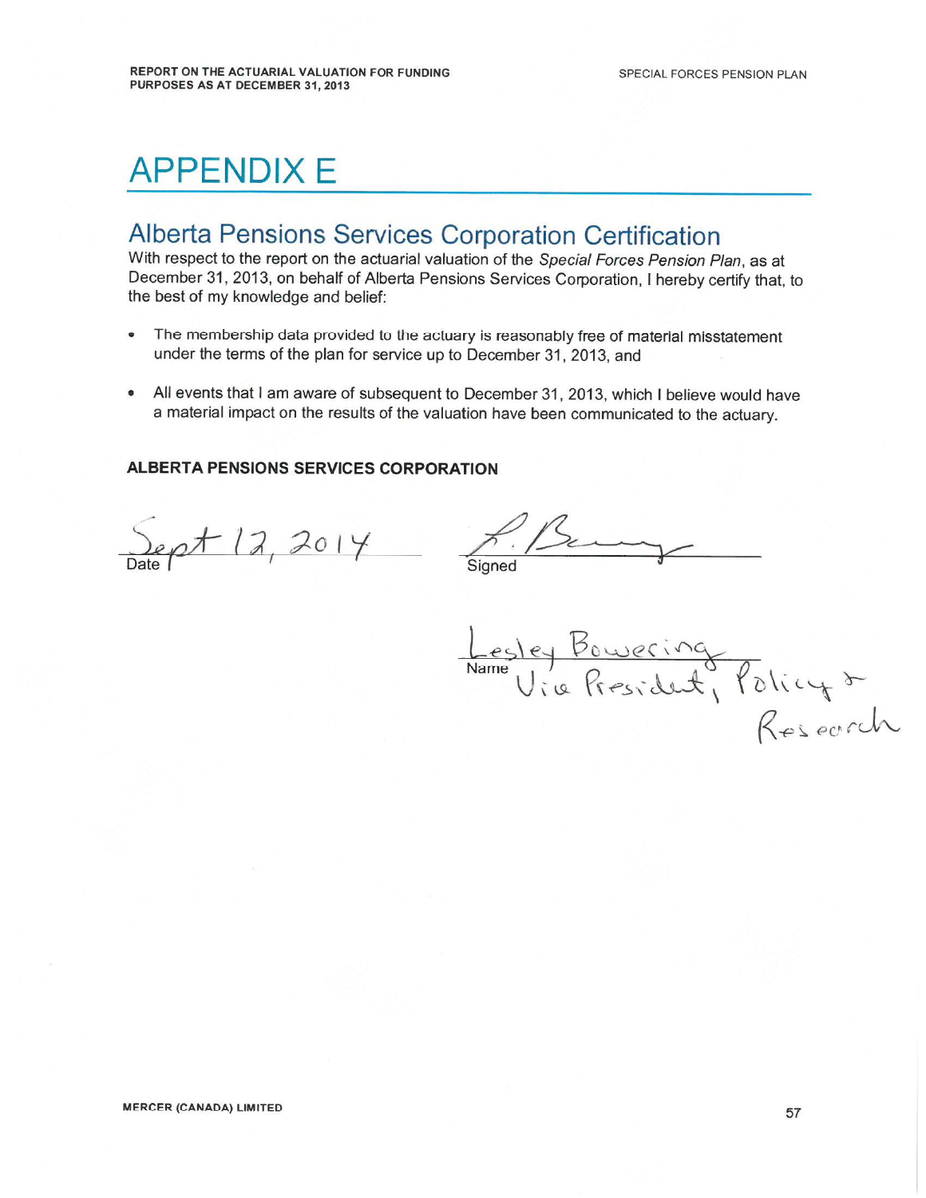# APPENDIX E

## Alberta Pensions Services Corporation Certification

With respect to the report on the actuarial valuation of the *Special Forces Pension Plan*, as at December 31, 2013, on behalf of Alberta Pensions Services Corporation, I hereby certify that, to the best of my knowledge and belief:

- The membership data provided to the actuary is reasonably free of material misstatement under the terms of the plan for service up to December 31, 2013, and
- All events that I am aware of subsequent to December 31, 2013, which I believe would have a material impact on the results of the valuation have been communicated to the actuary.

**ALBERTA PENSIONS SERVICES CORPORATION**

Sept 12, 2014
Date

L. Bowering
Signed

Lesley Bowering
Name
Vice President, Policy & Research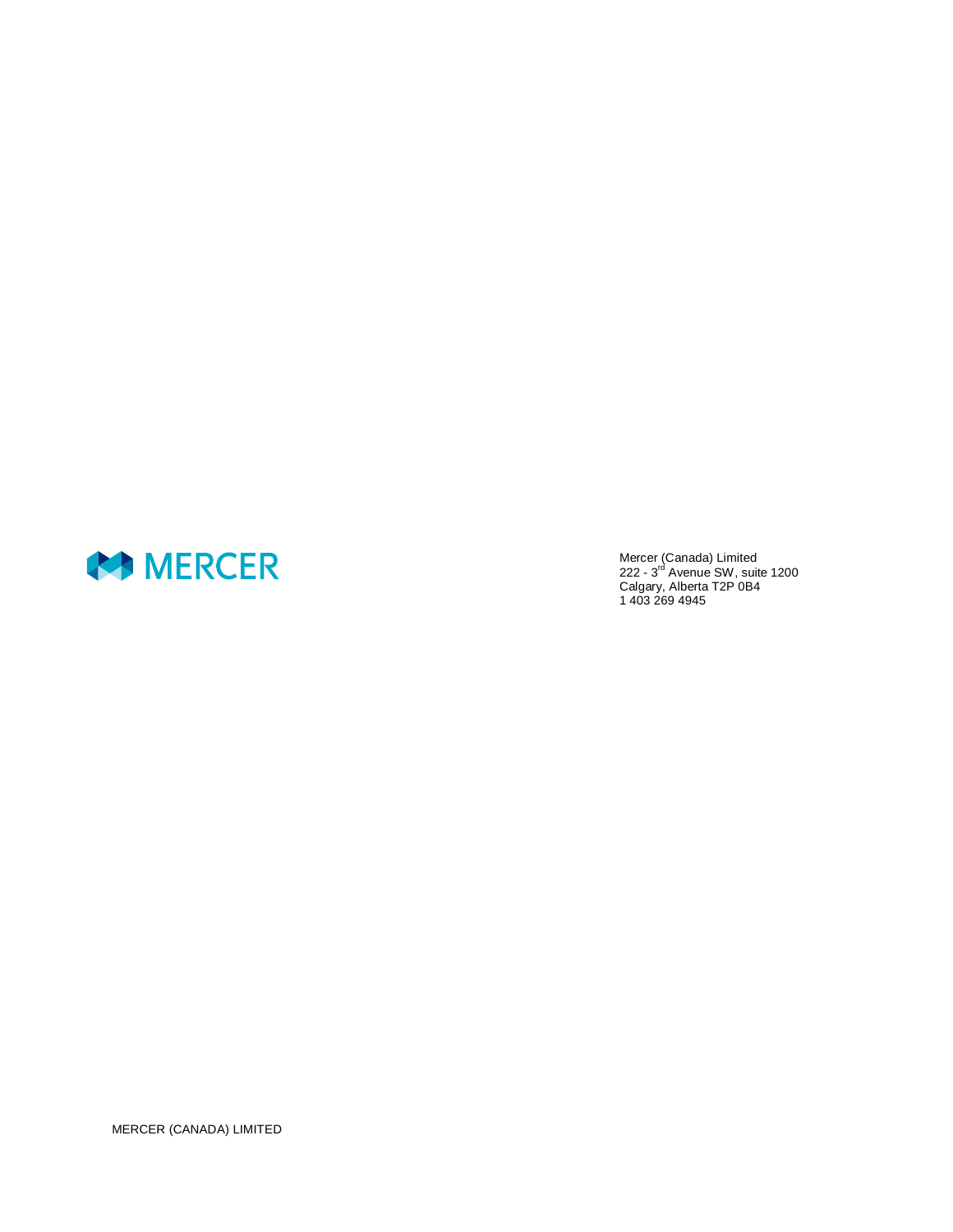MERCER

Mercer (Canada) Limited
222 - 3rd Avenue SW, suite 1200
Calgary, Alberta T2P 0B4
1 403 269 4945

MERCER (CANADA) LIMITED